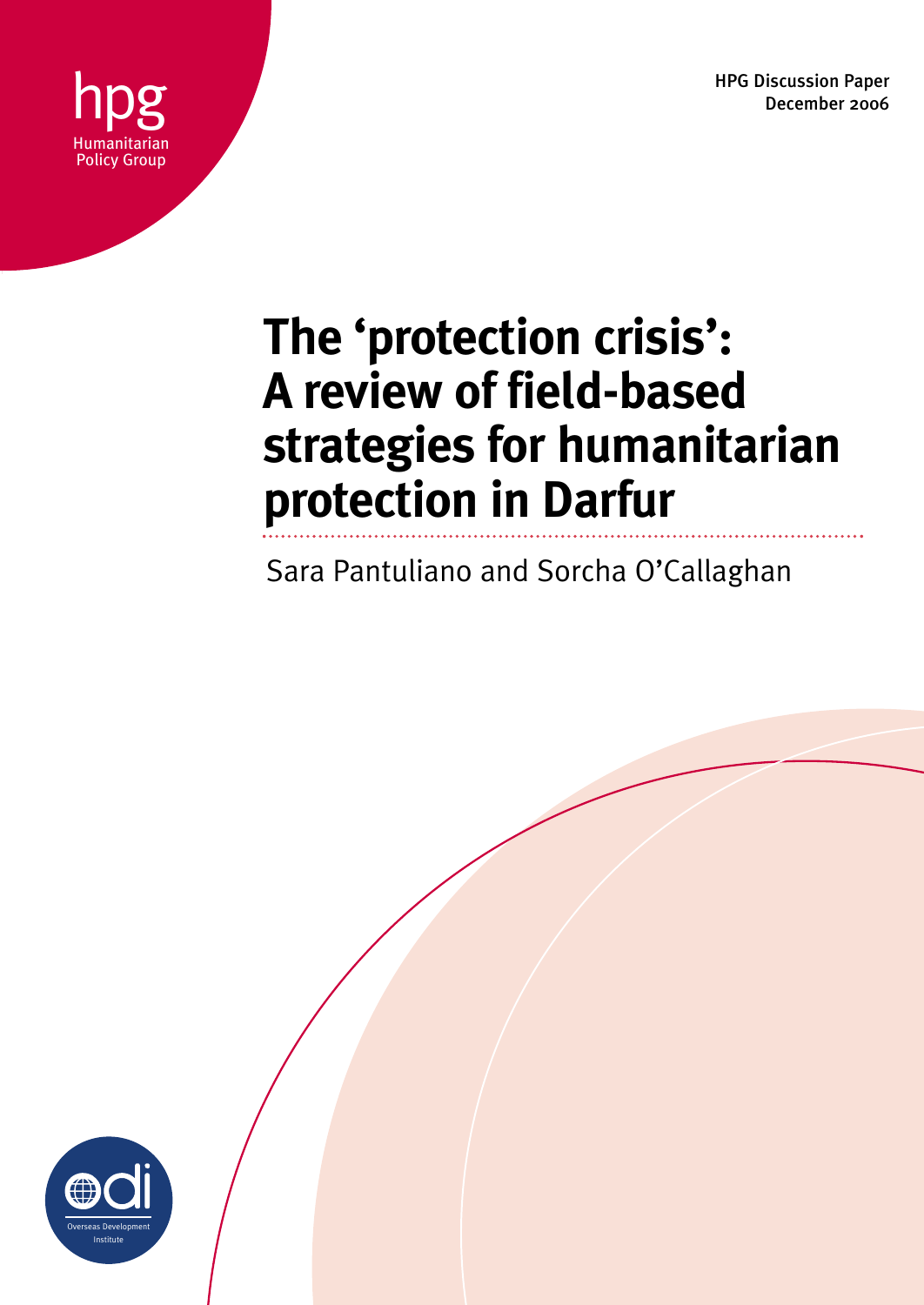hpg

Humanitarian Policy Group

HPG Discussion Paper
December 2006

# The 'protection crisis': A review of field-based strategies for humanitarian protection in Darfur

Sara Pantuliano and Sorcha O'Callaghan

odi

Overseas Development Institute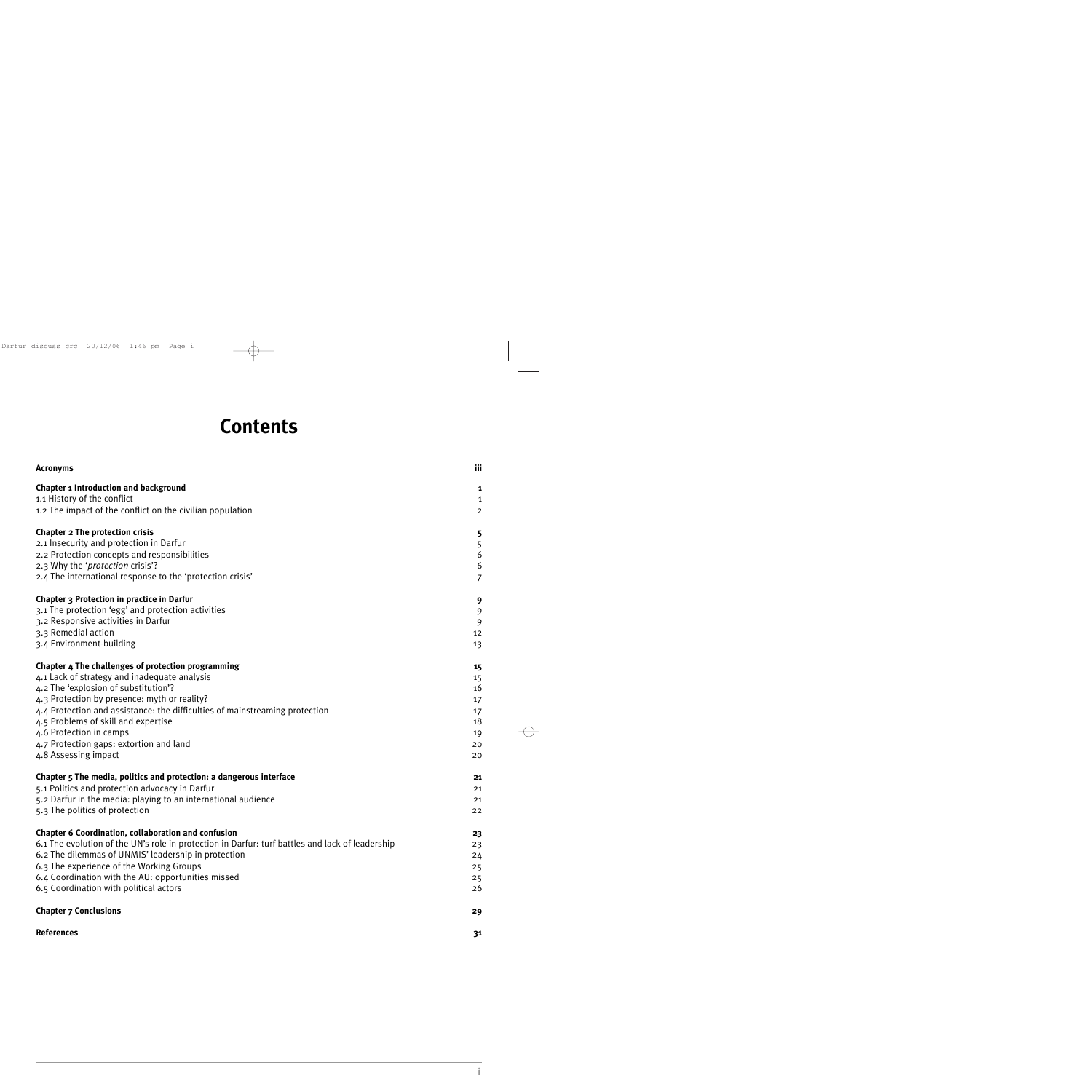# Contents

| | |
|---|---|
| **Acronyms** | **iii** |
| **Chapter 1 Introduction and background** | **1** |
| 1.1 History of the conflict | 1 |
| 1.2 The impact of the conflict on the civilian population | 2 |
| **Chapter 2 The protection crisis** | **5** |
| 2.1 Insecurity and protection in Darfur | 5 |
| 2.2 Protection concepts and responsibilities | 6 |
| 2.3 Why the '*protection* crisis'? | 6 |
| 2.4 The international response to the 'protection crisis' | 7 |
| **Chapter 3 Protection in practice in Darfur** | **9** |
| 3.1 The protection 'egg' and protection activities | 9 |
| 3.2 Responsive activities in Darfur | 9 |
| 3.3 Remedial action | 12 |
| 3.4 Environment-building | 13 |
| **Chapter 4 The challenges of protection programming** | **15** |
| 4.1 Lack of strategy and inadequate analysis | 15 |
| 4.2 The 'explosion of substitution'? | 16 |
| 4.3 Protection by presence: myth or reality? | 17 |
| 4.4 Protection and assistance: the difficulties of mainstreaming protection | 17 |
| 4.5 Problems of skill and expertise | 18 |
| 4.6 Protection in camps | 19 |
| 4.7 Protection gaps: extortion and land | 20 |
| 4.8 Assessing impact | 20 |
| **Chapter 5 The media, politics and protection: a dangerous interface** | **21** |
| 5.1 Politics and protection advocacy in Darfur | 21 |
| 5.2 Darfur in the media: playing to an international audience | 21 |
| 5.3 The politics of protection | 22 |
| **Chapter 6 Coordination, collaboration and confusion** | **23** |
| 6.1 The evolution of the UN's role in protection in Darfur: turf battles and lack of leadership | 23 |
| 6.2 The dilemmas of UNMIS' leadership in protection | 24 |
| 6.3 The experience of the Working Groups | 25 |
| 6.4 Coordination with the AU: opportunities missed | 25 |
| 6.5 Coordination with political actors | 26 |
| **Chapter 7 Conclusions** | **29** |
| **References** | **31** |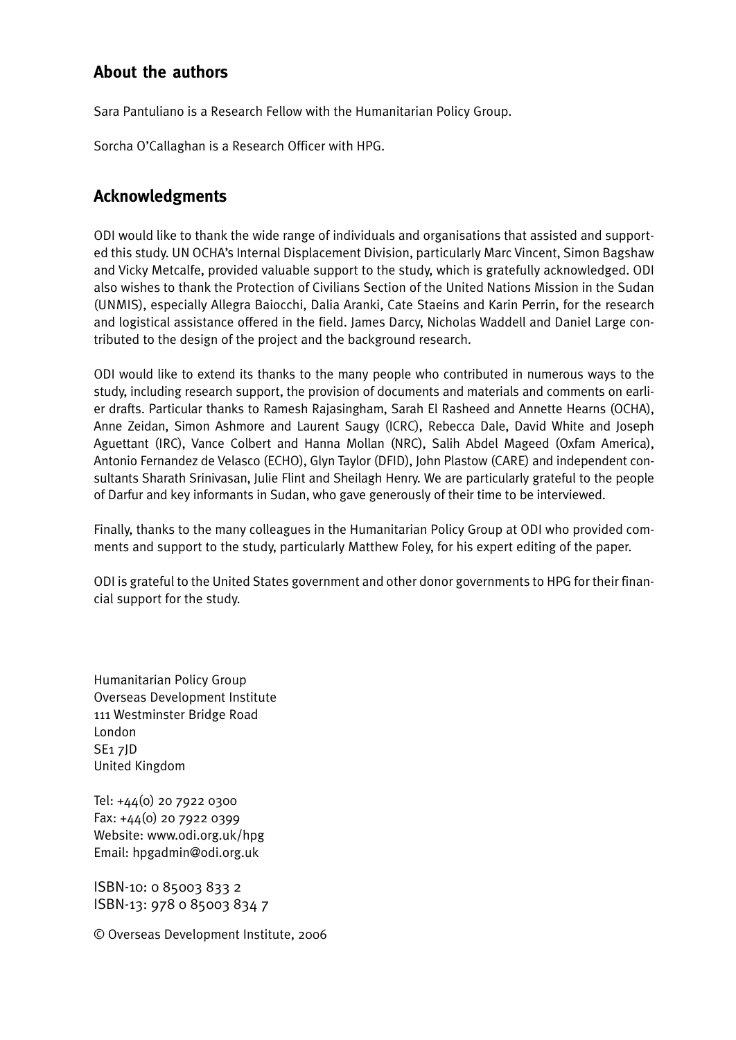## About the authors

Sara Pantuliano is a Research Fellow with the Humanitarian Policy Group.

Sorcha O'Callaghan is a Research Officer with HPG.

## Acknowledgments

ODI would like to thank the wide range of individuals and organisations that assisted and supported this study. UN OCHA's Internal Displacement Division, particularly Marc Vincent, Simon Bagshaw and Vicky Metcalfe, provided valuable support to the study, which is gratefully acknowledged. ODI also wishes to thank the Protection of Civilians Section of the United Nations Mission in the Sudan (UNMIS), especially Allegra Baiocchi, Dalia Aranki, Cate Staeins and Karin Perrin, for the research and logistical assistance offered in the field. James Darcy, Nicholas Waddell and Daniel Large contributed to the design of the project and the background research.

ODI would like to extend its thanks to the many people who contributed in numerous ways to the study, including research support, the provision of documents and materials and comments on earlier drafts. Particular thanks to Ramesh Rajasingham, Sarah El Rasheed and Annette Hearns (OCHA), Anne Zeidan, Simon Ashmore and Laurent Saugy (ICRC), Rebecca Dale, David White and Joseph Aguettant (IRC), Vance Colbert and Hanna Mollan (NRC), Salih Abdel Mageed (Oxfam America), Antonio Fernandez de Velasco (ECHO), Glyn Taylor (DFID), John Plastow (CARE) and independent consultants Sharath Srinivasan, Julie Flint and Sheilagh Henry. We are particularly grateful to the people of Darfur and key informants in Sudan, who gave generously of their time to be interviewed.

Finally, thanks to the many colleagues in the Humanitarian Policy Group at ODI who provided comments and support to the study, particularly Matthew Foley, for his expert editing of the paper.

ODI is grateful to the United States government and other donor governments to HPG for their financial support for the study.

Humanitarian Policy Group
Overseas Development Institute
111 Westminster Bridge Road
London
SE1 7JD
United Kingdom

Tel: +44(0) 20 7922 0300
Fax: +44(0) 20 7922 0399
Website: www.odi.org.uk/hpg
Email: hpgadmin@odi.org.uk

ISBN-10: 0 85003 833 2
ISBN-13: 978 0 85003 834 7

© Overseas Development Institute, 2006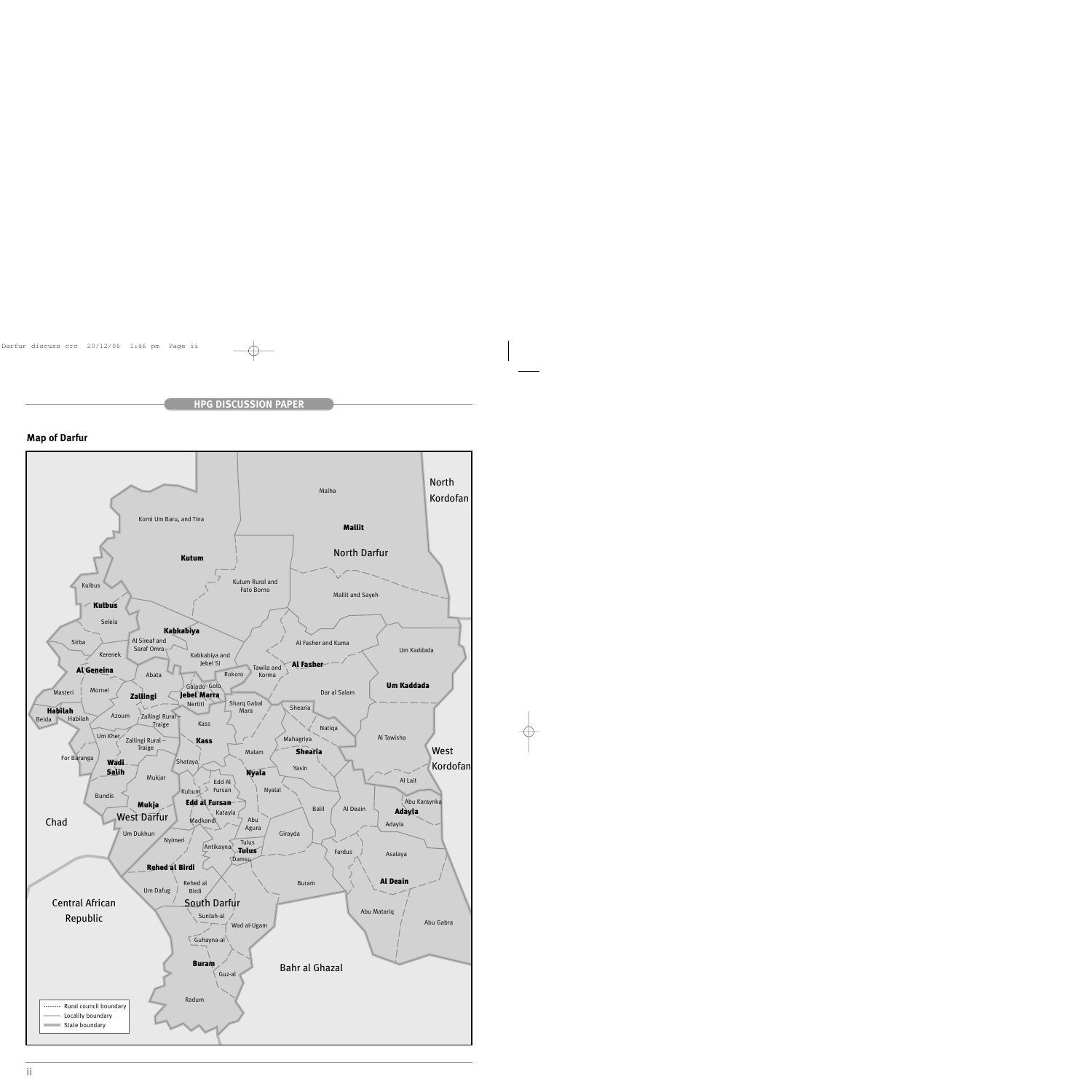**Map of Darfur**

North Kordofan

Malha

Korni Um Baru, and Tina

**Mallit**

North Darfur

**Kutum**

Kutum Rural and Fato Borno

Mallit and Sayeh

Kulbus

**Kulbus**

Seleia

**Kabkabiya**

Al Fasher and Kuma

Um Kaddada

Sirba

Al Sireaf and Saraf Omra

Kerenek

Kabkabiya and Jebel Si

**Al Fasher**

**Al Geneina**

Abata

Rokoro

Tawila and Korma

**Um Kaddada**

Galado

Golo

Dar al Salam

Masteri

Mornei

**Zallingi**

**Jebel Marra**

Nertiti

Sharq Gabal Mara

Shearia

**Habilah**

Beida

Habilah

Azoum

Zallingi Rural Traige

Kass

Natiqa

Al Tawisha

Um Kher

Zallingi Rural – Traige

**Kass**

Mahagriya

West Kordofan

For Baranga

**Shearia**

**Wadi Salih**

Shataya

Malam

Yasin

Mukjar

**Nyala**

Al Lait

Edd Al Fursan

Kubum

Nyalal

Bundis

Abu Karaynka

**Edd al Fursan**

Al Deain

**Mukja**

Balil

**Adayla**

Katayla

Chad

West Darfur

Madkandi

Adayla

Abu Agura

Um Dukhun

Girayda

Nyimeri

Antikayna

Tulus

**Tulus**

Fardus

Asalaya

Damsu

**Rehed al Birdi**

**Al Deain**

Buram

Um Dafug

Rehed al Birdi

Central African Republic

South Darfur

Abu Matariq

Abu Gabra

Suntah-al

Wad al-Ugam

Guhayna-al

**Buram**

Bahr al Ghazal

Guz-al

Radum

-------- Rural council boundary

—— Locality boundary

▬▬ State boundary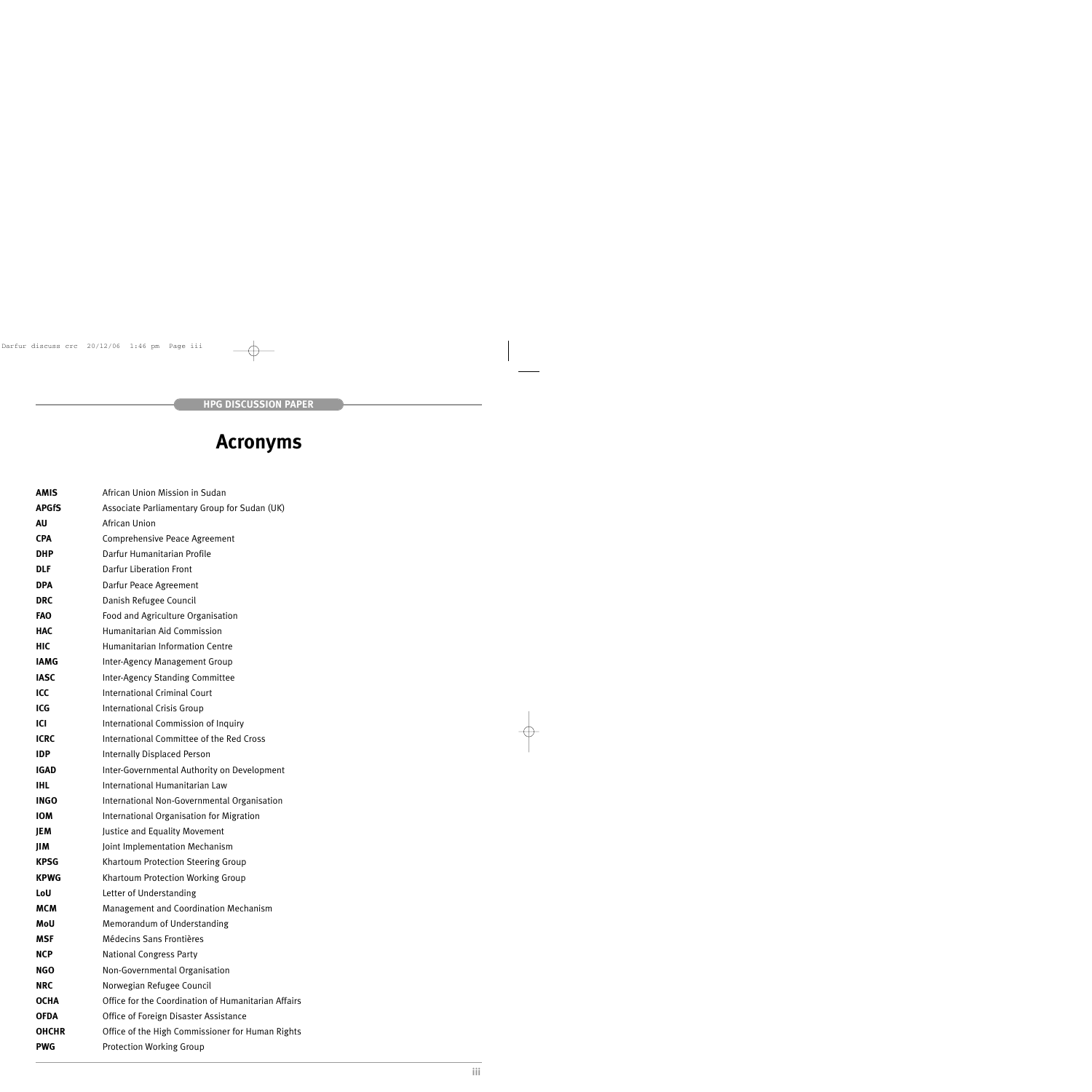# Acronyms

| | |
|---|---|
| **AMIS** | African Union Mission in Sudan |
| **APGfS** | Associate Parliamentary Group for Sudan (UK) |
| **AU** | African Union |
| **CPA** | Comprehensive Peace Agreement |
| **DHP** | Darfur Humanitarian Profile |
| **DLF** | Darfur Liberation Front |
| **DPA** | Darfur Peace Agreement |
| **DRC** | Danish Refugee Council |
| **FAO** | Food and Agriculture Organisation |
| **HAC** | Humanitarian Aid Commission |
| **HIC** | Humanitarian Information Centre |
| **IAMG** | Inter-Agency Management Group |
| **IASC** | Inter-Agency Standing Committee |
| **ICC** | International Criminal Court |
| **ICG** | International Crisis Group |
| **ICI** | International Commission of Inquiry |
| **ICRC** | International Committee of the Red Cross |
| **IDP** | Internally Displaced Person |
| **IGAD** | Inter-Governmental Authority on Development |
| **IHL** | International Humanitarian Law |
| **INGO** | International Non-Governmental Organisation |
| **IOM** | International Organisation for Migration |
| **JEM** | Justice and Equality Movement |
| **JIM** | Joint Implementation Mechanism |
| **KPSG** | Khartoum Protection Steering Group |
| **KPWG** | Khartoum Protection Working Group |
| **LoU** | Letter of Understanding |
| **MCM** | Management and Coordination Mechanism |
| **MoU** | Memorandum of Understanding |
| **MSF** | Médecins Sans Frontières |
| **NCP** | National Congress Party |
| **NGO** | Non-Governmental Organisation |
| **NRC** | Norwegian Refugee Council |
| **OCHA** | Office for the Coordination of Humanitarian Affairs |
| **OFDA** | Office of Foreign Disaster Assistance |
| **OHCHR** | Office of the High Commissioner for Human Rights |
| **PWG** | Protection Working Group |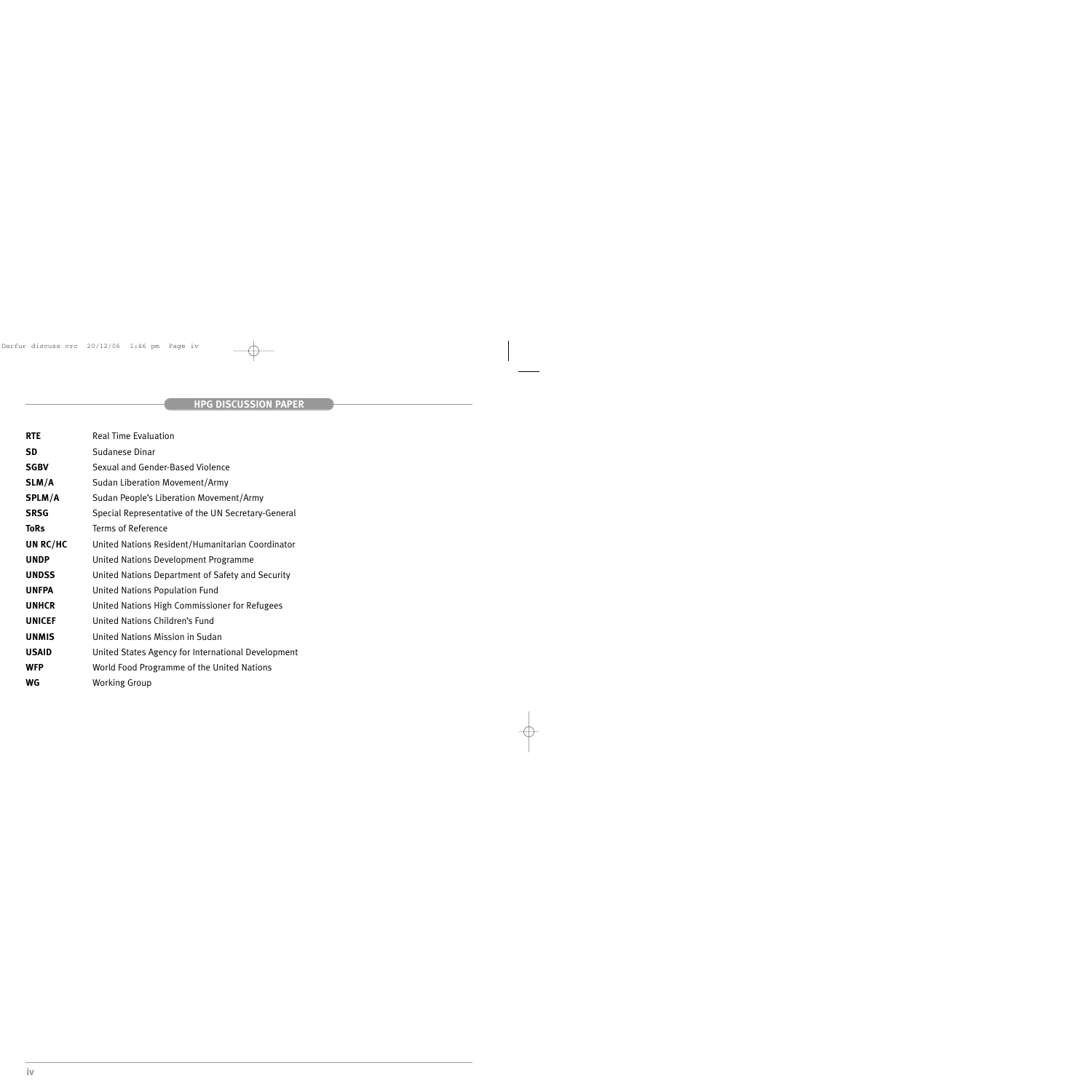| | |
|---|---|
| **RTE** | Real Time Evaluation |
| **SD** | Sudanese Dinar |
| **SGBV** | Sexual and Gender-Based Violence |
| **SLM/A** | Sudan Liberation Movement/Army |
| **SPLM/A** | Sudan People's Liberation Movement/Army |
| **SRSG** | Special Representative of the UN Secretary-General |
| **ToRs** | Terms of Reference |
| **UN RC/HC** | United Nations Resident/Humanitarian Coordinator |
| **UNDP** | United Nations Development Programme |
| **UNDSS** | United Nations Department of Safety and Security |
| **UNFPA** | United Nations Population Fund |
| **UNHCR** | United Nations High Commissioner for Refugees |
| **UNICEF** | United Nations Children's Fund |
| **UNMIS** | United Nations Mission in Sudan |
| **USAID** | United States Agency for International Development |
| **WFP** | World Food Programme of the United Nations |
| **WG** | Working Group |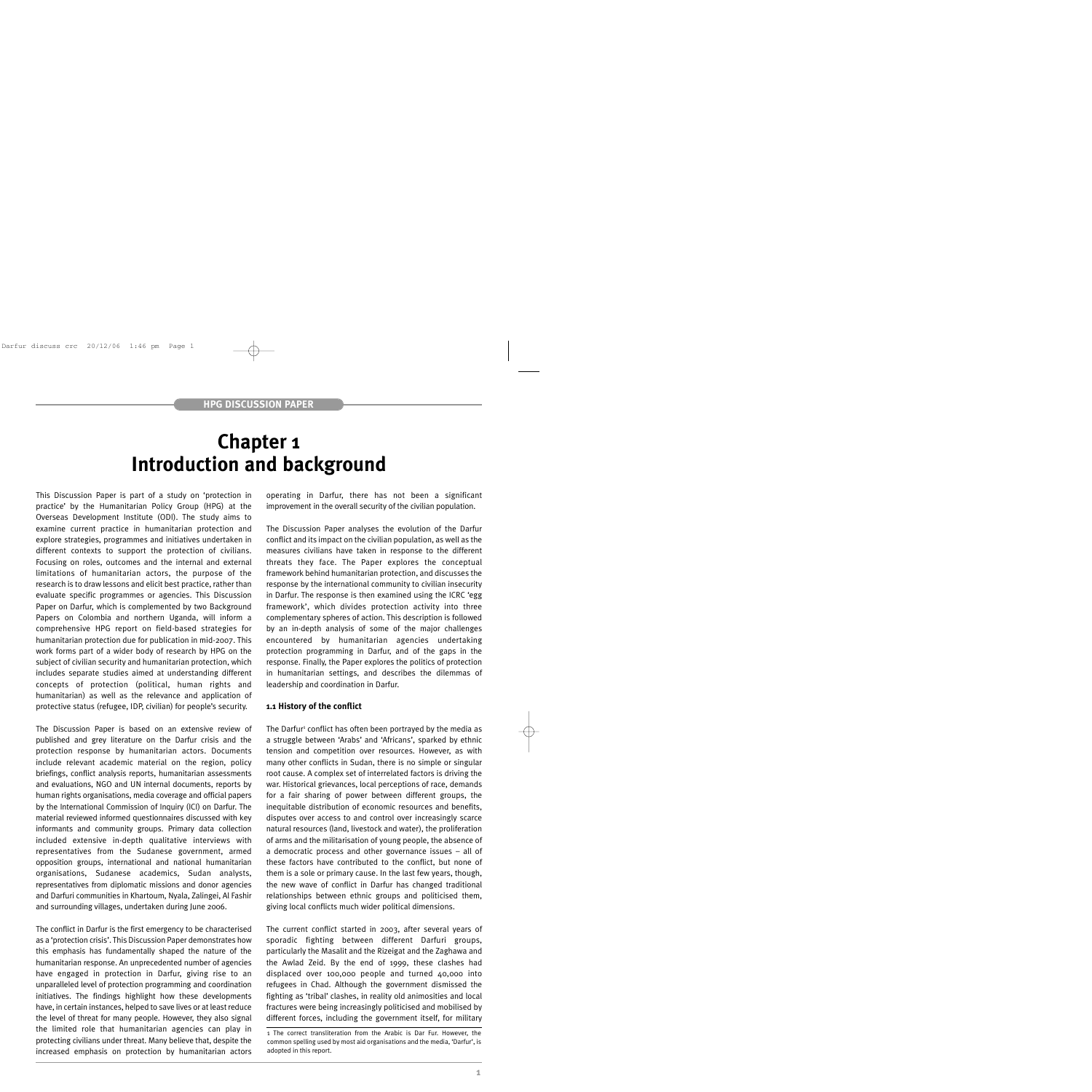# Chapter 1
# Introduction and background

This Discussion Paper is part of a study on 'protection in practice' by the Humanitarian Policy Group (HPG) at the Overseas Development Institute (ODI). The study aims to examine current practice in humanitarian protection and explore strategies, programmes and initiatives undertaken in different contexts to support the protection of civilians. Focusing on roles, outcomes and the internal and external limitations of humanitarian actors, the purpose of the research is to draw lessons and elicit best practice, rather than evaluate specific programmes or agencies. This Discussion Paper on Darfur, which is complemented by two Background Papers on Colombia and northern Uganda, will inform a comprehensive HPG report on field-based strategies for humanitarian protection due for publication in mid-2007. This work forms part of a wider body of research by HPG on the subject of civilian security and humanitarian protection, which includes separate studies aimed at understanding different concepts of protection (political, human rights and humanitarian) as well as the relevance and application of protective status (refugee, IDP, civilian) for people's security.

The Discussion Paper is based on an extensive review of published and grey literature on the Darfur crisis and the protection response by humanitarian actors. Documents include relevant academic material on the region, policy briefings, conflict analysis reports, humanitarian assessments and evaluations, NGO and UN internal documents, reports by human rights organisations, media coverage and official papers by the International Commission of Inquiry (ICI) on Darfur. The material reviewed informed questionnaires discussed with key informants and community groups. Primary data collection included extensive in-depth qualitative interviews with representatives from the Sudanese government, armed opposition groups, international and national humanitarian organisations, Sudanese academics, Sudan analysts, representatives from diplomatic missions and donor agencies and Darfuri communities in Khartoum, Nyala, Zalingei, Al Fashir and surrounding villages, undertaken during June 2006.

The conflict in Darfur is the first emergency to be characterised as a 'protection crisis'. This Discussion Paper demonstrates how this emphasis has fundamentally shaped the nature of the humanitarian response. An unprecedented number of agencies have engaged in protection in Darfur, giving rise to an unparalleled level of protection programming and coordination initiatives. The findings highlight how these developments have, in certain instances, helped to save lives or at least reduce the level of threat for many people. However, they also signal the limited role that humanitarian agencies can play in protecting civilians under threat. Many believe that, despite the increased emphasis on protection by humanitarian actors operating in Darfur, there has not been a significant improvement in the overall security of the civilian population.

The Discussion Paper analyses the evolution of the Darfur conflict and its impact on the civilian population, as well as the measures civilians have taken in response to the different threats they face. The Paper explores the conceptual framework behind humanitarian protection, and discusses the response by the international community to civilian insecurity in Darfur. The response is then examined using the ICRC 'egg framework', which divides protection activity into three complementary spheres of action. This description is followed by an in-depth analysis of some of the major challenges encountered by humanitarian agencies undertaking protection programming in Darfur, and of the gaps in the response. Finally, the Paper explores the politics of protection in humanitarian settings, and describes the dilemmas of leadership and coordination in Darfur.

## 1.1 History of the conflict

The Darfur[1] conflict has often been portrayed by the media as a struggle between 'Arabs' and 'Africans', sparked by ethnic tension and competition over resources. However, as with many other conflicts in Sudan, there is no simple or singular root cause. A complex set of interrelated factors is driving the war. Historical grievances, local perceptions of race, demands for a fair sharing of power between different groups, the inequitable distribution of economic resources and benefits, disputes over access to and control over increasingly scarce natural resources (land, livestock and water), the proliferation of arms and the militarisation of young people, the absence of a democratic process and other governance issues – all of these factors have contributed to the conflict, but none of them is a sole or primary cause. In the last few years, though, the new wave of conflict in Darfur has changed traditional relationships between ethnic groups and politicised them, giving local conflicts much wider political dimensions.

The current conflict started in 2003, after several years of sporadic fighting between different Darfuri groups, particularly the Masalit and the Rizeigat and the Zaghawa and the Awlad Zeid. By the end of 1999, these clashes had displaced over 100,000 people and turned 40,000 into refugees in Chad. Although the government dismissed the fighting as 'tribal' clashes, in reality old animosities and local fractures were being increasingly politicised and mobilised by different forces, including the government itself, for military

1 The correct transliteration from the Arabic is Dar Fur. However, the common spelling used by most aid organisations and the media, 'Darfur', is adopted in this report.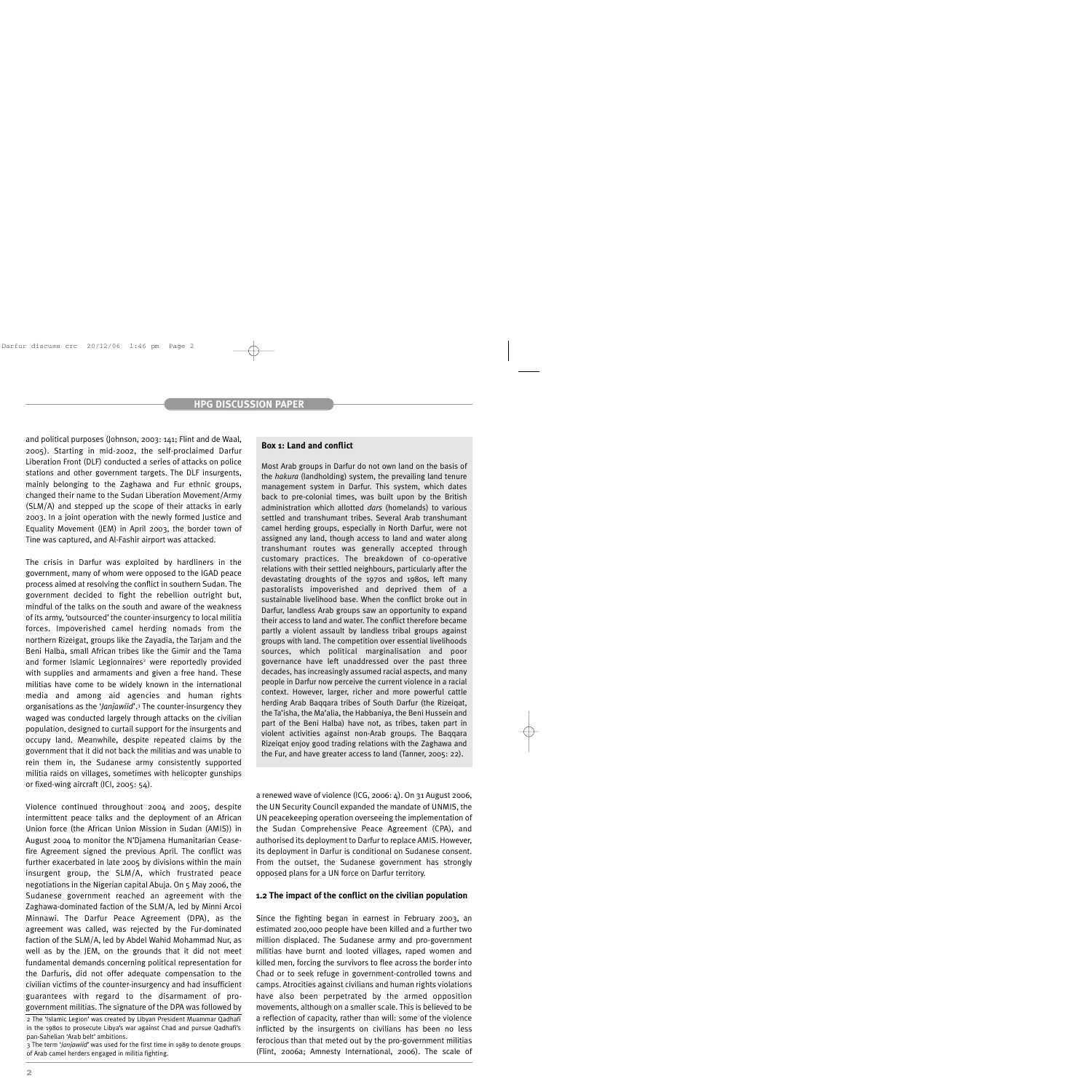and political purposes (Johnson, 2003: 141; Flint and de Waal, 2005). Starting in mid-2002, the self-proclaimed Darfur Liberation Front (DLF) conducted a series of attacks on police stations and other government targets. The DLF insurgents, mainly belonging to the Zaghawa and Fur ethnic groups, changed their name to the Sudan Liberation Movement/Army (SLM/A) and stepped up the scope of their attacks in early 2003. In a joint operation with the newly formed Justice and Equality Movement (JEM) in April 2003, the border town of Tine was captured, and Al-Fashir airport was attacked.

The crisis in Darfur was exploited by hardliners in the government, many of whom were opposed to the IGAD peace process aimed at resolving the conflict in southern Sudan. The government decided to fight the rebellion outright but, mindful of the talks on the south and aware of the weakness of its army, 'outsourced' the counter-insurgency to local militia forces. Impoverished camel herding nomads from the northern Rizeigat, groups like the Zayadia, the Tarjam and the Beni Halba, small African tribes like the Gimir and the Tama and former Islamic Legionnaires[2] were reportedly provided with supplies and armaments and given a free hand. These militias have come to be widely known in the international media and among aid agencies and human rights organisations as the '*Janjawiid*'.[3] The counter-insurgency they waged was conducted largely through attacks on the civilian population, designed to curtail support for the insurgents and occupy land. Meanwhile, despite repeated claims by the government that it did not back the militias and was unable to rein them in, the Sudanese army consistently supported militia raids on villages, sometimes with helicopter gunships or fixed-wing aircraft (ICI, 2005: 54).

Violence continued throughout 2004 and 2005, despite intermittent peace talks and the deployment of an African Union force (the African Union Mission in Sudan (AMIS)) in August 2004 to monitor the N'Djamena Humanitarian Ceasefire Agreement signed the previous April. The conflict was further exacerbated in late 2005 by divisions within the main insurgent group, the SLM/A, which frustrated peace negotiations in the Nigerian capital Abuja. On 5 May 2006, the Sudanese government reached an agreement with the Zaghawa-dominated faction of the SLM/A, led by Minni Arcoi Minnawi. The Darfur Peace Agreement (DPA), as the agreement was called, was rejected by the Fur-dominated faction of the SLM/A, led by Abdel Wahid Mohammad Nur, as well as by the JEM, on the grounds that it did not meet fundamental demands concerning political representation for the Darfuris, did not offer adequate compensation to the civilian victims of the counter-insurgency and had insufficient guarantees with regard to the disarmament of pro-government militias. The signature of the DPA was followed by a renewed wave of violence (ICG, 2006: 4). On 31 August 2006, the UN Security Council expanded the mandate of UNMIS, the UN peacekeeping operation overseeing the implementation of the Sudan Comprehensive Peace Agreement (CPA), and authorised its deployment to Darfur to replace AMIS. However, its deployment in Darfur is conditional on Sudanese consent. From the outset, the Sudanese government has strongly opposed plans for a UN force on Darfur territory.

> **Box 1: Land and conflict**
>
> Most Arab groups in Darfur do not own land on the basis of the *hakura* (landholding) system, the prevailing land tenure management system in Darfur. This system, which dates back to pre-colonial times, was built upon by the British administration which allotted *dars* (homelands) to various settled and transhumant tribes. Several Arab transhumant camel herding groups, especially in North Darfur, were not assigned any land, though access to land and water along transhumant routes was generally accepted through customary practices. The breakdown of co-operative relations with their settled neighbours, particularly after the devastating droughts of the 1970s and 1980s, left many pastoralists impoverished and deprived them of a sustainable livelihood base. When the conflict broke out in Darfur, landless Arab groups saw an opportunity to expand their access to land and water. The conflict therefore became partly a violent assault by landless tribal groups against groups with land. The competition over essential livelihoods sources, which political marginalisation and poor governance have left unaddressed over the past three decades, has increasingly assumed racial aspects, and many people in Darfur now perceive the current violence in a racial context. However, larger, richer and more powerful cattle herding Arab Baqqara tribes of South Darfur (the Rizeiqat, the Ta'isha, the Ma'alia, the Habbaniya, the Beni Hussein and part of the Beni Halba) have not, as tribes, taken part in violent activities against non-Arab groups. The Baqqara Rizeiqat enjoy good trading relations with the Zaghawa and the Fur, and have greater access to land (Tanner, 2005: 22).

### 1.2 The impact of the conflict on the civilian population

Since the fighting began in earnest in February 2003, an estimated 200,000 people have been killed and a further two million displaced. The Sudanese army and pro-government militias have burnt and looted villages, raped women and killed men, forcing the survivors to flee across the border into Chad or to seek refuge in government-controlled towns and camps. Atrocities against civilians and human rights violations have also been perpetrated by the armed opposition movements, although on a smaller scale. This is believed to be a reflection of capacity, rather than will: some of the violence inflicted by the insurgents on civilians has been no less ferocious than that meted out by the pro-government militias (Flint, 2006a; Amnesty International, 2006). The scale of

[2] The 'Islamic Legion' was created by Libyan President Muammar Qadhafi in the 1980s to prosecute Libya's war against Chad and pursue Qadhafi's pan-Sahelian 'Arab belt' ambitions.

[3] The term '*Janjawiid*' was used for the first time in 1989 to denote groups of Arab camel herders engaged in militia fighting.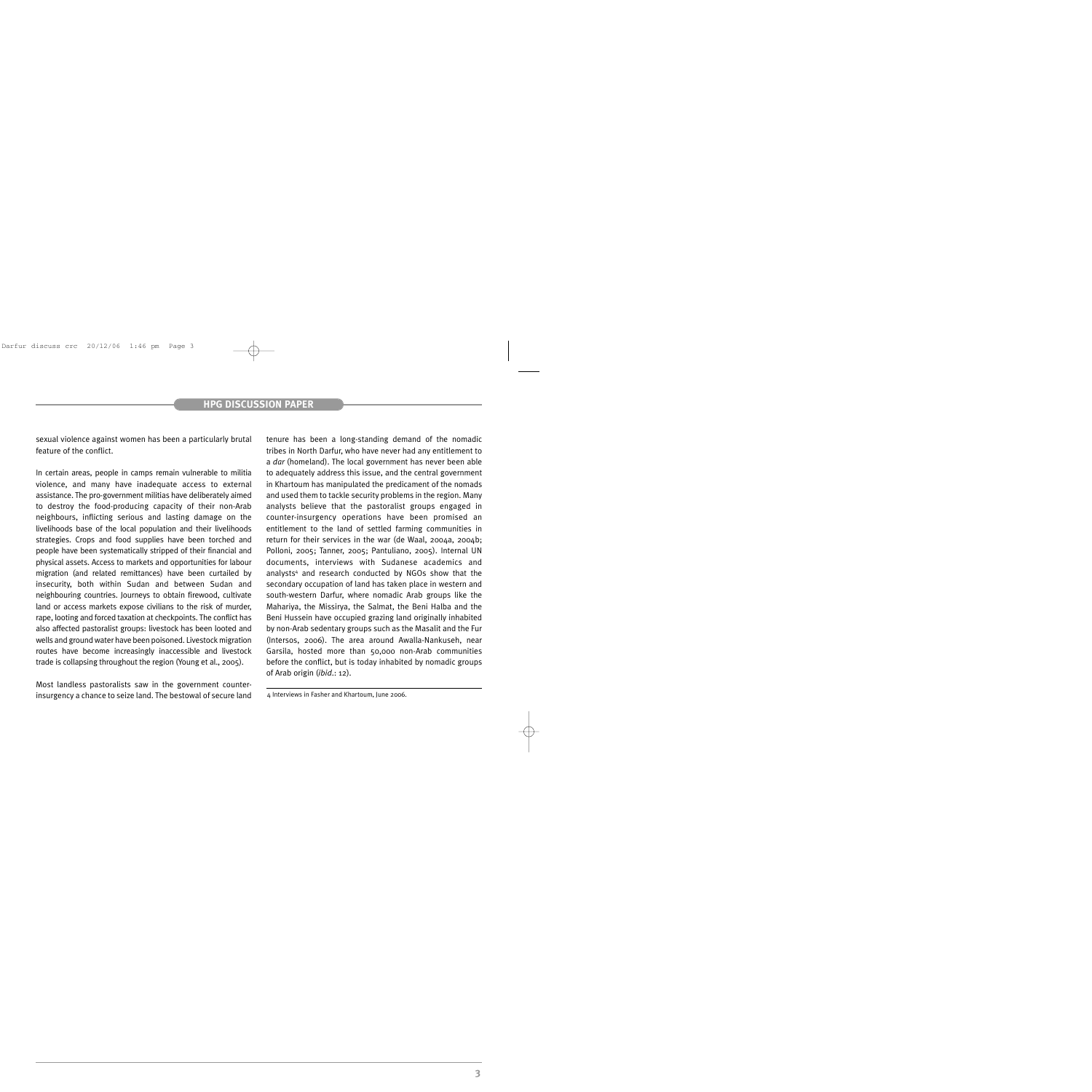sexual violence against women has been a particularly brutal feature of the conflict.

In certain areas, people in camps remain vulnerable to militia violence, and many have inadequate access to external assistance. The pro-government militias have deliberately aimed to destroy the food-producing capacity of their non-Arab neighbours, inflicting serious and lasting damage on the livelihoods base of the local population and their livelihoods strategies. Crops and food supplies have been torched and people have been systematically stripped of their financial and physical assets. Access to markets and opportunities for labour migration (and related remittances) have been curtailed by insecurity, both within Sudan and between Sudan and neighbouring countries. Journeys to obtain firewood, cultivate land or access markets expose civilians to the risk of murder, rape, looting and forced taxation at checkpoints. The conflict has also affected pastoralist groups: livestock has been looted and wells and ground water have been poisoned. Livestock migration routes have become increasingly inaccessible and livestock trade is collapsing throughout the region (Young et al., 2005).

Most landless pastoralists saw in the government counter-insurgency a chance to seize land. The bestowal of secure land tenure has been a long-standing demand of the nomadic tribes in North Darfur, who have never had any entitlement to a *dar* (homeland). The local government has never been able to adequately address this issue, and the central government in Khartoum has manipulated the predicament of the nomads and used them to tackle security problems in the region. Many analysts believe that the pastoralist groups engaged in counter-insurgency operations have been promised an entitlement to the land of settled farming communities in return for their services in the war (de Waal, 2004a, 2004b; Polloni, 2005; Tanner, 2005; Pantuliano, 2005). Internal UN documents, interviews with Sudanese academics and analysts[4] and research conducted by NGOs show that the secondary occupation of land has taken place in western and south-western Darfur, where nomadic Arab groups like the Mahariya, the Missirya, the Salmat, the Beni Halba and the Beni Hussein have occupied grazing land originally inhabited by non-Arab sedentary groups such as the Masalit and the Fur (Intersos, 2006). The area around Awalla-Nankuseh, near Garsila, hosted more than 50,000 non-Arab communities before the conflict, but is today inhabited by nomadic groups of Arab origin (*ibid.*: 12).

4 Interviews in Fasher and Khartoum, June 2006.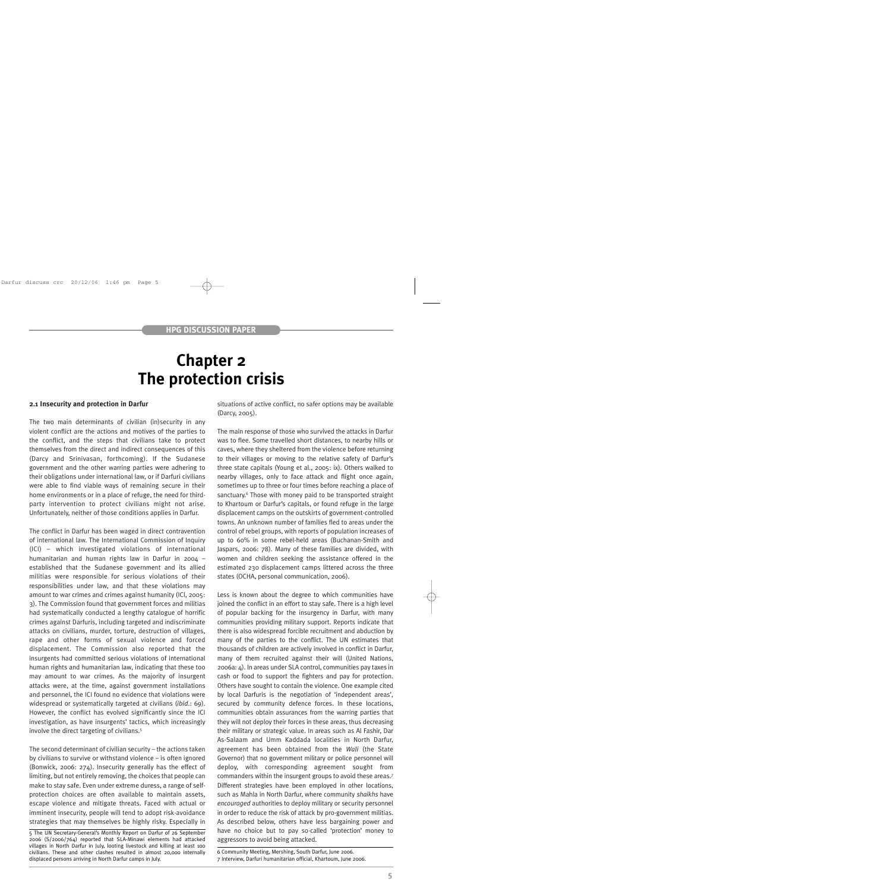# Chapter 2
# The protection crisis

### 2.1 Insecurity and protection in Darfur

The two main determinants of civilian (in)security in any violent conflict are the actions and motives of the parties to the conflict, and the steps that civilians take to protect themselves from the direct and indirect consequences of this (Darcy and Srinivasan, forthcoming). If the Sudanese government and the other warring parties were adhering to their obligations under international law, or if Darfuri civilians were able to find viable ways of remaining secure in their home environments or in a place of refuge, the need for third-party intervention to protect civilians might not arise. Unfortunately, neither of those conditions applies in Darfur.

The conflict in Darfur has been waged in direct contravention of international law. The International Commission of Inquiry (ICI) – which investigated violations of international humanitarian and human rights law in Darfur in 2004 – established that the Sudanese government and its allied militias were responsible for serious violations of their responsibilities under law, and that these violations may amount to war crimes and crimes against humanity (ICI, 2005: 3). The Commission found that government forces and militias had systematically conducted a lengthy catalogue of horrific crimes against Darfuris, including targeted and indiscriminate attacks on civilians, murder, torture, destruction of villages, rape and other forms of sexual violence and forced displacement. The Commission also reported that the insurgents had committed serious violations of international human rights and humanitarian law, indicating that these too may amount to war crimes. As the majority of insurgent attacks were, at the time, against government installations and personnel, the ICI found no evidence that violations were widespread or systematically targeted at civilians (*ibid.*: 69). However, the conflict has evolved significantly since the ICI investigation, as have insurgents' tactics, which increasingly involve the direct targeting of civilians.[5]

The second determinant of civilian security – the actions taken by civilians to survive or withstand violence – is often ignored (Bonwick, 2006: 274). Insecurity generally has the effect of limiting, but not entirely removing, the choices that people can make to stay safe. Even under extreme duress, a range of self-protection choices are often available to maintain assets, escape violence and mitigate threats. Faced with actual or imminent insecurity, people will tend to adopt risk-avoidance strategies that may themselves be highly risky. Especially in situations of active conflict, no safer options may be available (Darcy, 2005).

The main response of those who survived the attacks in Darfur was to flee. Some travelled short distances, to nearby hills or caves, where they sheltered from the violence before returning to their villages or moving to the relative safety of Darfur's three state capitals (Young et al., 2005: ix). Others walked to nearby villages, only to face attack and flight once again, sometimes up to three or four times before reaching a place of sanctuary.[6] Those with money paid to be transported straight to Khartoum or Darfur's capitals, or found refuge in the large displacement camps on the outskirts of government-controlled towns. An unknown number of families fled to areas under the control of rebel groups, with reports of population increases of up to 60% in some rebel-held areas (Buchanan-Smith and Jaspars, 2006: 78). Many of these families are divided, with women and children seeking the assistance offered in the estimated 230 displacement camps littered across the three states (OCHA, personal communication, 2006).

Less is known about the degree to which communities have joined the conflict in an effort to stay safe. There is a high level of popular backing for the insurgency in Darfur, with many communities providing military support. Reports indicate that there is also widespread forcible recruitment and abduction by many of the parties to the conflict. The UN estimates that thousands of children are actively involved in conflict in Darfur, many of them recruited against their will (United Nations, 2006a: 4). In areas under SLA control, communities pay taxes in cash or food to support the fighters and pay for protection. Others have sought to contain the violence. One example cited by local Darfuris is the negotiation of 'independent areas', secured by community defence forces. In these locations, communities obtain assurances from the warring parties that they will not deploy their forces in these areas, thus decreasing their military or strategic value. In areas such as Al Fashir, Dar As-Salaam and Umm Kaddada localities in North Darfur, agreement has been obtained from the *Wali* (the State Governor) that no government military or police personnel will deploy, with corresponding agreement sought from commanders within the insurgent groups to avoid these areas.[7] Different strategies have been employed in other locations, such as Mahla in North Darfur, where community *shaikhs* have *encouraged* authorities to deploy military or security personnel in order to reduce the risk of attack by pro-government militias. As described below, others have less bargaining power and have no choice but to pay so-called 'protection' money to aggressors to avoid being attacked.

---

5 The UN Secretary-General's Monthly Report on Darfur of 26 September 2006 (S/2006/764) reported that SLA-Minawi elements had attacked villages in North Darfur in July, looting livestock and killing at least 100 civilians. These and other clashes resulted in almost 20,000 internally displaced persons arriving in North Darfur camps in July.

6 Community Meeting, Mershing, South Darfur, June 2006.

7 Interview, Darfuri humanitarian official, Khartoum, June 2006.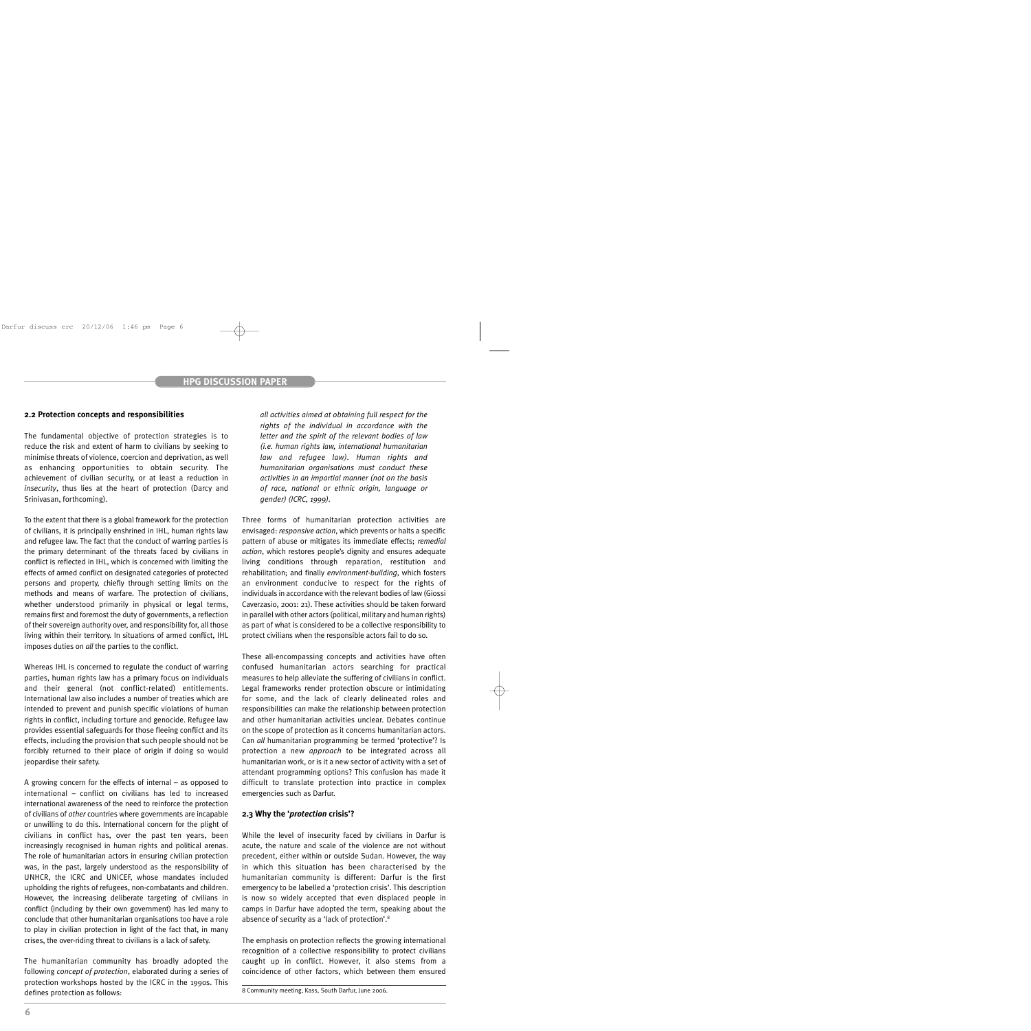### 2.2 Protection concepts and responsibilities

The fundamental objective of protection strategies is to reduce the risk and extent of harm to civilians by seeking to minimise threats of violence, coercion and deprivation, as well as enhancing opportunities to obtain security. The achievement of civilian security, or at least a reduction in *insecurity*, thus lies at the heart of protection (Darcy and Srinivasan, forthcoming).

To the extent that there is a global framework for the protection of civilians, it is principally enshrined in IHL, human rights law and refugee law. The fact that the conduct of warring parties is the primary determinant of the threats faced by civilians in conflict is reflected in IHL, which is concerned with limiting the effects of armed conflict on designated categories of protected persons and property, chiefly through setting limits on the methods and means of warfare. The protection of civilians, whether understood primarily in physical or legal terms, remains first and foremost the duty of governments, a reflection of their sovereign authority over, and responsibility for, all those living within their territory. In situations of armed conflict, IHL imposes duties on *all* the parties to the conflict.

Whereas IHL is concerned to regulate the conduct of warring parties, human rights law has a primary focus on individuals and their general (not conflict-related) entitlements. International law also includes a number of treaties which are intended to prevent and punish specific violations of human rights in conflict, including torture and genocide. Refugee law provides essential safeguards for those fleeing conflict and its effects, including the provision that such people should not be forcibly returned to their place of origin if doing so would jeopardise their safety.

A growing concern for the effects of internal – as opposed to international – conflict on civilians has led to increased international awareness of the need to reinforce the protection of civilians of *other* countries where governments are incapable or unwilling to do this. International concern for the plight of civilians in conflict has, over the past ten years, been increasingly recognised in human rights and political arenas. The role of humanitarian actors in ensuring civilian protection was, in the past, largely understood as the responsibility of UNHCR, the ICRC and UNICEF, whose mandates included upholding the rights of refugees, non-combatants and children. However, the increasing deliberate targeting of civilians in conflict (including by their own government) has led many to conclude that other humanitarian organisations too have a role to play in civilian protection in light of the fact that, in many crises, the over-riding threat to civilians is a lack of safety.

The humanitarian community has broadly adopted the following *concept of protection*, elaborated during a series of protection workshops hosted by the ICRC in the 1990s. This defines protection as follows:

> *all activities aimed at obtaining full respect for the rights of the individual in accordance with the letter and the spirit of the relevant bodies of law (i.e. human rights law, international humanitarian law and refugee law). Human rights and humanitarian organisations must conduct these activities in an impartial manner (not on the basis of race, national or ethnic origin, language or gender) (ICRC, 1999).*

Three forms of humanitarian protection activities are envisaged: *responsive action*, which prevents or halts a specific pattern of abuse or mitigates its immediate effects; *remedial action*, which restores people's dignity and ensures adequate living conditions through reparation, restitution and rehabilitation; and finally *environment-building*, which fosters an environment conducive to respect for the rights of individuals in accordance with the relevant bodies of law (Giossi Caverzasio, 2001: 21). These activities should be taken forward in parallel with other actors (political, military and human rights) as part of what is considered to be a collective responsibility to protect civilians when the responsible actors fail to do so.

These all-encompassing concepts and activities have often confused humanitarian actors searching for practical measures to help alleviate the suffering of civilians in conflict. Legal frameworks render protection obscure or intimidating for some, and the lack of clearly delineated roles and responsibilities can make the relationship between protection and other humanitarian activities unclear. Debates continue on the scope of protection as it concerns humanitarian actors. Can *all* humanitarian programming be termed 'protective'? Is protection a new *approach* to be integrated across all humanitarian work, or is it a new sector of activity with a set of attendant programming options? This confusion has made it difficult to translate protection into practice in complex emergencies such as Darfur.

### 2.3 Why the '*protection* crisis'?

While the level of insecurity faced by civilians in Darfur is acute, the nature and scale of the violence are not without precedent, either within or outside Sudan. However, the way in which this situation has been characterised by the humanitarian community is different: Darfur is the first emergency to be labelled a 'protection crisis'. This description is now so widely accepted that even displaced people in camps in Darfur have adopted the term, speaking about the absence of security as a 'lack of protection'.[8]

The emphasis on protection reflects the growing international recognition of a collective responsibility to protect civilians caught up in conflict. However, it also stems from a coincidence of other factors, which between them ensured

8 Community meeting, Kass, South Darfur, June 2006.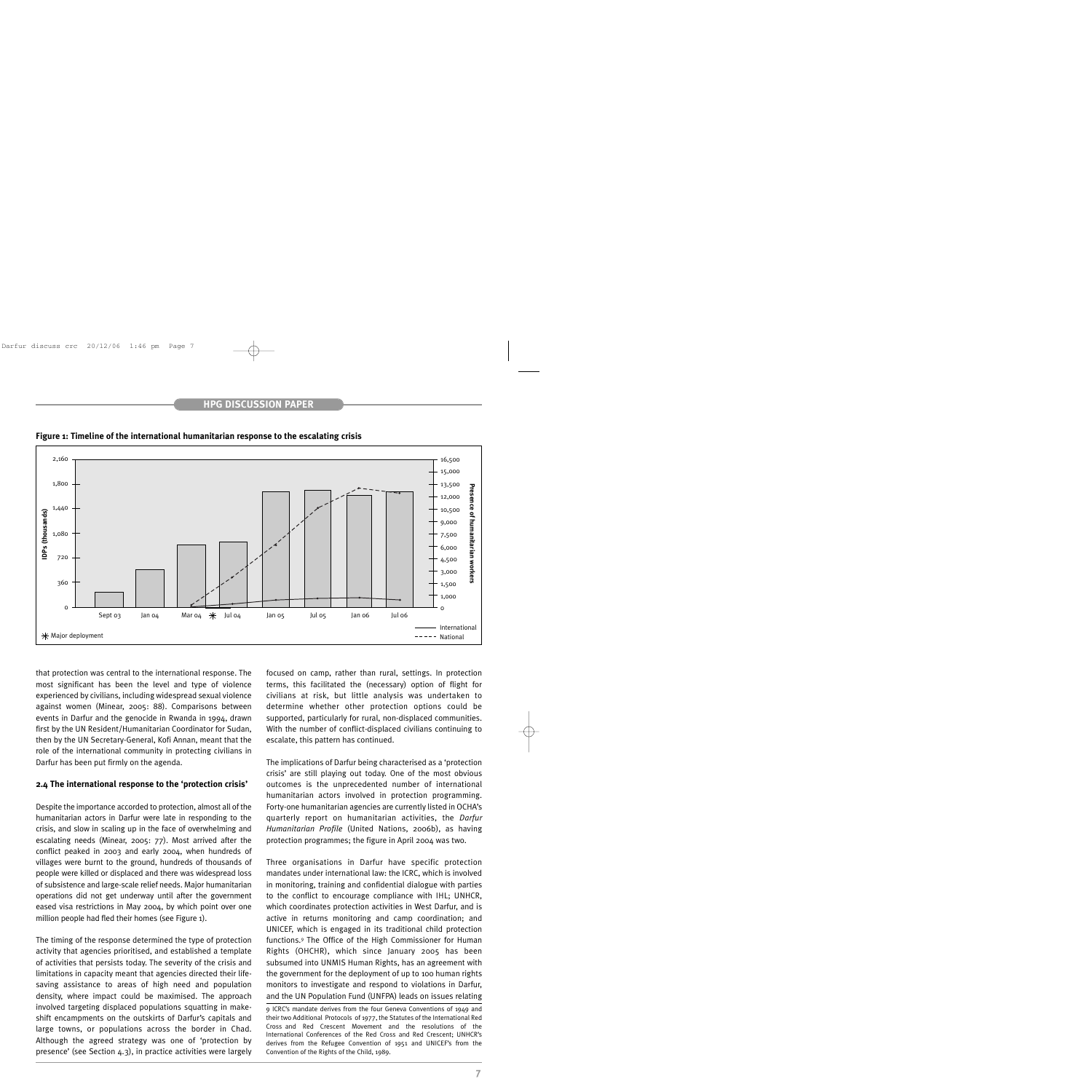**Figure 1: Timeline of the international humanitarian response to the escalating crisis**

that protection was central to the international response. The most significant has been the level and type of violence experienced by civilians, including widespread sexual violence against women (Minear, 2005: 88). Comparisons between events in Darfur and the genocide in Rwanda in 1994, drawn first by the UN Resident/Humanitarian Coordinator for Sudan, then by the UN Secretary-General, Kofi Annan, meant that the role of the international community in protecting civilians in Darfur has been put firmly on the agenda.

### 2.4 The international response to the 'protection crisis'

Despite the importance accorded to protection, almost all of the humanitarian actors in Darfur were late in responding to the crisis, and slow in scaling up in the face of overwhelming and escalating needs (Minear, 2005: 77). Most arrived after the conflict peaked in 2003 and early 2004, when hundreds of villages were burnt to the ground, hundreds of thousands of people were killed or displaced and there was widespread loss of subsistence and large-scale relief needs. Major humanitarian operations did not get underway until after the government eased visa restrictions in May 2004, by which point over one million people had fled their homes (see Figure 1).

The timing of the response determined the type of protection activity that agencies prioritised, and established a template of activities that persists today. The severity of the crisis and limitations in capacity meant that agencies directed their life-saving assistance to areas of high need and population density, where impact could be maximised. The approach involved targeting displaced populations squatting in make-shift encampments on the outskirts of Darfur's capitals and large towns, or populations across the border in Chad. Although the agreed strategy was one of 'protection by presence' (see Section 4.3), in practice activities were largely focused on camp, rather than rural, settings. In protection terms, this facilitated the (necessary) option of flight for civilians at risk, but little analysis was undertaken to determine whether other protection options could be supported, particularly for rural, non-displaced communities. With the number of conflict-displaced civilians continuing to escalate, this pattern has continued.

The implications of Darfur being characterised as a 'protection crisis' are still playing out today. One of the most obvious outcomes is the unprecedented number of international humanitarian actors involved in protection programming. Forty-one humanitarian agencies are currently listed in OCHA's quarterly report on humanitarian activities, the *Darfur Humanitarian Profile* (United Nations, 2006b), as having protection programmes; the figure in April 2004 was two.

Three organisations in Darfur have specific protection mandates under international law: the ICRC, which is involved in monitoring, training and confidential dialogue with parties to the conflict to encourage compliance with IHL; UNHCR, which coordinates protection activities in West Darfur, and is active in returns monitoring and camp coordination; and UNICEF, which is engaged in its traditional child protection functions.[9] The Office of the High Commissioner for Human Rights (OHCHR), which since January 2005 has been subsumed into UNMIS Human Rights, has an agreement with the government for the deployment of up to 100 human rights monitors to investigate and respond to violations in Darfur, and the UN Population Fund (UNFPA) leads on issues relating

9 ICRC's mandate derives from the four Geneva Conventions of 1949 and their two Additional Protocols of 1977, the Statutes of the International Red Cross and Red Crescent Movement and the resolutions of the International Conferences of the Red Cross and Red Crescent; UNHCR's derives from the Refugee Convention of 1951 and UNICEF's from the Convention of the Rights of the Child, 1989.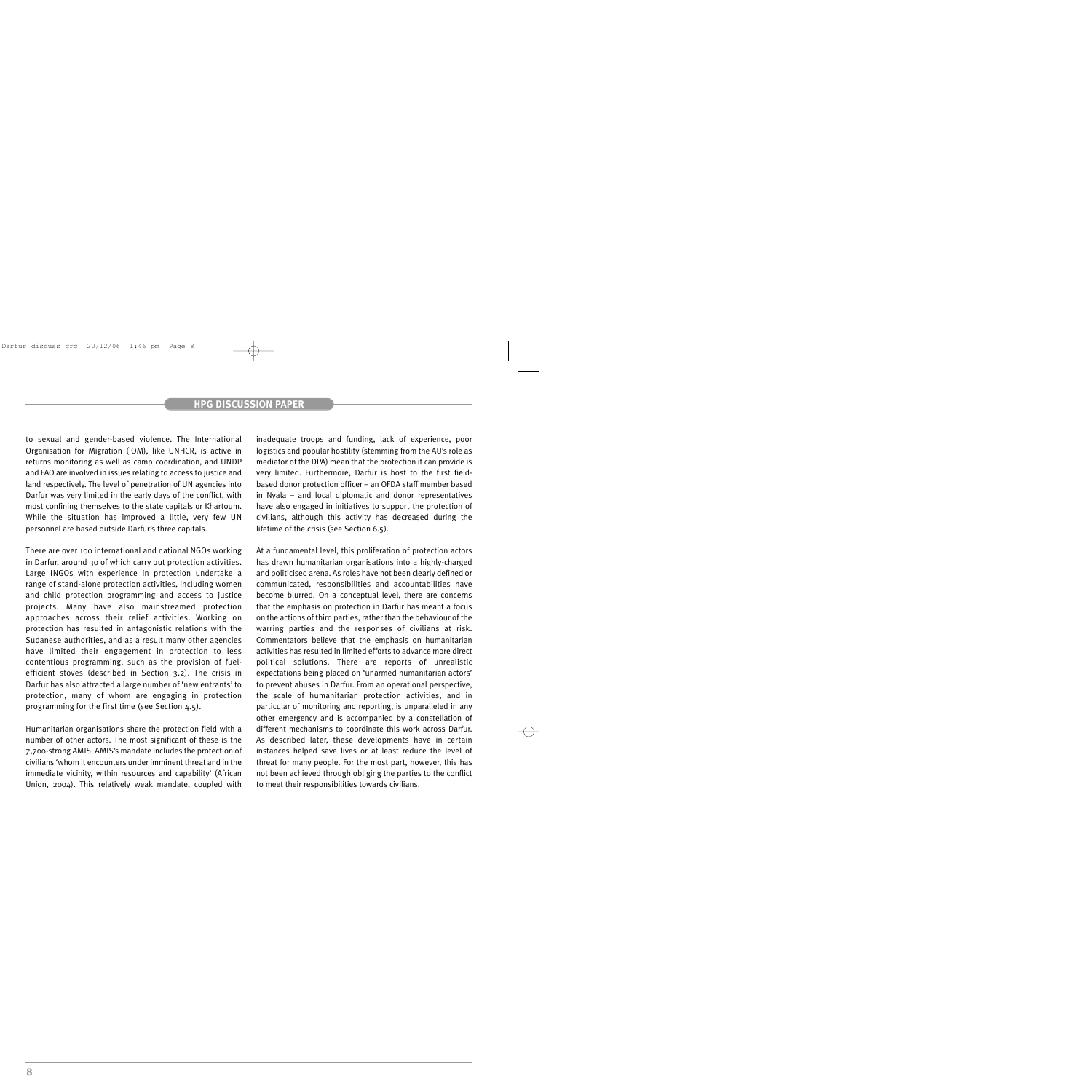to sexual and gender-based violence. The International Organisation for Migration (IOM), like UNHCR, is active in returns monitoring as well as camp coordination, and UNDP and FAO are involved in issues relating to access to justice and land respectively. The level of penetration of UN agencies into Darfur was very limited in the early days of the conflict, with most confining themselves to the state capitals or Khartoum. While the situation has improved a little, very few UN personnel are based outside Darfur's three capitals.

There are over 100 international and national NGOs working in Darfur, around 30 of which carry out protection activities. Large INGOs with experience in protection undertake a range of stand-alone protection activities, including women and child protection programming and access to justice projects. Many have also mainstreamed protection approaches across their relief activities. Working on protection has resulted in antagonistic relations with the Sudanese authorities, and as a result many other agencies have limited their engagement in protection to less contentious programming, such as the provision of fuel-efficient stoves (described in Section 3.2). The crisis in Darfur has also attracted a large number of 'new entrants' to protection, many of whom are engaging in protection programming for the first time (see Section 4.5).

Humanitarian organisations share the protection field with a number of other actors. The most significant of these is the 7,700-strong AMIS. AMIS's mandate includes the protection of civilians 'whom it encounters under imminent threat and in the immediate vicinity, within resources and capability' (African Union, 2004). This relatively weak mandate, coupled with inadequate troops and funding, lack of experience, poor logistics and popular hostility (stemming from the AU's role as mediator of the DPA) mean that the protection it can provide is very limited. Furthermore, Darfur is host to the first field-based donor protection officer – an OFDA staff member based in Nyala – and local diplomatic and donor representatives have also engaged in initiatives to support the protection of civilians, although this activity has decreased during the lifetime of the crisis (see Section 6.5).

At a fundamental level, this proliferation of protection actors has drawn humanitarian organisations into a highly-charged and politicised arena. As roles have not been clearly defined or communicated, responsibilities and accountabilities have become blurred. On a conceptual level, there are concerns that the emphasis on protection in Darfur has meant a focus on the actions of third parties, rather than the behaviour of the warring parties and the responses of civilians at risk. Commentators believe that the emphasis on humanitarian activities has resulted in limited efforts to advance more direct political solutions. There are reports of unrealistic expectations being placed on 'unarmed humanitarian actors' to prevent abuses in Darfur. From an operational perspective, the scale of humanitarian protection activities, and in particular of monitoring and reporting, is unparalleled in any other emergency and is accompanied by a constellation of different mechanisms to coordinate this work across Darfur. As described later, these developments have in certain instances helped save lives or at least reduce the level of threat for many people. For the most part, however, this has not been achieved through obliging the parties to the conflict to meet their responsibilities towards civilians.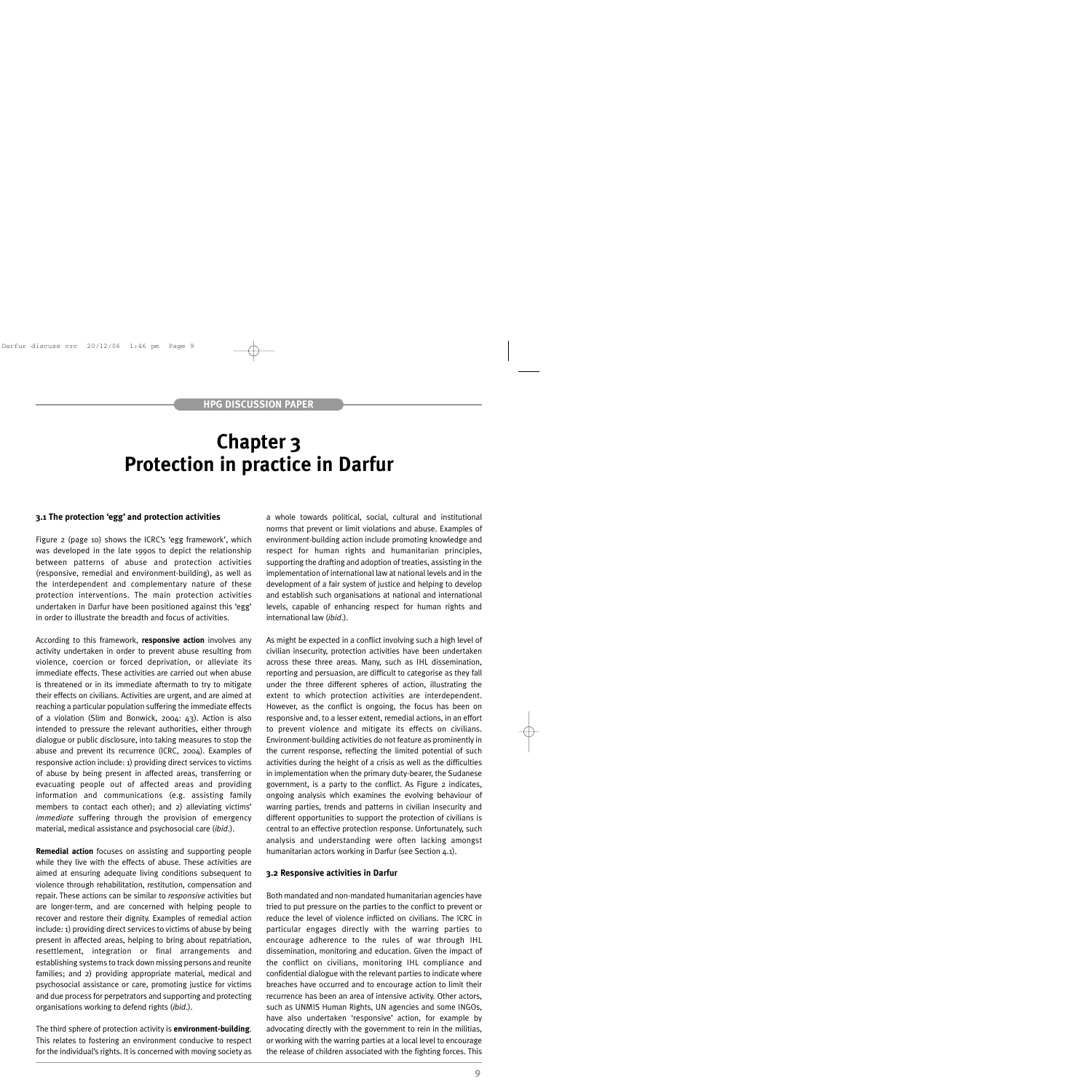# Chapter 3
# Protection in practice in Darfur

### 3.1 The protection 'egg' and protection activities

Figure 2 (page 10) shows the ICRC's 'egg framework', which was developed in the late 1990s to depict the relationship between patterns of abuse and protection activities (responsive, remedial and environment-building), as well as the interdependent and complementary nature of these protection interventions. The main protection activities undertaken in Darfur have been positioned against this 'egg' in order to illustrate the breadth and focus of activities.

According to this framework, **responsive action** involves any activity undertaken in order to prevent abuse resulting from violence, coercion or forced deprivation, or alleviate its immediate effects. These activities are carried out when abuse is threatened or in its immediate aftermath to try to mitigate their effects on civilians. Activities are urgent, and are aimed at reaching a particular population suffering the immediate effects of a violation (Slim and Bonwick, 2004: 43). Action is also intended to pressure the relevant authorities, either through dialogue or public disclosure, into taking measures to stop the abuse and prevent its recurrence (ICRC, 2004). Examples of responsive action include: 1) providing direct services to victims of abuse by being present in affected areas, transferring or evacuating people out of affected areas and providing information and communications (e.g. assisting family members to contact each other); and 2) alleviating victims' *immediate* suffering through the provision of emergency material, medical assistance and psychosocial care (*ibid*.).

**Remedial action** focuses on assisting and supporting people while they live with the effects of abuse. These activities are aimed at ensuring adequate living conditions subsequent to violence through rehabilitation, restitution, compensation and repair. These actions can be similar to *responsive* activities but are longer-term, and are concerned with helping people to recover and restore their dignity. Examples of remedial action include: 1) providing direct services to victims of abuse by being present in affected areas, helping to bring about repatriation, resettlement, integration or final arrangements and establishing systems to track down missing persons and reunite families; and 2) providing appropriate material, medical and psychosocial assistance or care, promoting justice for victims and due process for perpetrators and supporting and protecting organisations working to defend rights (*ibid*.).

The third sphere of protection activity is **environment-building**. This relates to fostering an environment conducive to respect for the individual's rights. It is concerned with moving society as a whole towards political, social, cultural and institutional norms that prevent or limit violations and abuse. Examples of environment-building action include promoting knowledge and respect for human rights and humanitarian principles, supporting the drafting and adoption of treaties, assisting in the implementation of international law at national levels and in the development of a fair system of justice and helping to develop and establish such organisations at national and international levels, capable of enhancing respect for human rights and international law (*ibid*.).

As might be expected in a conflict involving such a high level of civilian insecurity, protection activities have been undertaken across these three areas. Many, such as IHL dissemination, reporting and persuasion, are difficult to categorise as they fall under the three different spheres of action, illustrating the extent to which protection activities are interdependent. However, as the conflict is ongoing, the focus has been on responsive and, to a lesser extent, remedial actions, in an effort to prevent violence and mitigate its effects on civilians. Environment-building activities do not feature as prominently in the current response, reflecting the limited potential of such activities during the height of a crisis as well as the difficulties in implementation when the primary duty-bearer, the Sudanese government, is a party to the conflict. As Figure 2 indicates, ongoing analysis which examines the evolving behaviour of warring parties, trends and patterns in civilian insecurity and different opportunities to support the protection of civilians is central to an effective protection response. Unfortunately, such analysis and understanding were often lacking amongst humanitarian actors working in Darfur (see Section 4.1).

### 3.2 Responsive activities in Darfur

Both mandated and non-mandated humanitarian agencies have tried to put pressure on the parties to the conflict to prevent or reduce the level of violence inflicted on civilians. The ICRC in particular engages directly with the warring parties to encourage adherence to the rules of war through IHL dissemination, monitoring and education. Given the impact of the conflict on civilians, monitoring IHL compliance and confidential dialogue with the relevant parties to indicate where breaches have occurred and to encourage action to limit their recurrence has been an area of intensive activity. Other actors, such as UNMIS Human Rights, UN agencies and some INGOs, have also undertaken 'responsive' action, for example by advocating directly with the government to rein in the militias, or working with the warring parties at a local level to encourage the release of children associated with the fighting forces. This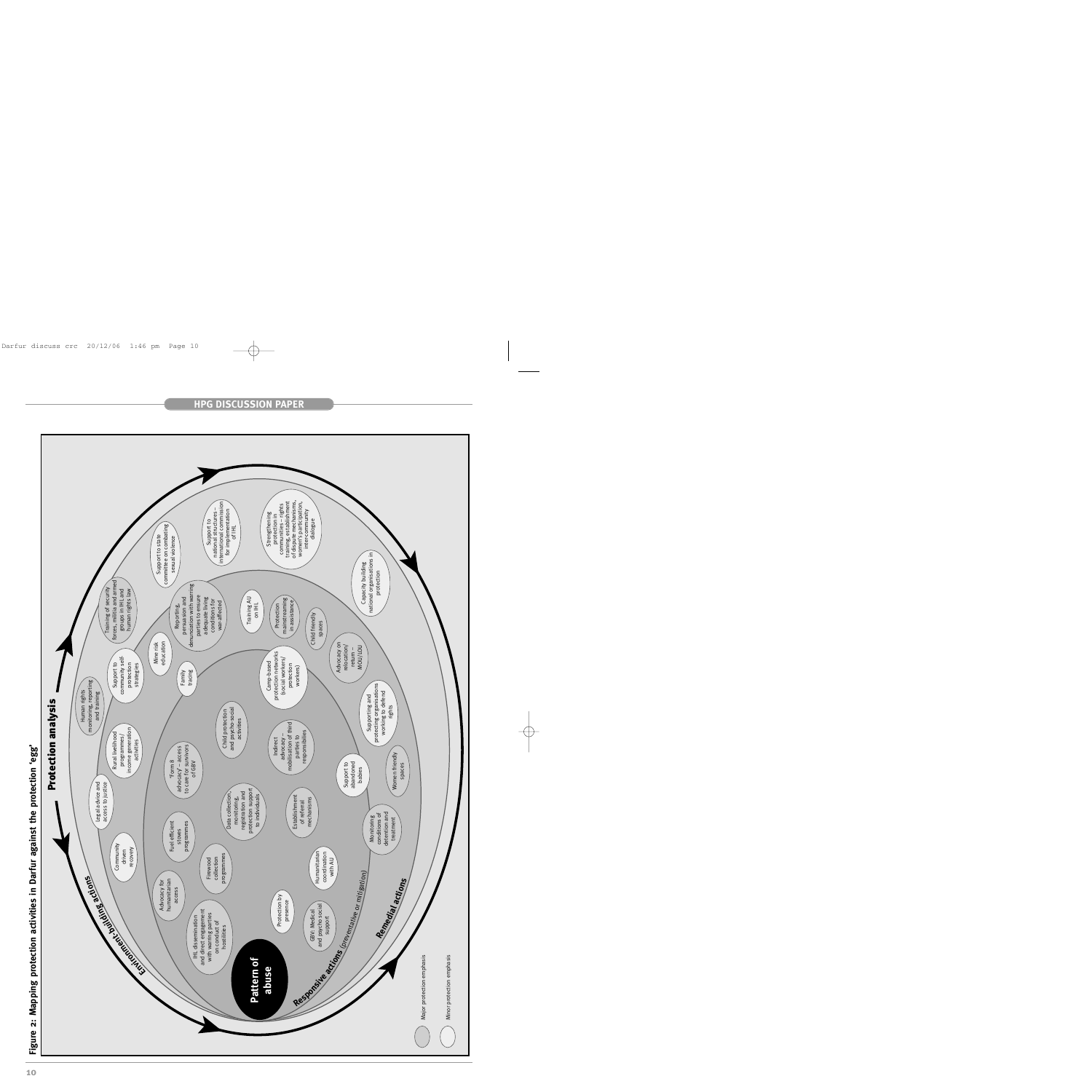**Figure 2: Mapping protection activities in Darfur against the protection 'egg'**

Protection analysis

Environment-building actions

Responsive actions (preventative or mitigation)

Remedial actions

Pattern of abuse

- Human rights monitoring, reporting and training
- Training of security forces, militia and armed groups in IHL and human rights law
- Support to state committee on combating sexual violence
- Support to national structures – international commission for implementation of IHL
- Strengthening protection in communities – rights training, establishment of dispute mechanisms, women's participation, inter-community dialogue
- Capacity building national organisations in protection
- Legal advice and access to justice
- Community driven recovery
- Rural livelihood programmes/ income generation activities
- Support to community self-protection strategies
- Mine risk education
- Family tracing
- Reporting, persuasion and denunciation with warring parties to ensure adequate living conditions for war-affected
- Training AU on IHL
- Protection mainstreaming in assistance
- Child friendly spaces
- Advocacy on relocation/ return – MOU/LOU
- Supporting and protecting organisations working to defend rights
- Women friendly spaces
- Monitoring conditions of detention and treatment
- Support to abandoned babies
- Camp-based protection networks (social workers/ protection workers)
- Child protection and psycho social activities
- 'Form 8 advocacy' – access to care for survivors of GBV
- Indirect advocacy – mobilisation of third parties to responsibilities
- Data collection, monitoring, registration and protection support to individuals
- Establishment of referral mechanisms
- Fuel efficient stoves programmes
- Firewood collection programmes
- Humanitarian coordination with AU
- Advocacy for humanitarian access
- IHL dissemination and direct engagement with warring parties on conduct of hostilities
- Protection by presence
- GBV: Medical and psycho social support

Major protection emphasis

Minor protection emphasis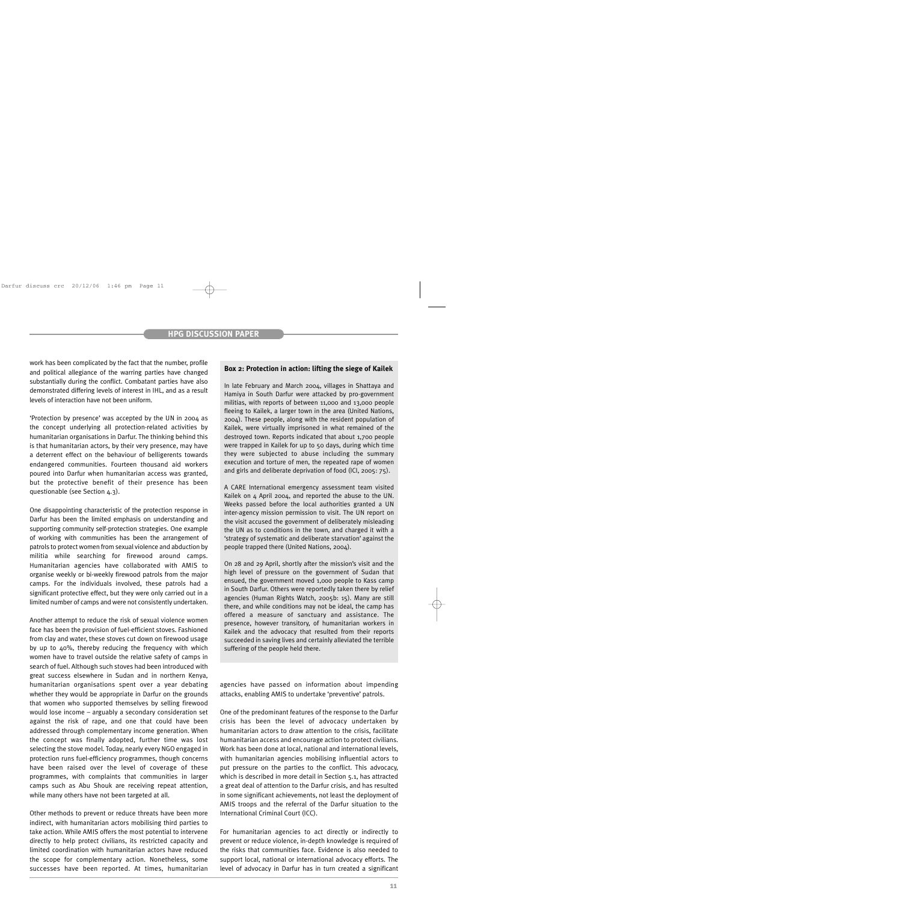work has been complicated by the fact that the number, profile and political allegiance of the warring parties have changed substantially during the conflict. Combatant parties have also demonstrated differing levels of interest in IHL, and as a result levels of interaction have not been uniform.

'Protection by presence' was accepted by the UN in 2004 as the concept underlying all protection-related activities by humanitarian organisations in Darfur. The thinking behind this is that humanitarian actors, by their very presence, may have a deterrent effect on the behaviour of belligerents towards endangered communities. Fourteen thousand aid workers poured into Darfur when humanitarian access was granted, but the protective benefit of their presence has been questionable (see Section 4.3).

One disappointing characteristic of the protection response in Darfur has been the limited emphasis on understanding and supporting community self-protection strategies. One example of working with communities has been the arrangement of patrols to protect women from sexual violence and abduction by militia while searching for firewood around camps. Humanitarian agencies have collaborated with AMIS to organise weekly or bi-weekly firewood patrols from the major camps. For the individuals involved, these patrols had a significant protective effect, but they were only carried out in a limited number of camps and were not consistently undertaken.

Another attempt to reduce the risk of sexual violence women face has been the provision of fuel-efficient stoves. Fashioned from clay and water, these stoves cut down on firewood usage by up to 40%, thereby reducing the frequency with which women have to travel outside the relative safety of camps in search of fuel. Although such stoves had been introduced with great success elsewhere in Sudan and in northern Kenya, humanitarian organisations spent over a year debating whether they would be appropriate in Darfur on the grounds that women who supported themselves by selling firewood would lose income – arguably a secondary consideration set against the risk of rape, and one that could have been addressed through complementary income generation. When the concept was finally adopted, further time was lost selecting the stove model. Today, nearly every NGO engaged in protection runs fuel-efficiency programmes, though concerns have been raised over the level of coverage of these programmes, with complaints that communities in larger camps such as Abu Shouk are receiving repeat attention, while many others have not been targeted at all.

Other methods to prevent or reduce threats have been more indirect, with humanitarian actors mobilising third parties to take action. While AMIS offers the most potential to intervene directly to help protect civilians, its restricted capacity and limited coordination with humanitarian actors have reduced the scope for complementary action. Nonetheless, some successes have been reported. At times, humanitarian agencies have passed on information about impending attacks, enabling AMIS to undertake 'preventive' patrols.

**Box 2: Protection in action: lifting the siege of Kailek**

In late February and March 2004, villages in Shattaya and Hamiya in South Darfur were attacked by pro-government militias, with reports of between 11,000 and 13,000 people fleeing to Kailek, a larger town in the area (United Nations, 2004). These people, along with the resident population of Kailek, were virtually imprisoned in what remained of the destroyed town. Reports indicated that about 1,700 people were trapped in Kailek for up to 50 days, during which time they were subjected to abuse including the summary execution and torture of men, the repeated rape of women and girls and deliberate deprivation of food (ICI, 2005: 75).

A CARE International emergency assessment team visited Kailek on 4 April 2004, and reported the abuse to the UN. Weeks passed before the local authorities granted a UN inter-agency mission permission to visit. The UN report on the visit accused the government of deliberately misleading the UN as to conditions in the town, and charged it with a 'strategy of systematic and deliberate starvation' against the people trapped there (United Nations, 2004).

On 28 and 29 April, shortly after the mission's visit and the high level of pressure on the government of Sudan that ensued, the government moved 1,000 people to Kass camp in South Darfur. Others were reportedly taken there by relief agencies (Human Rights Watch, 2005b: 15). Many are still there, and while conditions may not be ideal, the camp has offered a measure of sanctuary and assistance. The presence, however transitory, of humanitarian workers in Kailek and the advocacy that resulted from their reports succeeded in saving lives and certainly alleviated the terrible suffering of the people held there.

One of the predominant features of the response to the Darfur crisis has been the level of advocacy undertaken by humanitarian actors to draw attention to the crisis, facilitate humanitarian access and encourage action to protect civilians. Work has been done at local, national and international levels, with humanitarian agencies mobilising influential actors to put pressure on the parties to the conflict. This advocacy, which is described in more detail in Section 5.1, has attracted a great deal of attention to the Darfur crisis, and has resulted in some significant achievements, not least the deployment of AMIS troops and the referral of the Darfur situation to the International Criminal Court (ICC).

For humanitarian agencies to act directly or indirectly to prevent or reduce violence, in-depth knowledge is required of the risks that communities face. Evidence is also needed to support local, national or international advocacy efforts. The level of advocacy in Darfur has in turn created a significant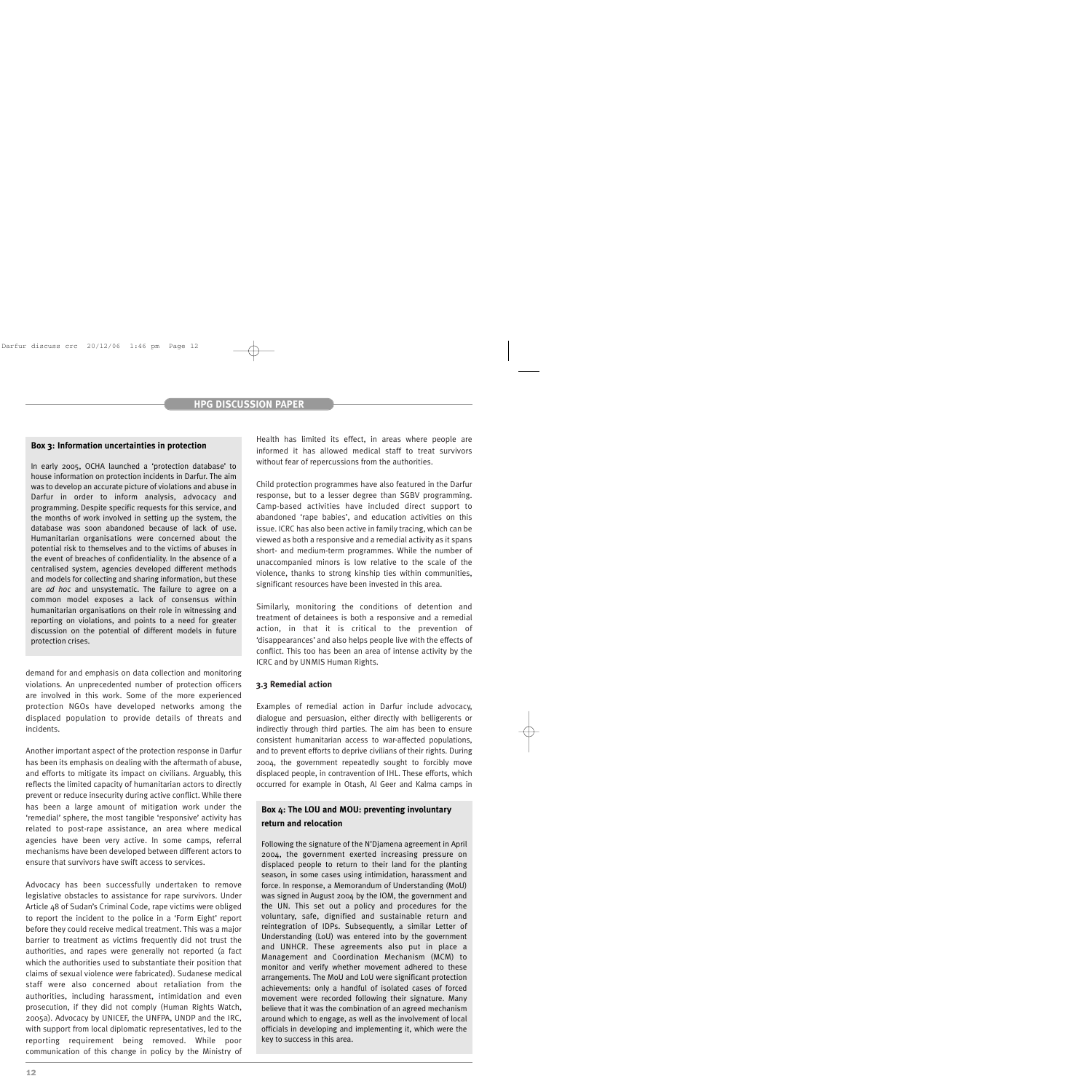### Box 3: Information uncertainties in protection

In early 2005, OCHA launched a 'protection database' to house information on protection incidents in Darfur. The aim was to develop an accurate picture of violations and abuse in Darfur in order to inform analysis, advocacy and programming. Despite specific requests for this service, and the months of work involved in setting up the system, the database was soon abandoned because of lack of use. Humanitarian organisations were concerned about the potential risk to themselves and to the victims of abuses in the event of breaches of confidentiality. In the absence of a centralised system, agencies developed different methods and models for collecting and sharing information, but these are *ad hoc* and unsystematic. The failure to agree on a common model exposes a lack of consensus within humanitarian organisations on their role in witnessing and reporting on violations, and points to a need for greater discussion on the potential of different models in future protection crises.

demand for and emphasis on data collection and monitoring violations. An unprecedented number of protection officers are involved in this work. Some of the more experienced protection NGOs have developed networks among the displaced population to provide details of threats and incidents.

Another important aspect of the protection response in Darfur has been its emphasis on dealing with the aftermath of abuse, and efforts to mitigate its impact on civilians. Arguably, this reflects the limited capacity of humanitarian actors to directly prevent or reduce insecurity during active conflict. While there has been a large amount of mitigation work under the 'remedial' sphere, the most tangible 'responsive' activity has related to post-rape assistance, an area where medical agencies have been very active. In some camps, referral mechanisms have been developed between different actors to ensure that survivors have swift access to services.

Advocacy has been successfully undertaken to remove legislative obstacles to assistance for rape survivors. Under Article 48 of Sudan's Criminal Code, rape victims were obliged to report the incident to the police in a 'Form Eight' report before they could receive medical treatment. This was a major barrier to treatment as victims frequently did not trust the authorities, and rapes were generally not reported (a fact which the authorities used to substantiate their position that claims of sexual violence were fabricated). Sudanese medical staff were also concerned about retaliation from the authorities, including harassment, intimidation and even prosecution, if they did not comply (Human Rights Watch, 2005a). Advocacy by UNICEF, the UNFPA, UNDP and the IRC, with support from local diplomatic representatives, led to the reporting requirement being removed. While poor communication of this change in policy by the Ministry of Health has limited its effect, in areas where people are informed it has allowed medical staff to treat survivors without fear of repercussions from the authorities.

Child protection programmes have also featured in the Darfur response, but to a lesser degree than SGBV programming. Camp-based activities have included direct support to abandoned 'rape babies', and education activities on this issue. ICRC has also been active in family tracing, which can be viewed as both a responsive and a remedial activity as it spans short- and medium-term programmes. While the number of unaccompanied minors is low relative to the scale of the violence, thanks to strong kinship ties within communities, significant resources have been invested in this area.

Similarly, monitoring the conditions of detention and treatment of detainees is both a responsive and a remedial action, in that it is critical to the prevention of 'disappearances' and also helps people live with the effects of conflict. This too has been an area of intense activity by the ICRC and by UNMIS Human Rights.

### 3.3 Remedial action

Examples of remedial action in Darfur include advocacy, dialogue and persuasion, either directly with belligerents or indirectly through third parties. The aim has been to ensure consistent humanitarian access to war-affected populations, and to prevent efforts to deprive civilians of their rights. During 2004, the government repeatedly sought to forcibly move displaced people, in contravention of IHL. These efforts, which occurred for example in Otash, Al Geer and Kalma camps in

### Box 4: The LOU and MOU: preventing involuntary return and relocation

Following the signature of the N'Djamena agreement in April 2004, the government exerted increasing pressure on displaced people to return to their land for the planting season, in some cases using intimidation, harassment and force. In response, a Memorandum of Understanding (MoU) was signed in August 2004 by the IOM, the government and the UN. This set out a policy and procedures for the voluntary, safe, dignified and sustainable return and reintegration of IDPs. Subsequently, a similar Letter of Understanding (LoU) was entered into by the government and UNHCR. These agreements also put in place a Management and Coordination Mechanism (MCM) to monitor and verify whether movement adhered to these arrangements. The MoU and LoU were significant protection achievements: only a handful of isolated cases of forced movement were recorded following their signature. Many believe that it was the combination of an agreed mechanism around which to engage, as well as the involvement of local officials in developing and implementing it, which were the key to success in this area.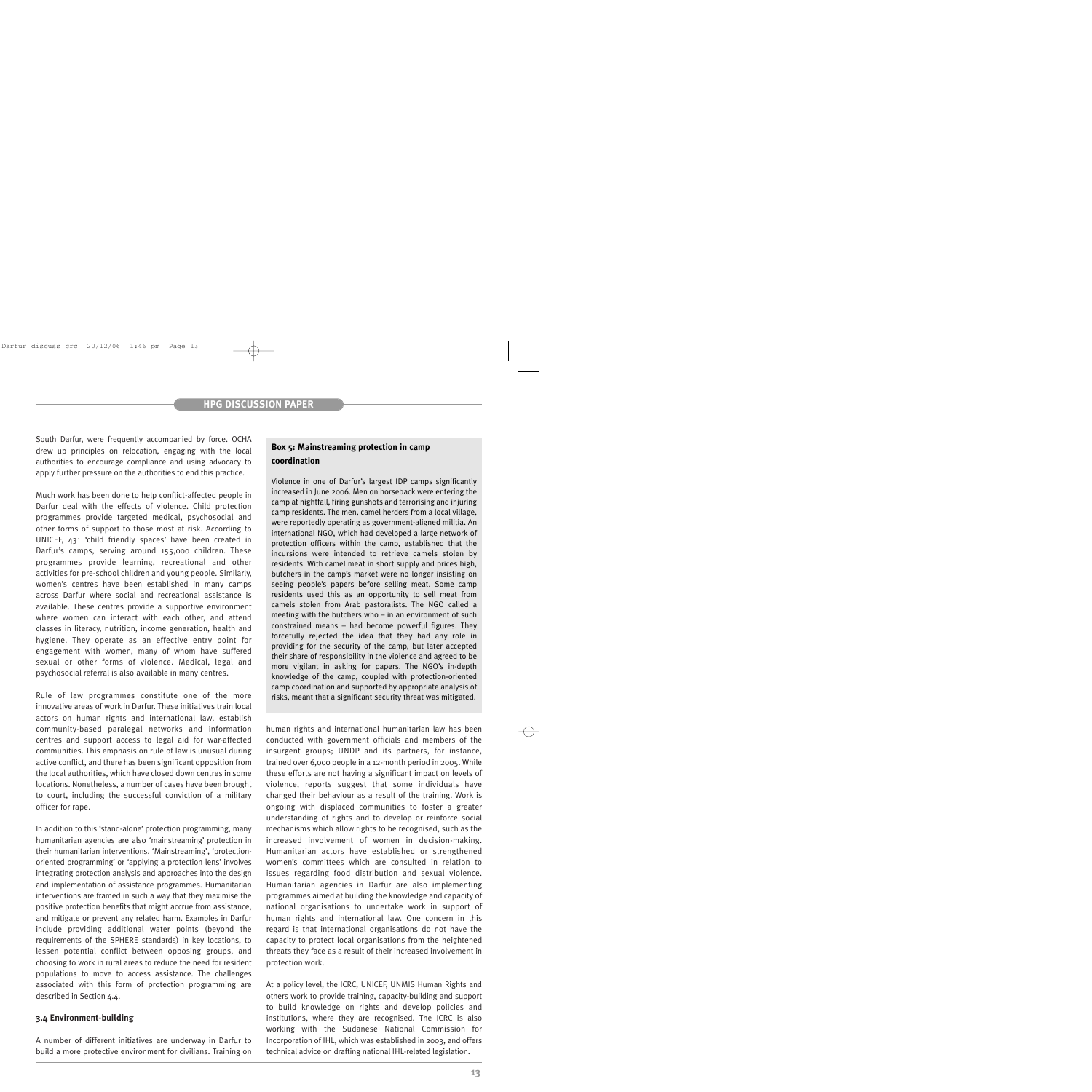South Darfur, were frequently accompanied by force. OCHA drew up principles on relocation, engaging with the local authorities to encourage compliance and using advocacy to apply further pressure on the authorities to end this practice.

Much work has been done to help conflict-affected people in Darfur deal with the effects of violence. Child protection programmes provide targeted medical, psychosocial and other forms of support to those most at risk. According to UNICEF, 431 'child friendly spaces' have been created in Darfur's camps, serving around 155,000 children. These programmes provide learning, recreational and other activities for pre-school children and young people. Similarly, women's centres have been established in many camps across Darfur where social and recreational assistance is available. These centres provide a supportive environment where women can interact with each other, and attend classes in literacy, nutrition, income generation, health and hygiene. They operate as an effective entry point for engagement with women, many of whom have suffered sexual or other forms of violence. Medical, legal and psychosocial referral is also available in many centres.

Rule of law programmes constitute one of the more innovative areas of work in Darfur. These initiatives train local actors on human rights and international law, establish community-based paralegal networks and information centres and support access to legal aid for war-affected communities. This emphasis on rule of law is unusual during active conflict, and there has been significant opposition from the local authorities, which have closed down centres in some locations. Nonetheless, a number of cases have been brought to court, including the successful conviction of a military officer for rape.

In addition to this 'stand-alone' protection programming, many humanitarian agencies are also 'mainstreaming' protection in their humanitarian interventions. 'Mainstreaming', 'protection-oriented programming' or 'applying a protection lens' involves integrating protection analysis and approaches into the design and implementation of assistance programmes. Humanitarian interventions are framed in such a way that they maximise the positive protection benefits that might accrue from assistance, and mitigate or prevent any related harm. Examples in Darfur include providing additional water points (beyond the requirements of the SPHERE standards) in key locations, to lessen potential conflict between opposing groups, and choosing to work in rural areas to reduce the need for resident populations to move to access assistance. The challenges associated with this form of protection programming are described in Section 4.4.

### 3.4 Environment-building

A number of different initiatives are underway in Darfur to build a more protective environment for civilians. Training on human rights and international humanitarian law has been conducted with government officials and members of the insurgent groups; UNDP and its partners, for instance, trained over 6,000 people in a 12-month period in 2005. While these efforts are not having a significant impact on levels of violence, reports suggest that some individuals have changed their behaviour as a result of the training. Work is ongoing with displaced communities to foster a greater understanding of rights and to develop or reinforce social mechanisms which allow rights to be recognised, such as the increased involvement of women in decision-making. Humanitarian actors have established or strengthened women's committees which are consulted in relation to issues regarding food distribution and sexual violence. Humanitarian agencies in Darfur are also implementing programmes aimed at building the knowledge and capacity of national organisations to undertake work in support of human rights and international law. One concern in this regard is that international organisations do not have the capacity to protect local organisations from the heightened threats they face as a result of their increased involvement in protection work.

At a policy level, the ICRC, UNICEF, UNMIS Human Rights and others work to provide training, capacity-building and support to build knowledge on rights and develop policies and institutions, where they are recognised. The ICRC is also working with the Sudanese National Commission for Incorporation of IHL, which was established in 2003, and offers technical advice on drafting national IHL-related legislation.

**Box 5: Mainstreaming protection in camp coordination**

Violence in one of Darfur's largest IDP camps significantly increased in June 2006. Men on horseback were entering the camp at nightfall, firing gunshots and terrorising and injuring camp residents. The men, camel herders from a local village, were reportedly operating as government-aligned militia. An international NGO, which had developed a large network of protection officers within the camp, established that the incursions were intended to retrieve camels stolen by residents. With camel meat in short supply and prices high, butchers in the camp's market were no longer insisting on seeing people's papers before selling meat. Some camp residents used this as an opportunity to sell meat from camels stolen from Arab pastoralists. The NGO called a meeting with the butchers who – in an environment of such constrained means – had become powerful figures. They forcefully rejected the idea that they had any role in providing for the security of the camp, but later accepted their share of responsibility in the violence and agreed to be more vigilant in asking for papers. The NGO's in-depth knowledge of the camp, coupled with protection-oriented camp coordination and supported by appropriate analysis of risks, meant that a significant security threat was mitigated.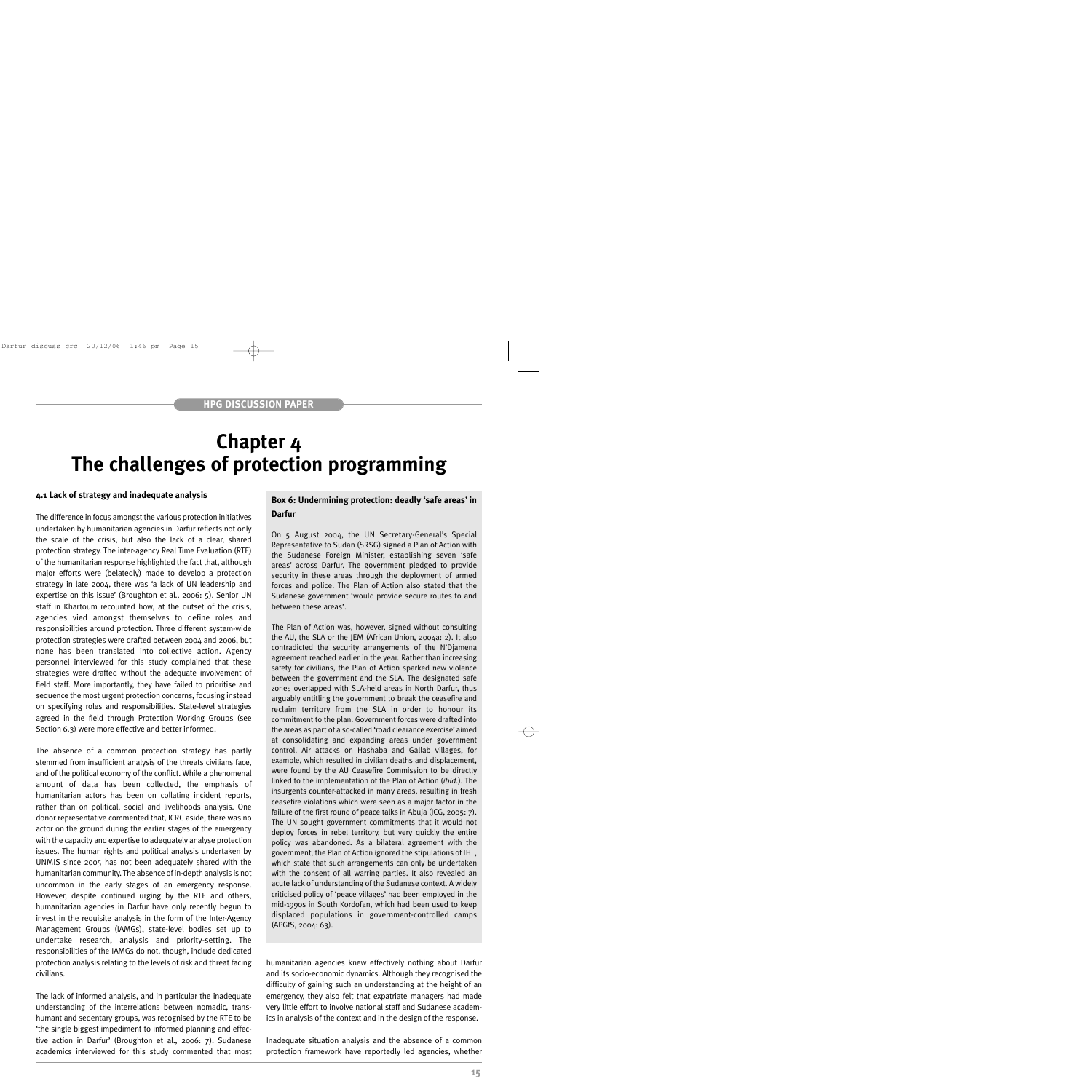# Chapter 4
# The challenges of protection programming

### 4.1 Lack of strategy and inadequate analysis

The difference in focus amongst the various protection initiatives undertaken by humanitarian agencies in Darfur reflects not only the scale of the crisis, but also the lack of a clear, shared protection strategy. The inter-agency Real Time Evaluation (RTE) of the humanitarian response highlighted the fact that, although major efforts were (belatedly) made to develop a protection strategy in late 2004, there was 'a lack of UN leadership and expertise on this issue' (Broughton et al., 2006: 5). Senior UN staff in Khartoum recounted how, at the outset of the crisis, agencies vied amongst themselves to define roles and responsibilities around protection. Three different system-wide protection strategies were drafted between 2004 and 2006, but none has been translated into collective action. Agency personnel interviewed for this study complained that these strategies were drafted without the adequate involvement of field staff. More importantly, they have failed to prioritise and sequence the most urgent protection concerns, focusing instead on specifying roles and responsibilities. State-level strategies agreed in the field through Protection Working Groups (see Section 6.3) were more effective and better informed.

The absence of a common protection strategy has partly stemmed from insufficient analysis of the threats civilians face, and of the political economy of the conflict. While a phenomenal amount of data has been collected, the emphasis of humanitarian actors has been on collating incident reports, rather than on political, social and livelihoods analysis. One donor representative commented that, ICRC aside, there was no actor on the ground during the earlier stages of the emergency with the capacity and expertise to adequately analyse protection issues. The human rights and political analysis undertaken by UNMIS since 2005 has not been adequately shared with the humanitarian community. The absence of in-depth analysis is not uncommon in the early stages of an emergency response. However, despite continued urging by the RTE and others, humanitarian agencies in Darfur have only recently begun to invest in the requisite analysis in the form of the Inter-Agency Management Groups (IAMGs), state-level bodies set up to undertake research, analysis and priority-setting. The responsibilities of the IAMGs do not, though, include dedicated protection analysis relating to the levels of risk and threat facing civilians.

The lack of informed analysis, and in particular the inadequate understanding of the interrelations between nomadic, trans-humant and sedentary groups, was recognised by the RTE to be 'the single biggest impediment to informed planning and effective action in Darfur' (Broughton et al., 2006: 7). Sudanese academics interviewed for this study commented that most humanitarian agencies knew effectively nothing about Darfur and its socio-economic dynamics. Although they recognised the difficulty of gaining such an understanding at the height of an emergency, they also felt that expatriate managers had made very little effort to involve national staff and Sudanese academics in analysis of the context and in the design of the response.

Inadequate situation analysis and the absence of a common protection framework have reportedly led agencies, whether

**Box 6: Undermining protection: deadly 'safe areas' in Darfur**

On 5 August 2004, the UN Secretary-General's Special Representative to Sudan (SRSG) signed a Plan of Action with the Sudanese Foreign Minister, establishing seven 'safe areas' across Darfur. The government pledged to provide security in these areas through the deployment of armed forces and police. The Plan of Action also stated that the Sudanese government 'would provide secure routes to and between these areas'.

The Plan of Action was, however, signed without consulting the AU, the SLA or the JEM (African Union, 2004a: 2). It also contradicted the security arrangements of the N'Djamena agreement reached earlier in the year. Rather than increasing safety for civilians, the Plan of Action sparked new violence between the government and the SLA. The designated safe zones overlapped with SLA-held areas in North Darfur, thus arguably entitling the government to break the ceasefire and reclaim territory from the SLA in order to honour its commitment to the plan. Government forces were drafted into the areas as part of a so-called 'road clearance exercise' aimed at consolidating and expanding areas under government control. Air attacks on Hashaba and Gallab villages, for example, which resulted in civilian deaths and displacement, were found by the AU Ceasefire Commission to be directly linked to the implementation of the Plan of Action (*ibid.*). The insurgents counter-attacked in many areas, resulting in fresh ceasefire violations which were seen as a major factor in the failure of the first round of peace talks in Abuja (ICG, 2005: 7). The UN sought government commitments that it would not deploy forces in rebel territory, but very quickly the entire policy was abandoned. As a bilateral agreement with the government, the Plan of Action ignored the stipulations of IHL, which state that such arrangements can only be undertaken with the consent of all warring parties. It also revealed an acute lack of understanding of the Sudanese context. A widely criticised policy of 'peace villages' had been employed in the mid-1990s in South Kordofan, which had been used to keep displaced populations in government-controlled camps (APGfS, 2004: 63).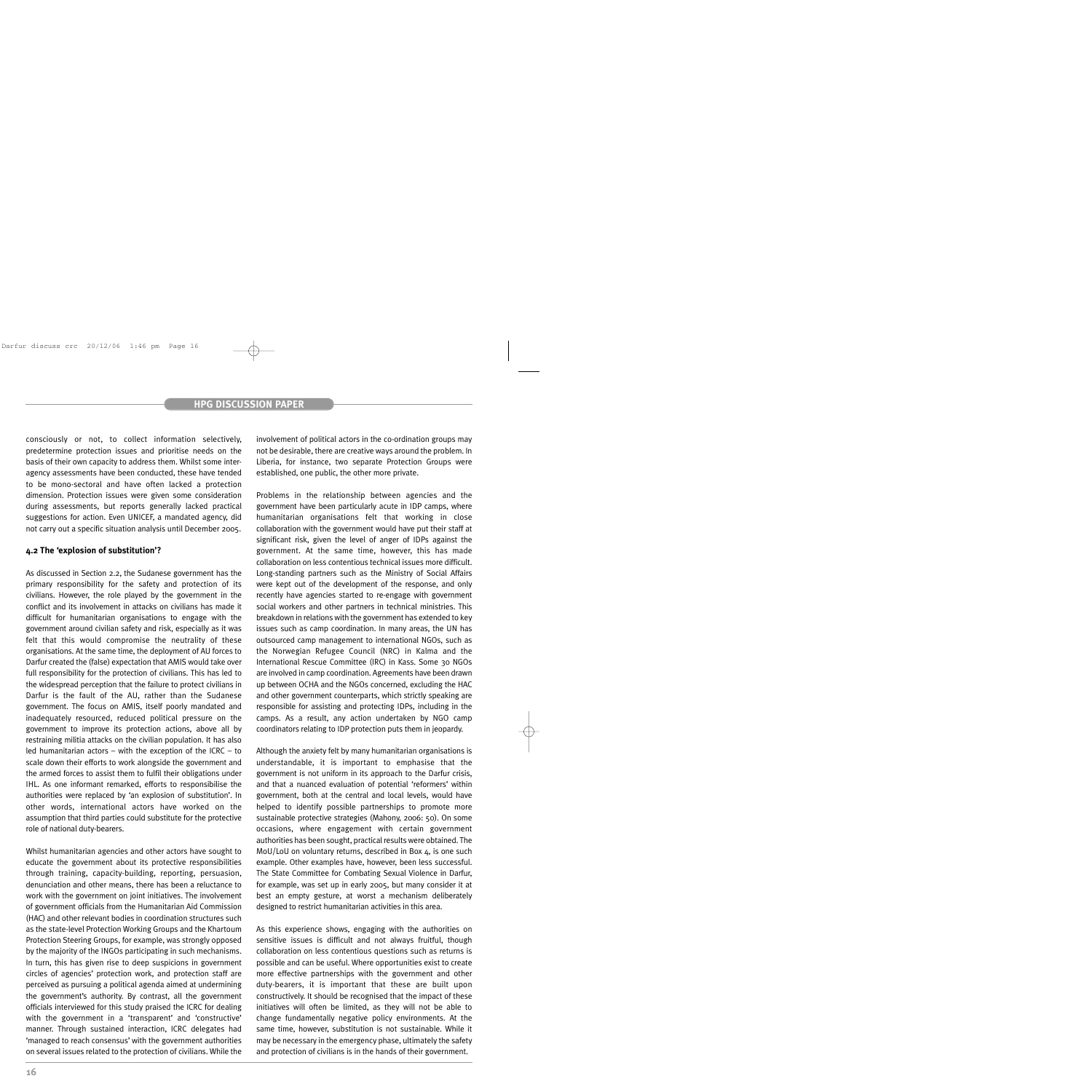consciously or not, to collect information selectively, predetermine protection issues and prioritise needs on the basis of their own capacity to address them. Whilst some inter-agency assessments have been conducted, these have tended to be mono-sectoral and have often lacked a protection dimension. Protection issues were given some consideration during assessments, but reports generally lacked practical suggestions for action. Even UNICEF, a mandated agency, did not carry out a specific situation analysis until December 2005.

### 4.2 The 'explosion of substitution'?

As discussed in Section 2.2, the Sudanese government has the primary responsibility for the safety and protection of its civilians. However, the role played by the government in the conflict and its involvement in attacks on civilians has made it difficult for humanitarian organisations to engage with the government around civilian safety and risk, especially as it was felt that this would compromise the neutrality of these organisations. At the same time, the deployment of AU forces to Darfur created the (false) expectation that AMIS would take over full responsibility for the protection of civilians. This has led to the widespread perception that the failure to protect civilians in Darfur is the fault of the AU, rather than the Sudanese government. The focus on AMIS, itself poorly mandated and inadequately resourced, reduced political pressure on the government to improve its protection actions, above all by restraining militia attacks on the civilian population. It has also led humanitarian actors – with the exception of the ICRC – to scale down their efforts to work alongside the government and the armed forces to assist them to fulfil their obligations under IHL. As one informant remarked, efforts to responsibilise the authorities were replaced by 'an explosion of substitution'. In other words, international actors have worked on the assumption that third parties could substitute for the protective role of national duty-bearers.

Whilst humanitarian agencies and other actors have sought to educate the government about its protective responsibilities through training, capacity-building, reporting, persuasion, denunciation and other means, there has been a reluctance to work with the government on joint initiatives. The involvement of government officials from the Humanitarian Aid Commission (HAC) and other relevant bodies in coordination structures such as the state-level Protection Working Groups and the Khartoum Protection Steering Groups, for example, was strongly opposed by the majority of the INGOs participating in such mechanisms. In turn, this has given rise to deep suspicions in government circles of agencies' protection work, and protection staff are perceived as pursuing a political agenda aimed at undermining the government's authority. By contrast, all the government officials interviewed for this study praised the ICRC for dealing with the government in a 'transparent' and 'constructive' manner. Through sustained interaction, ICRC delegates had 'managed to reach consensus' with the government authorities on several issues related to the protection of civilians. While the involvement of political actors in the co-ordination groups may not be desirable, there are creative ways around the problem. In Liberia, for instance, two separate Protection Groups were established, one public, the other more private.

Problems in the relationship between agencies and the government have been particularly acute in IDP camps, where humanitarian organisations felt that working in close collaboration with the government would have put their staff at significant risk, given the level of anger of IDPs against the government. At the same time, however, this has made collaboration on less contentious technical issues more difficult. Long-standing partners such as the Ministry of Social Affairs were kept out of the development of the response, and only recently have agencies started to re-engage with government social workers and other partners in technical ministries. This breakdown in relations with the government has extended to key issues such as camp coordination. In many areas, the UN has outsourced camp management to international NGOs, such as the Norwegian Refugee Council (NRC) in Kalma and the International Rescue Committee (IRC) in Kass. Some 30 NGOs are involved in camp coordination. Agreements have been drawn up between OCHA and the NGOs concerned, excluding the HAC and other government counterparts, which strictly speaking are responsible for assisting and protecting IDPs, including in the camps. As a result, any action undertaken by NGO camp coordinators relating to IDP protection puts them in jeopardy.

Although the anxiety felt by many humanitarian organisations is understandable, it is important to emphasise that the government is not uniform in its approach to the Darfur crisis, and that a nuanced evaluation of potential 'reformers' within government, both at the central and local levels, would have helped to identify possible partnerships to promote more sustainable protective strategies (Mahony, 2006: 50). On some occasions, where engagement with certain government authorities has been sought, practical results were obtained. The MoU/LoU on voluntary returns, described in Box 4, is one such example. Other examples have, however, been less successful. The State Committee for Combating Sexual Violence in Darfur, for example, was set up in early 2005, but many consider it at best an empty gesture, at worst a mechanism deliberately designed to restrict humanitarian activities in this area.

As this experience shows, engaging with the authorities on sensitive issues is difficult and not always fruitful, though collaboration on less contentious questions such as returns is possible and can be useful. Where opportunities exist to create more effective partnerships with the government and other duty-bearers, it is important that these are built upon constructively. It should be recognised that the impact of these initiatives will often be limited, as they will not be able to change fundamentally negative policy environments. At the same time, however, substitution is not sustainable. While it may be necessary in the emergency phase, ultimately the safety and protection of civilians is in the hands of their government.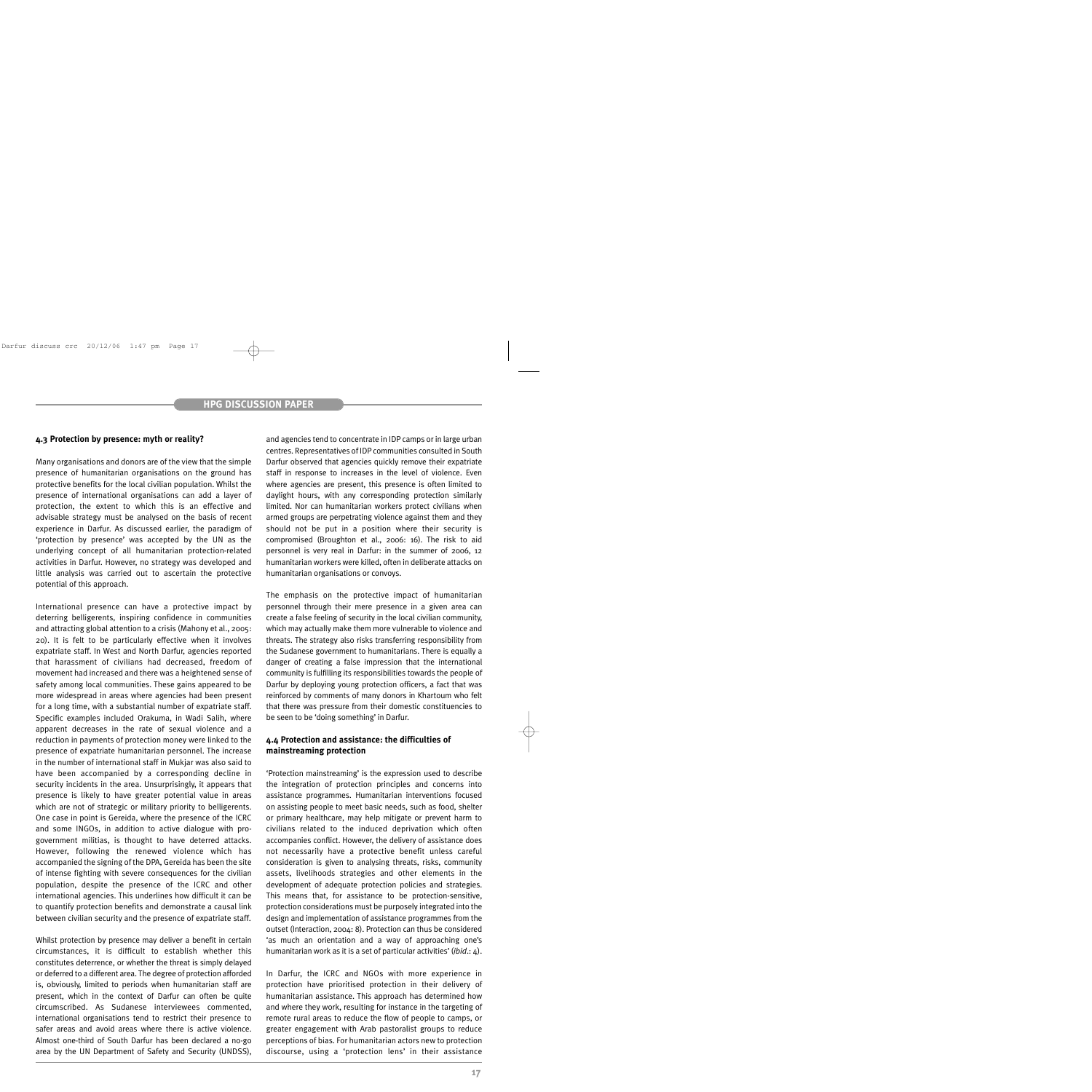### 4.3 Protection by presence: myth or reality?

Many organisations and donors are of the view that the simple presence of humanitarian organisations on the ground has protective benefits for the local civilian population. Whilst the presence of international organisations can add a layer of protection, the extent to which this is an effective and advisable strategy must be analysed on the basis of recent experience in Darfur. As discussed earlier, the paradigm of 'protection by presence' was accepted by the UN as the underlying concept of all humanitarian protection-related activities in Darfur. However, no strategy was developed and little analysis was carried out to ascertain the protective potential of this approach.

International presence can have a protective impact by deterring belligerents, inspiring confidence in communities and attracting global attention to a crisis (Mahony et al., 2005: 20). It is felt to be particularly effective when it involves expatriate staff. In West and North Darfur, agencies reported that harassment of civilians had decreased, freedom of movement had increased and there was a heightened sense of safety among local communities. These gains appeared to be more widespread in areas where agencies had been present for a long time, with a substantial number of expatriate staff. Specific examples included Orakuma, in Wadi Salih, where apparent decreases in the rate of sexual violence and a reduction in payments of protection money were linked to the presence of expatriate humanitarian personnel. The increase in the number of international staff in Mukjar was also said to have been accompanied by a corresponding decline in security incidents in the area. Unsurprisingly, it appears that presence is likely to have greater potential value in areas which are not of strategic or military priority to belligerents. One case in point is Gereida, where the presence of the ICRC and some INGOs, in addition to active dialogue with pro-government militias, is thought to have deterred attacks. However, following the renewed violence which has accompanied the signing of the DPA, Gereida has been the site of intense fighting with severe consequences for the civilian population, despite the presence of the ICRC and other international agencies. This underlines how difficult it can be to quantify protection benefits and demonstrate a causal link between civilian security and the presence of expatriate staff.

Whilst protection by presence may deliver a benefit in certain circumstances, it is difficult to establish whether this constitutes deterrence, or whether the threat is simply delayed or deferred to a different area. The degree of protection afforded is, obviously, limited to periods when humanitarian staff are present, which in the context of Darfur can often be quite circumscribed. As Sudanese interviewees commented, international organisations tend to restrict their presence to safer areas and avoid areas where there is active violence. Almost one-third of South Darfur has been declared a no-go area by the UN Department of Safety and Security (UNDSS), and agencies tend to concentrate in IDP camps or in large urban centres. Representatives of IDP communities consulted in South Darfur observed that agencies quickly remove their expatriate staff in response to increases in the level of violence. Even where agencies are present, this presence is often limited to daylight hours, with any corresponding protection similarly limited. Nor can humanitarian workers protect civilians when armed groups are perpetrating violence against them and they should not be put in a position where their security is compromised (Broughton et al., 2006: 16). The risk to aid personnel is very real in Darfur: in the summer of 2006, 12 humanitarian workers were killed, often in deliberate attacks on humanitarian organisations or convoys.

The emphasis on the protective impact of humanitarian personnel through their mere presence in a given area can create a false feeling of security in the local civilian community, which may actually make them more vulnerable to violence and threats. The strategy also risks transferring responsibility from the Sudanese government to humanitarians. There is equally a danger of creating a false impression that the international community is fulfilling its responsibilities towards the people of Darfur by deploying young protection officers, a fact that was reinforced by comments of many donors in Khartoum who felt that there was pressure from their domestic constituencies to be seen to be 'doing something' in Darfur.

### 4.4 Protection and assistance: the difficulties of mainstreaming protection

'Protection mainstreaming' is the expression used to describe the integration of protection principles and concerns into assistance programmes. Humanitarian interventions focused on assisting people to meet basic needs, such as food, shelter or primary healthcare, may help mitigate or prevent harm to civilians related to the induced deprivation which often accompanies conflict. However, the delivery of assistance does not necessarily have a protective benefit unless careful consideration is given to analysing threats, risks, community assets, livelihoods strategies and other elements in the development of adequate protection policies and strategies. This means that, for assistance to be protection-sensitive, protection considerations must be purposely integrated into the design and implementation of assistance programmes from the outset (Interaction, 2004: 8). Protection can thus be considered 'as much an orientation and a way of approaching one's humanitarian work as it is a set of particular activities' (*ibid*.: 4).

In Darfur, the ICRC and NGOs with more experience in protection have prioritised protection in their delivery of humanitarian assistance. This approach has determined how and where they work, resulting for instance in the targeting of remote rural areas to reduce the flow of people to camps, or greater engagement with Arab pastoralist groups to reduce perceptions of bias. For humanitarian actors new to protection discourse, using a 'protection lens' in their assistance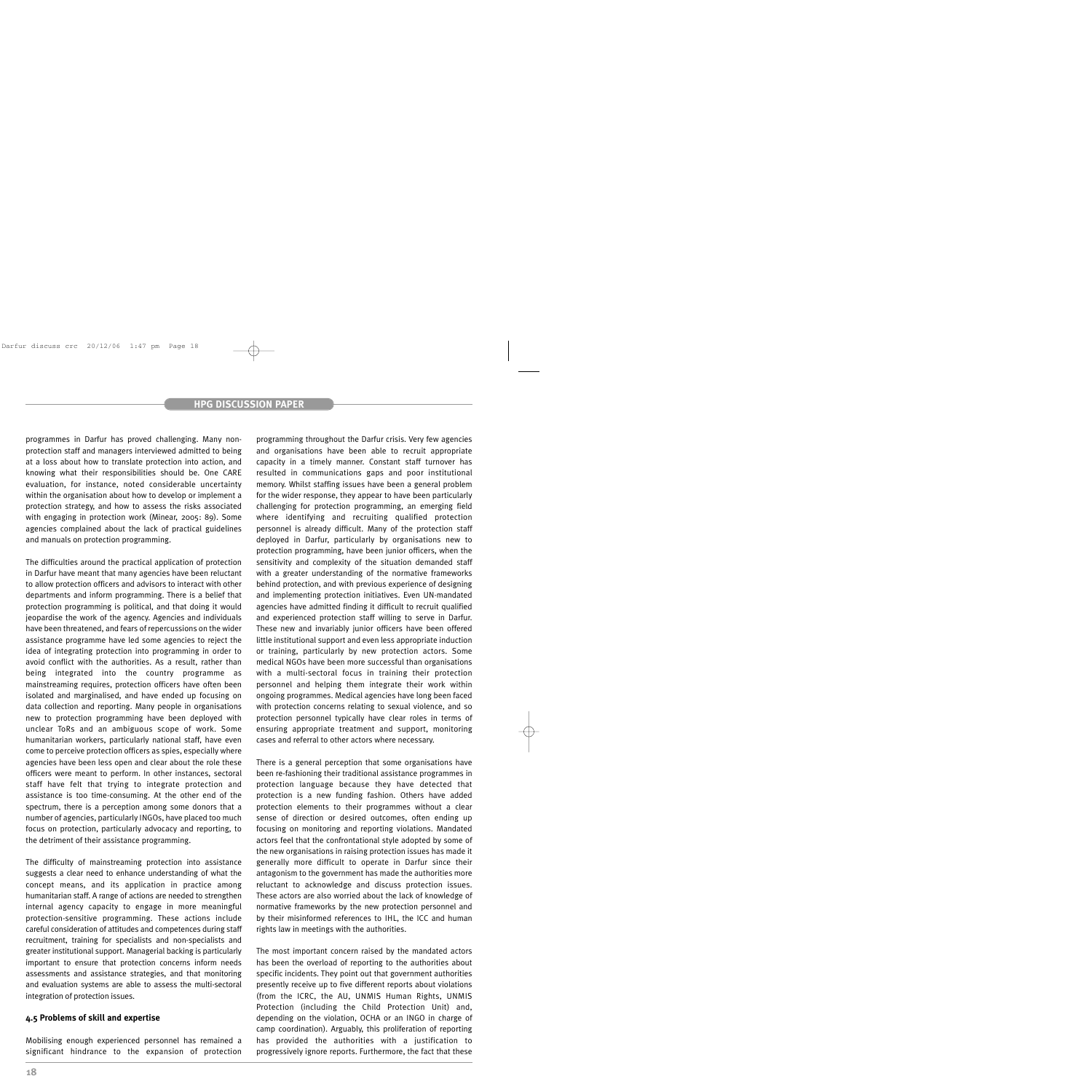programmes in Darfur has proved challenging. Many non-protection staff and managers interviewed admitted to being at a loss about how to translate protection into action, and knowing what their responsibilities should be. One CARE evaluation, for instance, noted considerable uncertainty within the organisation about how to develop or implement a protection strategy, and how to assess the risks associated with engaging in protection work (Minear, 2005: 89). Some agencies complained about the lack of practical guidelines and manuals on protection programming.

The difficulties around the practical application of protection in Darfur have meant that many agencies have been reluctant to allow protection officers and advisors to interact with other departments and inform programming. There is a belief that protection programming is political, and that doing it would jeopardise the work of the agency. Agencies and individuals have been threatened, and fears of repercussions on the wider assistance programme have led some agencies to reject the idea of integrating protection into programming in order to avoid conflict with the authorities. As a result, rather than being integrated into the country programme as mainstreaming requires, protection officers have often been isolated and marginalised, and have ended up focusing on data collection and reporting. Many people in organisations new to protection programming have been deployed with unclear ToRs and an ambiguous scope of work. Some humanitarian workers, particularly national staff, have even come to perceive protection officers as spies, especially where agencies have been less open and clear about the role these officers were meant to perform. In other instances, sectoral staff have felt that trying to integrate protection and assistance is too time-consuming. At the other end of the spectrum, there is a perception among some donors that a number of agencies, particularly INGOs, have placed too much focus on protection, particularly advocacy and reporting, to the detriment of their assistance programming.

The difficulty of mainstreaming protection into assistance suggests a clear need to enhance understanding of what the concept means, and its application in practice among humanitarian staff. A range of actions are needed to strengthen internal agency capacity to engage in more meaningful protection-sensitive programming. These actions include careful consideration of attitudes and competences during staff recruitment, training for specialists and non-specialists and greater institutional support. Managerial backing is particularly important to ensure that protection concerns inform needs assessments and assistance strategies, and that monitoring and evaluation systems are able to assess the multi-sectoral integration of protection issues.

### 4.5 Problems of skill and expertise

Mobilising enough experienced personnel has remained a significant hindrance to the expansion of protection programming throughout the Darfur crisis. Very few agencies and organisations have been able to recruit appropriate capacity in a timely manner. Constant staff turnover has resulted in communications gaps and poor institutional memory. Whilst staffing issues have been a general problem for the wider response, they appear to have been particularly challenging for protection programming, an emerging field where identifying and recruiting qualified protection personnel is already difficult. Many of the protection staff deployed in Darfur, particularly by organisations new to protection programming, have been junior officers, when the sensitivity and complexity of the situation demanded staff with a greater understanding of the normative frameworks behind protection, and with previous experience of designing and implementing protection initiatives. Even UN-mandated agencies have admitted finding it difficult to recruit qualified and experienced protection staff willing to serve in Darfur. These new and invariably junior officers have been offered little institutional support and even less appropriate induction or training, particularly by new protection actors. Some medical NGOs have been more successful than organisations with a multi-sectoral focus in training their protection personnel and helping them integrate their work within ongoing programmes. Medical agencies have long been faced with protection concerns relating to sexual violence, and so protection personnel typically have clear roles in terms of ensuring appropriate treatment and support, monitoring cases and referral to other actors where necessary.

There is a general perception that some organisations have been re-fashioning their traditional assistance programmes in protection language because they have detected that protection is a new funding fashion. Others have added protection elements to their programmes without a clear sense of direction or desired outcomes, often ending up focusing on monitoring and reporting violations. Mandated actors feel that the confrontational style adopted by some of the new organisations in raising protection issues has made it generally more difficult to operate in Darfur since their antagonism to the government has made the authorities more reluctant to acknowledge and discuss protection issues. These actors are also worried about the lack of knowledge of normative frameworks by the new protection personnel and by their misinformed references to IHL, the ICC and human rights law in meetings with the authorities.

The most important concern raised by the mandated actors has been the overload of reporting to the authorities about specific incidents. They point out that government authorities presently receive up to five different reports about violations (from the ICRC, the AU, UNMIS Human Rights, UNMIS Protection (including the Child Protection Unit) and, depending on the violation, OCHA or an INGO in charge of camp coordination). Arguably, this proliferation of reporting has provided the authorities with a justification to progressively ignore reports. Furthermore, the fact that these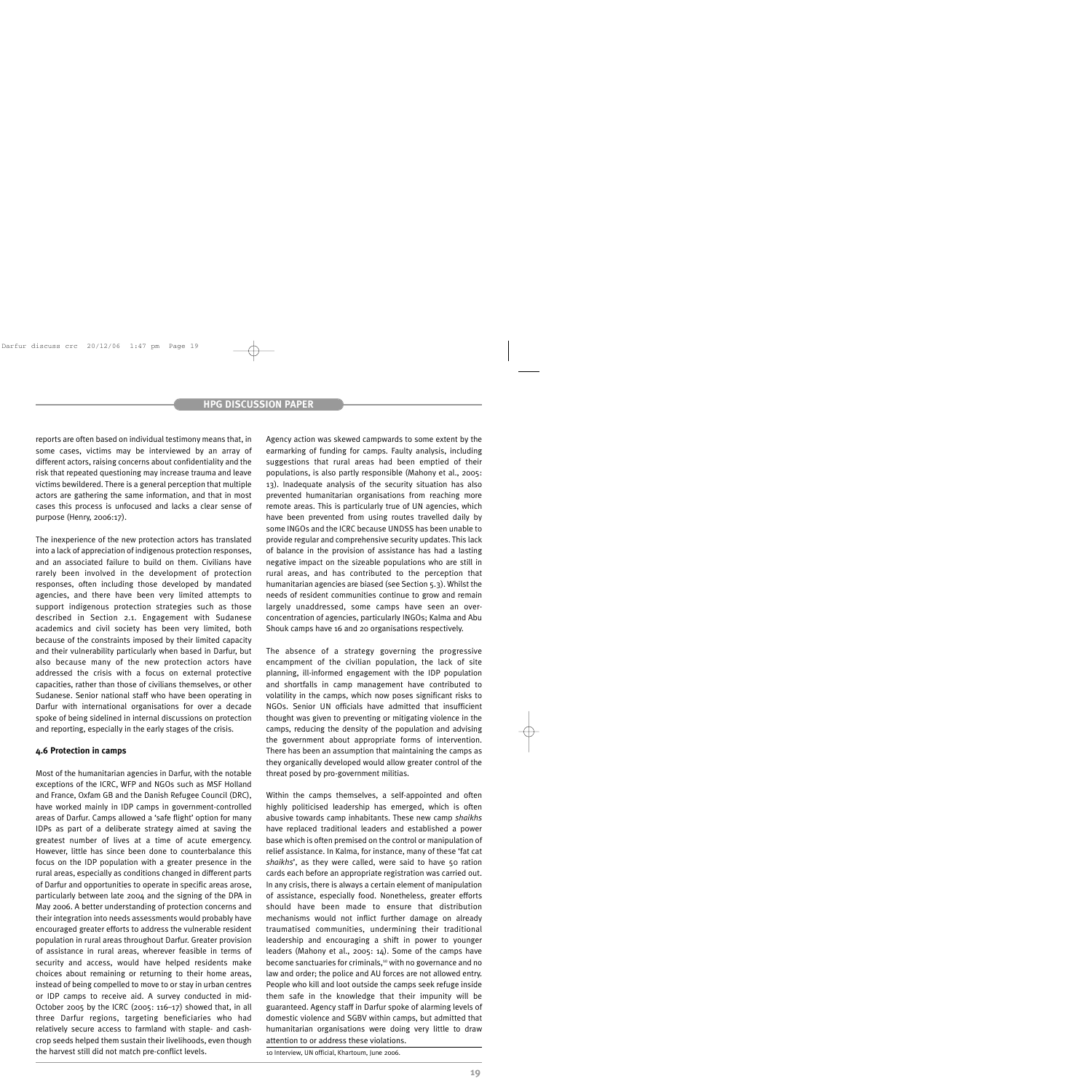reports are often based on individual testimony means that, in some cases, victims may be interviewed by an array of different actors, raising concerns about confidentiality and the risk that repeated questioning may increase trauma and leave victims bewildered. There is a general perception that multiple actors are gathering the same information, and that in most cases this process is unfocused and lacks a clear sense of purpose (Henry, 2006:17).

The inexperience of the new protection actors has translated into a lack of appreciation of indigenous protection responses, and an associated failure to build on them. Civilians have rarely been involved in the development of protection responses, often including those developed by mandated agencies, and there have been very limited attempts to support indigenous protection strategies such as those described in Section 2.1. Engagement with Sudanese academics and civil society has been very limited, both because of the constraints imposed by their limited capacity and their vulnerability particularly when based in Darfur, but also because many of the new protection actors have addressed the crisis with a focus on external protective capacities, rather than those of civilians themselves, or other Sudanese. Senior national staff who have been operating in Darfur with international organisations for over a decade spoke of being sidelined in internal discussions on protection and reporting, especially in the early stages of the crisis.

### 4.6 Protection in camps

Most of the humanitarian agencies in Darfur, with the notable exceptions of the ICRC, WFP and NGOs such as MSF Holland and France, Oxfam GB and the Danish Refugee Council (DRC), have worked mainly in IDP camps in government-controlled areas of Darfur. Camps allowed a 'safe flight' option for many IDPs as part of a deliberate strategy aimed at saving the greatest number of lives at a time of acute emergency. However, little has since been done to counterbalance this focus on the IDP population with a greater presence in the rural areas, especially as conditions changed in different parts of Darfur and opportunities to operate in specific areas arose, particularly between late 2004 and the signing of the DPA in May 2006. A better understanding of protection concerns and their integration into needs assessments would probably have encouraged greater efforts to address the vulnerable resident population in rural areas throughout Darfur. Greater provision of assistance in rural areas, wherever feasible in terms of security and access, would have helped residents make choices about remaining or returning to their home areas, instead of being compelled to move to or stay in urban centres or IDP camps to receive aid. A survey conducted in mid-October 2005 by the ICRC (2005: 116–17) showed that, in all three Darfur regions, targeting beneficiaries who had relatively secure access to farmland with staple- and cash-crop seeds helped them sustain their livelihoods, even though the harvest still did not match pre-conflict levels.

Agency action was skewed campwards to some extent by the earmarking of funding for camps. Faulty analysis, including suggestions that rural areas had been emptied of their populations, is also partly responsible (Mahony et al., 2005: 13). Inadequate analysis of the security situation has also prevented humanitarian organisations from reaching more remote areas. This is particularly true of UN agencies, which have been prevented from using routes travelled daily by some INGOs and the ICRC because UNDSS has been unable to provide regular and comprehensive security updates. This lack of balance in the provision of assistance has had a lasting negative impact on the sizeable populations who are still in rural areas, and has contributed to the perception that humanitarian agencies are biased (see Section 5.3). Whilst the needs of resident communities continue to grow and remain largely unaddressed, some camps have seen an over-concentration of agencies, particularly INGOs; Kalma and Abu Shouk camps have 16 and 20 organisations respectively.

The absence of a strategy governing the progressive encampment of the civilian population, the lack of site planning, ill-informed engagement with the IDP population and shortfalls in camp management have contributed to volatility in the camps, which now poses significant risks to NGOs. Senior UN officials have admitted that insufficient thought was given to preventing or mitigating violence in the camps, reducing the density of the population and advising the government about appropriate forms of intervention. There has been an assumption that maintaining the camps as they organically developed would allow greater control of the threat posed by pro-government militias.

Within the camps themselves, a self-appointed and often highly politicised leadership has emerged, which is often abusive towards camp inhabitants. These new camp *shaikhs* have replaced traditional leaders and established a power base which is often premised on the control or manipulation of relief assistance. In Kalma, for instance, many of these 'fat cat *shaikhs*', as they were called, were said to have 50 ration cards each before an appropriate registration was carried out. In any crisis, there is always a certain element of manipulation of assistance, especially food. Nonetheless, greater efforts should have been made to ensure that distribution mechanisms would not inflict further damage on already traumatised communities, undermining their traditional leadership and encouraging a shift in power to younger leaders (Mahony et al., 2005: 14). Some of the camps have become sanctuaries for criminals,[10] with no governance and no law and order; the police and AU forces are not allowed entry. People who kill and loot outside the camps seek refuge inside them safe in the knowledge that their impunity will be guaranteed. Agency staff in Darfur spoke of alarming levels of domestic violence and SGBV within camps, but admitted that humanitarian organisations were doing very little to draw attention to or address these violations.

10 Interview, UN official, Khartoum, June 2006.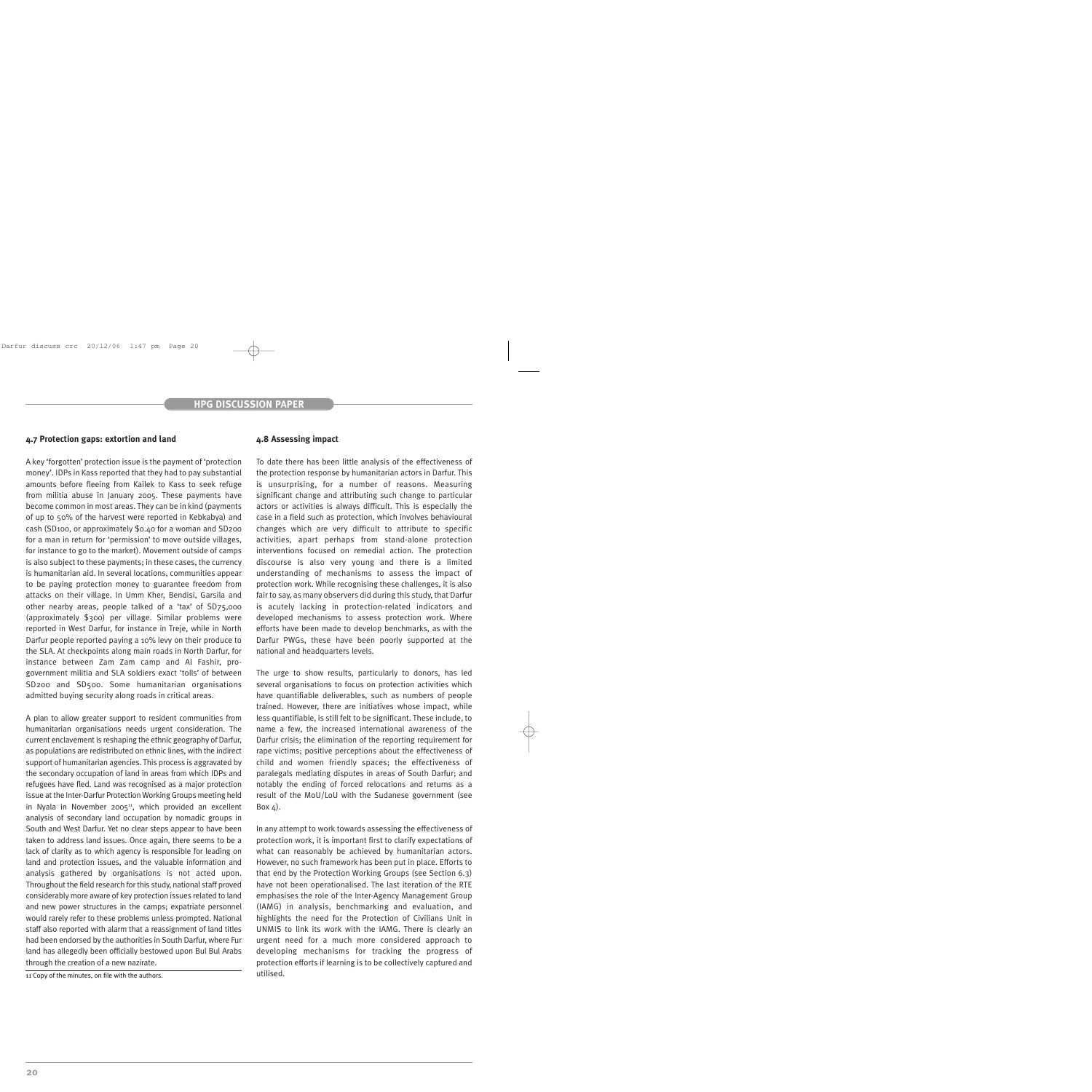### 4.7 Protection gaps: extortion and land

A key 'forgotten' protection issue is the payment of 'protection money'. IDPs in Kass reported that they had to pay substantial amounts before fleeing from Kailek to Kass to seek refuge from militia abuse in January 2005. These payments have become common in most areas. They can be in kind (payments of up to 50% of the harvest were reported in Kebkabya) and cash (SD100, or approximately $0.40 for a woman and SD200 for a man in return for 'permission' to move outside villages, for instance to go to the market). Movement outside of camps is also subject to these payments; in these cases, the currency is humanitarian aid. In several locations, communities appear to be paying protection money to guarantee freedom from attacks on their village. In Umm Kher, Bendisi, Garsila and other nearby areas, people talked of a 'tax' of SD75,000 (approximately $300) per village. Similar problems were reported in West Darfur, for instance in Treje, while in North Darfur people reported paying a 10% levy on their produce to the SLA. At checkpoints along main roads in North Darfur, for instance between Zam Zam camp and Al Fashir, pro-government militia and SLA soldiers exact 'tolls' of between SD200 and SD500. Some humanitarian organisations admitted buying security along roads in critical areas.

A plan to allow greater support to resident communities from humanitarian organisations needs urgent consideration. The current enclavement is reshaping the ethnic geography of Darfur, as populations are redistributed on ethnic lines, with the indirect support of humanitarian agencies. This process is aggravated by the secondary occupation of land in areas from which IDPs and refugees have fled. Land was recognised as a major protection issue at the Inter-Darfur Protection Working Groups meeting held in Nyala in November 2005[11], which provided an excellent analysis of secondary land occupation by nomadic groups in South and West Darfur. Yet no clear steps appear to have been taken to address land issues. Once again, there seems to be a lack of clarity as to which agency is responsible for leading on land and protection issues, and the valuable information and analysis gathered by organisations is not acted upon. Throughout the field research for this study, national staff proved considerably more aware of key protection issues related to land and new power structures in the camps; expatriate personnel would rarely refer to these problems unless prompted. National staff also reported with alarm that a reassignment of land titles had been endorsed by the authorities in South Darfur, where Fur land has allegedly been officially bestowed upon Bul Bul Arabs through the creation of a new nazirate.

11 Copy of the minutes, on file with the authors.

### 4.8 Assessing impact

To date there has been little analysis of the effectiveness of the protection response by humanitarian actors in Darfur. This is unsurprising, for a number of reasons. Measuring significant change and attributing such change to particular actors or activities is always difficult. This is especially the case in a field such as protection, which involves behavioural changes which are very difficult to attribute to specific activities, apart perhaps from stand-alone protection interventions focused on remedial action. The protection discourse is also very young and there is a limited understanding of mechanisms to assess the impact of protection work. While recognising these challenges, it is also fair to say, as many observers did during this study, that Darfur is acutely lacking in protection-related indicators and developed mechanisms to assess protection work. Where efforts have been made to develop benchmarks, as with the Darfur PWGs, these have been poorly supported at the national and headquarters levels.

The urge to show results, particularly to donors, has led several organisations to focus on protection activities which have quantifiable deliverables, such as numbers of people trained. However, there are initiatives whose impact, while less quantifiable, is still felt to be significant. These include, to name a few, the increased international awareness of the Darfur crisis; the elimination of the reporting requirement for rape victims; positive perceptions about the effectiveness of child and women friendly spaces; the effectiveness of paralegals mediating disputes in areas of South Darfur; and notably the ending of forced relocations and returns as a result of the MoU/LoU with the Sudanese government (see Box 4).

In any attempt to work towards assessing the effectiveness of protection work, it is important first to clarify expectations of what can reasonably be achieved by humanitarian actors. However, no such framework has been put in place. Efforts to that end by the Protection Working Groups (see Section 6.3) have not been operationalised. The last iteration of the RTE emphasises the role of the Inter-Agency Management Group (IAMG) in analysis, benchmarking and evaluation, and highlights the need for the Protection of Civilians Unit in UNMIS to link its work with the IAMG. There is clearly an urgent need for a much more considered approach to developing mechanisms for tracking the progress of protection efforts if learning is to be collectively captured and utilised.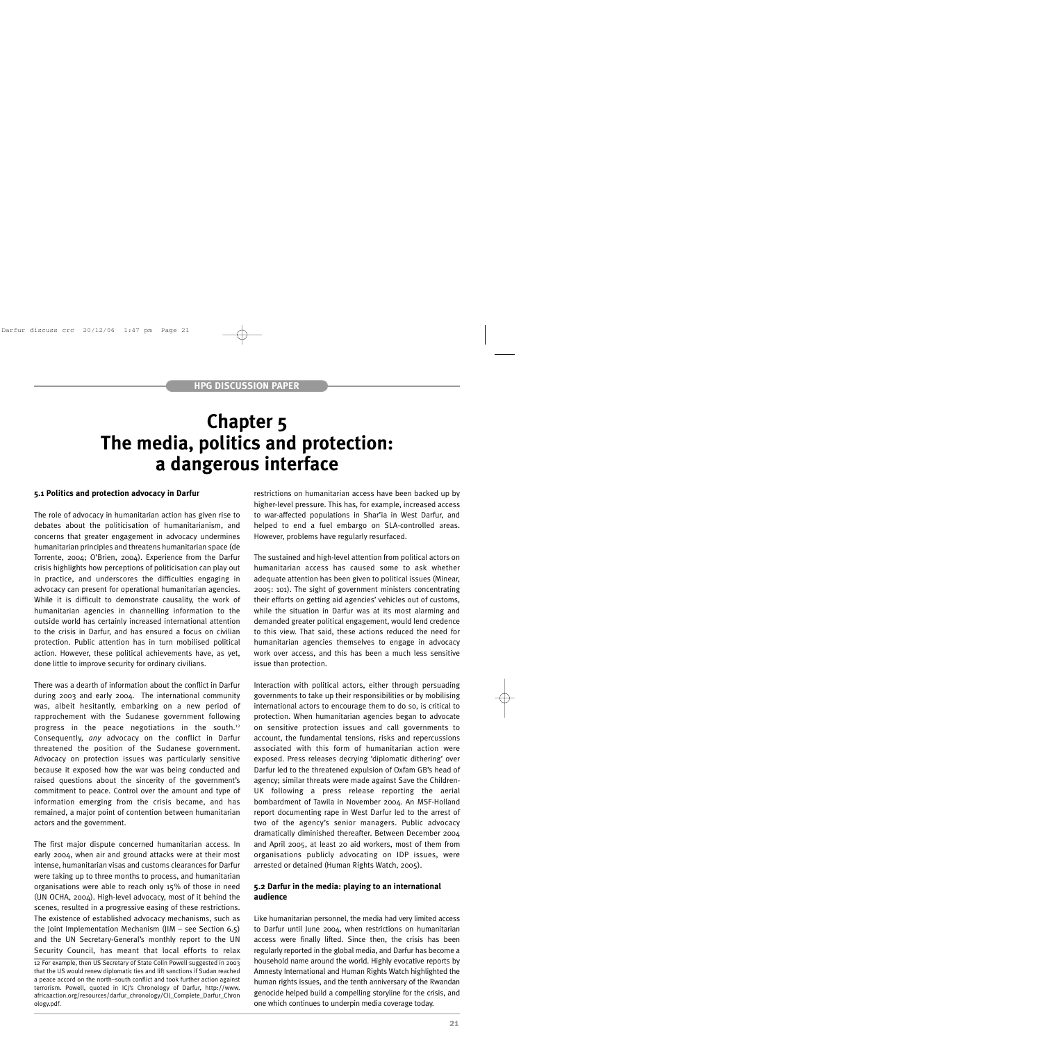# Chapter 5
# The media, politics and protection: a dangerous interface

### 5.1 Politics and protection advocacy in Darfur

The role of advocacy in humanitarian action has given rise to debates about the politicisation of humanitarianism, and concerns that greater engagement in advocacy undermines humanitarian principles and threatens humanitarian space (de Torrente, 2004; O'Brien, 2004). Experience from the Darfur crisis highlights how perceptions of politicisation can play out in practice, and underscores the difficulties engaging in advocacy can present for operational humanitarian agencies. While it is difficult to demonstrate causality, the work of humanitarian agencies in channelling information to the outside world has certainly increased international attention to the crisis in Darfur, and has ensured a focus on civilian protection. Public attention has in turn mobilised political action. However, these political achievements have, as yet, done little to improve security for ordinary civilians.

There was a dearth of information about the conflict in Darfur during 2003 and early 2004. The international community was, albeit hesitantly, embarking on a new period of rapprochement with the Sudanese government following progress in the peace negotiations in the south.[12] Consequently, *any* advocacy on the conflict in Darfur threatened the position of the Sudanese government. Advocacy on protection issues was particularly sensitive because it exposed how the war was being conducted and raised questions about the sincerity of the government's commitment to peace. Control over the amount and type of information emerging from the crisis became, and has remained, a major point of contention between humanitarian actors and the government.

The first major dispute concerned humanitarian access. In early 2004, when air and ground attacks were at their most intense, humanitarian visas and customs clearances for Darfur were taking up to three months to process, and humanitarian organisations were able to reach only 15% of those in need (UN OCHA, 2004). High-level advocacy, most of it behind the scenes, resulted in a progressive easing of these restrictions. The existence of established advocacy mechanisms, such as the Joint Implementation Mechanism (JIM – see Section 6.5) and the UN Secretary-General's monthly report to the UN Security Council, has meant that local efforts to relax restrictions on humanitarian access have been backed up by higher-level pressure. This has, for example, increased access to war-affected populations in Shar'ia in West Darfur, and helped to end a fuel embargo on SLA-controlled areas. However, problems have regularly resurfaced.

The sustained and high-level attention from political actors on humanitarian access has caused some to ask whether adequate attention has been given to political issues (Minear, 2005: 101). The sight of government ministers concentrating their efforts on getting aid agencies' vehicles out of customs, while the situation in Darfur was at its most alarming and demanded greater political engagement, would lend credence to this view. That said, these actions reduced the need for humanitarian agencies themselves to engage in advocacy work over access, and this has been a much less sensitive issue than protection.

Interaction with political actors, either through persuading governments to take up their responsibilities or by mobilising international actors to encourage them to do so, is critical to protection. When humanitarian agencies began to advocate on sensitive protection issues and call governments to account, the fundamental tensions, risks and repercussions associated with this form of humanitarian action were exposed. Press releases decrying 'diplomatic dithering' over Darfur led to the threatened expulsion of Oxfam GB's head of agency; similar threats were made against Save the Children-UK following a press release reporting the aerial bombardment of Tawila in November 2004. An MSF-Holland report documenting rape in West Darfur led to the arrest of two of the agency's senior managers. Public advocacy dramatically diminished thereafter. Between December 2004 and April 2005, at least 20 aid workers, most of them from organisations publicly advocating on IDP issues, were arrested or detained (Human Rights Watch, 2005).

### 5.2 Darfur in the media: playing to an international audience

Like humanitarian personnel, the media had very limited access to Darfur until June 2004, when restrictions on humanitarian access were finally lifted. Since then, the crisis has been regularly reported in the global media, and Darfur has become a household name around the world. Highly evocative reports by Amnesty International and Human Rights Watch highlighted the human rights issues, and the tenth anniversary of the Rwandan genocide helped build a compelling storyline for the crisis, and one which continues to underpin media coverage today.

12 For example, then US Secretary of State Colin Powell suggested in 2003 that the US would renew diplomatic ties and lift sanctions if Sudan reached a peace accord on the north–south conflict and took further action against terrorism. Powell, quoted in ICJ's Chronology of Darfur, http://www.africaaction.org/resources/darfur_chronology/CIJ_Complete_Darfur_Chronology.pdf.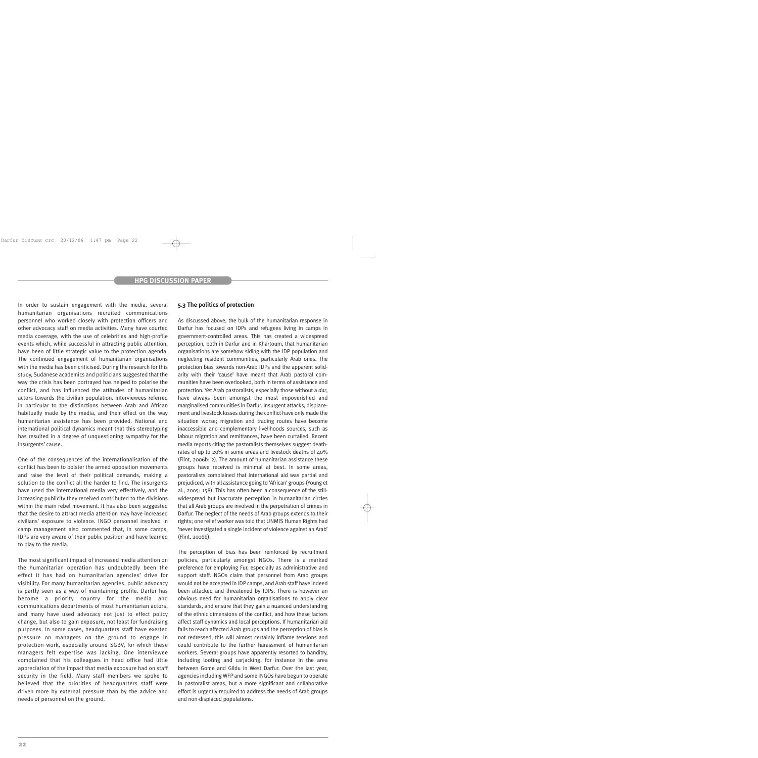In order to sustain engagement with the media, several humanitarian organisations recruited communications personnel who worked closely with protection officers and other advocacy staff on media activities. Many have courted media coverage, with the use of celebrities and high-profile events which, while successful in attracting public attention, have been of little strategic value to the protection agenda. The continued engagement of humanitarian organisations with the media has been criticised. During the research for this study, Sudanese academics and politicians suggested that the way the crisis has been portrayed has helped to polarise the conflict, and has influenced the attitudes of humanitarian actors towards the civilian population. Interviewees referred in particular to the distinctions between Arab and African habitually made by the media, and their effect on the way humanitarian assistance has been provided. National and international political dynamics meant that this stereotyping has resulted in a degree of unquestioning sympathy for the insurgents' cause.

One of the consequences of the internationalisation of the conflict has been to bolster the armed opposition movements and raise the level of their political demands, making a solution to the conflict all the harder to find. The insurgents have used the international media very effectively, and the increasing publicity they received contributed to the divisions within the main rebel movement. It has also been suggested that the desire to attract media attention may have increased civilians' exposure to violence. INGO personnel involved in camp management also commented that, in some camps, IDPs are very aware of their public position and have learned to play to the media.

The most significant impact of increased media attention on the humanitarian operation has undoubtedly been the effect it has had on humanitarian agencies' drive for visibility. For many humanitarian agencies, public advocacy is partly seen as a way of maintaining profile. Darfur has become a priority country for the media and communications departments of most humanitarian actors, and many have used advocacy not just to effect policy change, but also to gain exposure, not least for fundraising purposes. In some cases, headquarters staff have exerted pressure on managers on the ground to engage in protection work, especially around SGBV, for which these managers felt expertise was lacking. One interviewee complained that his colleagues in head office had little appreciation of the impact that media exposure had on staff security in the field. Many staff members we spoke to believed that the priorities of headquarters staff were driven more by external pressure than by the advice and needs of personnel on the ground.

### 5.3 The politics of protection

As discussed above, the bulk of the humanitarian response in Darfur has focused on IDPs and refugees living in camps in government-controlled areas. This has created a widespread perception, both in Darfur and in Khartoum, that humanitarian organisations are somehow siding with the IDP population and neglecting resident communities, particularly Arab ones. The protection bias towards non-Arab IDPs and the apparent solidarity with their 'cause' have meant that Arab pastoral communities have been overlooked, both in terms of assistance and protection. Yet Arab pastoralists, especially those without a *dar*, have always been amongst the most impoverished and marginalised communities in Darfur. Insurgent attacks, displacement and livestock losses during the conflict have only made the situation worse; migration and trading routes have become inaccessible and complementary livelihoods sources, such as labour migration and remittances, have been curtailed. Recent media reports citing the pastoralists themselves suggest death-rates of up to 20% in some areas and livestock deaths of 40% (Flint, 2006b: 2). The amount of humanitarian assistance these groups have received is minimal at best. In some areas, pastoralists complained that international aid was partial and prejudiced, with all assistance going to 'African' groups (Young et al., 2005: 158). This has often been a consequence of the still-widespread but inaccurate perception in humanitarian circles that all Arab groups are involved in the perpetration of crimes in Darfur. The neglect of the needs of Arab groups extends to their rights; one relief worker was told that UNMIS Human Rights had 'never investigated a single incident of violence against an Arab' (Flint, 2006b).

The perception of bias has been reinforced by recruitment policies, particularly amongst NGOs. There is a marked preference for employing Fur, especially as administrative and support staff. NGOs claim that personnel from Arab groups would not be accepted in IDP camps, and Arab staff have indeed been attacked and threatened by IDPs. There is however an obvious need for humanitarian organisations to apply clear standards, and ensure that they gain a nuanced understanding of the ethnic dimensions of the conflict, and how these factors affect staff dynamics and local perceptions. If humanitarian aid fails to reach affected Arab groups and the perception of bias is not redressed, this will almost certainly inflame tensions and could contribute to the further harassment of humanitarian workers. Several groups have apparently resorted to banditry, including looting and carjacking, for instance in the area between Gome and Gildu in West Darfur. Over the last year, agencies including WFP and some INGOs have begun to operate in pastoralist areas, but a more significant and collaborative effort is urgently required to address the needs of Arab groups and non-displaced populations.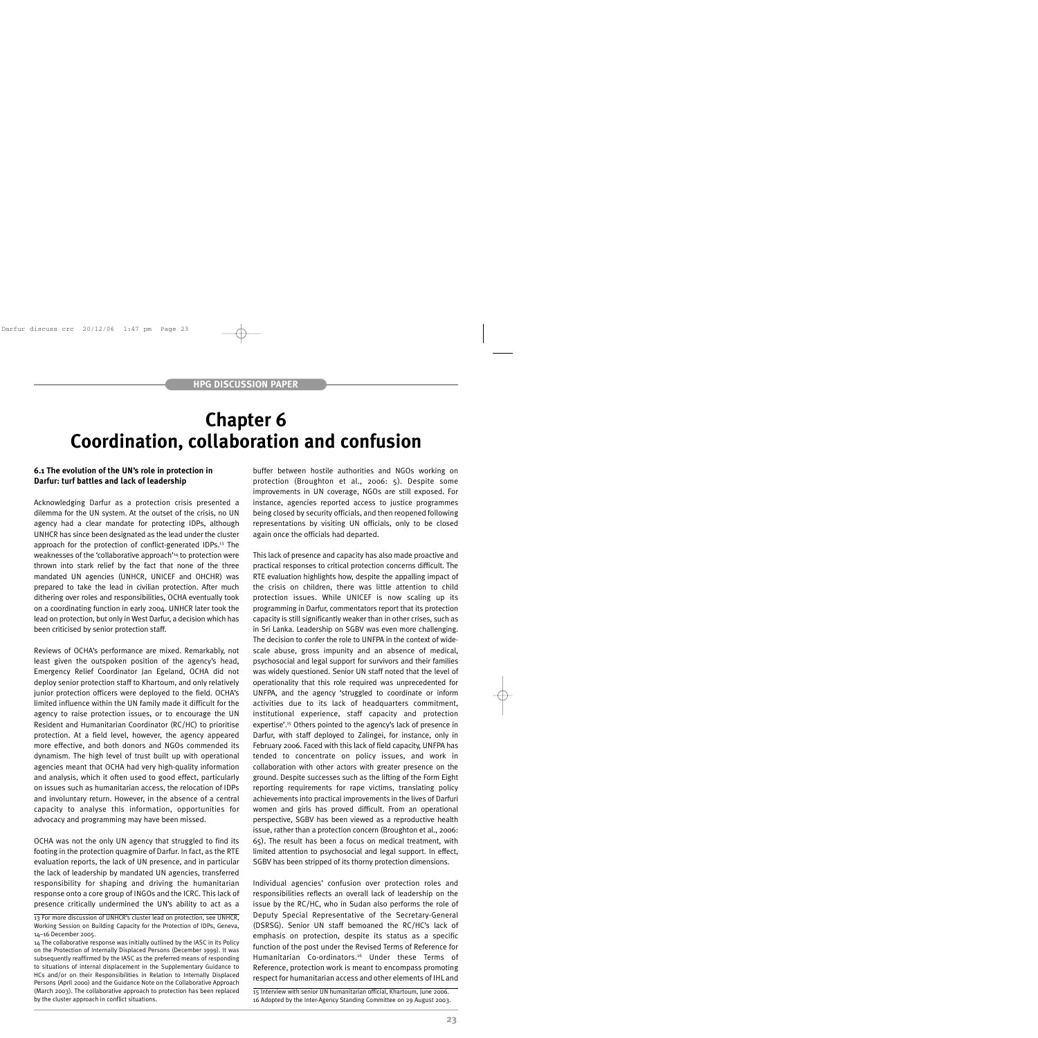# Chapter 6
# Coordination, collaboration and confusion

### 6.1 The evolution of the UN's role in protection in Darfur: turf battles and lack of leadership

Acknowledging Darfur as a protection crisis presented a dilemma for the UN system. At the outset of the crisis, no UN agency had a clear mandate for protecting IDPs, although UNHCR has since been designated as the lead under the cluster approach for the protection of conflict-generated IDPs.[13] The weaknesses of the 'collaborative approach'[14] to protection were thrown into stark relief by the fact that none of the three mandated UN agencies (UNHCR, UNICEF and OHCHR) was prepared to take the lead in civilian protection. After much dithering over roles and responsibilities, OCHA eventually took on a coordinating function in early 2004. UNHCR later took the lead on protection, but only in West Darfur, a decision which has been criticised by senior protection staff.

Reviews of OCHA's performance are mixed. Remarkably, not least given the outspoken position of the agency's head, Emergency Relief Coordinator Jan Egeland, OCHA did not deploy senior protection staff to Khartoum, and only relatively junior protection officers were deployed to the field. OCHA's limited influence within the UN family made it difficult for the agency to raise protection issues, or to encourage the UN Resident and Humanitarian Coordinator (RC/HC) to prioritise protection. At a field level, however, the agency appeared more effective, and both donors and NGOs commended its dynamism. The high level of trust built up with operational agencies meant that OCHA had very high-quality information and analysis, which it often used to good effect, particularly on issues such as humanitarian access, the relocation of IDPs and involuntary return. However, in the absence of a central capacity to analyse this information, opportunities for advocacy and programming may have been missed.

OCHA was not the only UN agency that struggled to find its footing in the protection quagmire of Darfur. In fact, as the RTE evaluation reports, the lack of UN presence, and in particular the lack of leadership by mandated UN agencies, transferred responsibility for shaping and driving the humanitarian response onto a core group of INGOs and the ICRC. This lack of presence critically undermined the UN's ability to act as a buffer between hostile authorities and NGOs working on protection (Broughton et al., 2006: 5). Despite some improvements in UN coverage, NGOs are still exposed. For instance, agencies reported access to justice programmes being closed by security officials, and then reopened following representations by visiting UN officials, only to be closed again once the officials had departed.

This lack of presence and capacity has also made proactive and practical responses to critical protection concerns difficult. The RTE evaluation highlights how, despite the appalling impact of the crisis on children, there was little attention to child protection issues. While UNICEF is now scaling up its programming in Darfur, commentators report that its protection capacity is still significantly weaker than in other crises, such as in Sri Lanka. Leadership on SGBV was even more challenging. The decision to confer the role to UNFPA in the context of wide-scale abuse, gross impunity and an absence of medical, psychosocial and legal support for survivors and their families was widely questioned. Senior UN staff noted that the level of operationality that this role required was unprecedented for UNFPA, and the agency 'struggled to coordinate or inform activities due to its lack of headquarters commitment, institutional experience, staff capacity and protection expertise'.[15] Others pointed to the agency's lack of presence in Darfur, with staff deployed to Zalingei, for instance, only in February 2006. Faced with this lack of field capacity, UNFPA has tended to concentrate on policy issues, and work in collaboration with other actors with greater presence on the ground. Despite successes such as the lifting of the Form Eight reporting requirements for rape victims, translating policy achievements into practical improvements in the lives of Darfuri women and girls has proved difficult. From an operational perspective, SGBV has been viewed as a reproductive health issue, rather than a protection concern (Broughton et al., 2006: 65). The result has been a focus on medical treatment, with limited attention to psychosocial and legal support. In effect, SGBV has been stripped of its thorny protection dimensions.

Individual agencies' confusion over protection roles and responsibilities reflects an overall lack of leadership on the issue by the RC/HC, who in Sudan also performs the role of Deputy Special Representative of the Secretary-General (DSRSG). Senior UN staff bemoaned the RC/HC's lack of emphasis on protection, despite its status as a specific function of the post under the Revised Terms of Reference for Humanitarian Co-ordinators.[16] Under these Terms of Reference, protection work is meant to encompass promoting respect for humanitarian access and other elements of IHL and

---

13 For more discussion of UNHCR's cluster lead on protection, see UNHCR, Working Session on Building Capacity for the Protection of IDPs, Geneva, 14–16 December 2005.

14 The collaborative response was initially outlined by the IASC in its Policy on the Protection of Internally Displaced Persons (December 1999). It was subsequently reaffirmed by the IASC as the preferred means of responding to situations of internal displacement in the Supplementary Guidance to HCs and/or on their Responsibilities in Relation to Internally Displaced Persons (April 2000) and the Guidance Note on the Collaborative Approach (March 2003). The collaborative approach to protection has been replaced by the cluster approach in conflict situations.

15 Interview with senior UN humanitarian official, Khartoum, June 2006.

16 Adopted by the Inter-Agency Standing Committee on 29 August 2003.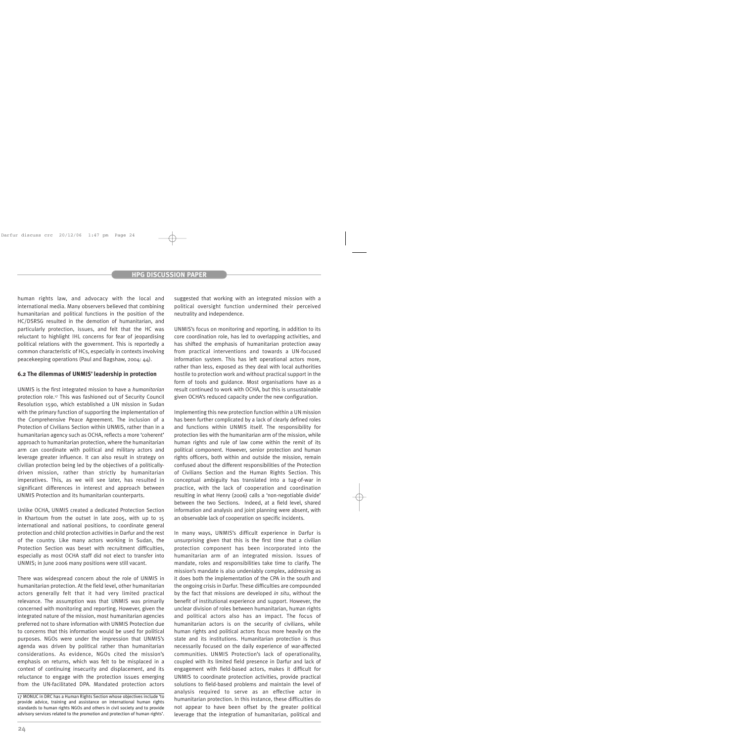human rights law, and advocacy with the local and international media. Many observers believed that combining humanitarian and political functions in the position of the HC/DSRSG resulted in the demotion of humanitarian, and particularly protection, issues, and felt that the HC was reluctant to highlight IHL concerns for fear of jeopardising political relations with the government. This is reportedly a common characteristic of HCs, especially in contexts involving peacekeeping operations (Paul and Bagshaw, 2004: 44).

### 6.2 The dilemmas of UNMIS' leadership in protection

UNMIS is the first integrated mission to have a *humanitarian* protection role.[17] This was fashioned out of Security Council Resolution 1590, which established a UN mission in Sudan with the primary function of supporting the implementation of the Comprehensive Peace Agreement. The inclusion of a Protection of Civilians Section within UNMIS, rather than in a humanitarian agency such as OCHA, reflects a more 'coherent' approach to humanitarian protection, where the humanitarian arm can coordinate with political and military actors and leverage greater influence. It can also result in strategy on civilian protection being led by the objectives of a politically-driven mission, rather than strictly by humanitarian imperatives. This, as we will see later, has resulted in significant differences in interest and approach between UNMIS Protection and its humanitarian counterparts.

Unlike OCHA, UNMIS created a dedicated Protection Section in Khartoum from the outset in late 2005, with up to 15 international and national positions, to coordinate general protection and child protection activities in Darfur and the rest of the country. Like many actors working in Sudan, the Protection Section was beset with recruitment difficulties, especially as most OCHA staff did not elect to transfer into UNMIS; in June 2006 many positions were still vacant.

There was widespread concern about the role of UNMIS in humanitarian protection. At the field level, other humanitarian actors generally felt that it had very limited practical relevance. The assumption was that UNMIS was primarily concerned with monitoring and reporting. However, given the integrated nature of the mission, most humanitarian agencies preferred not to share information with UNMIS Protection due to concerns that this information would be used for political purposes. NGOs were under the impression that UNMIS's agenda was driven by political rather than humanitarian considerations. As evidence, NGOs cited the mission's emphasis on returns, which was felt to be misplaced in a context of continuing insecurity and displacement, and its reluctance to engage with the protection issues emerging from the UN-facilitated DPA. Mandated protection actors suggested that working with an integrated mission with a political oversight function undermined their perceived neutrality and independence.

UNMIS's focus on monitoring and reporting, in addition to its core coordination role, has led to overlapping activities, and has shifted the emphasis of humanitarian protection away from practical interventions and towards a UN-focused information system. This has left operational actors more, rather than less, exposed as they deal with local authorities hostile to protection work and without practical support in the form of tools and guidance. Most organisations have as a result continued to work with OCHA, but this is unsustainable given OCHA's reduced capacity under the new configuration.

Implementing this new protection function within a UN mission has been further complicated by a lack of clearly defined roles and functions within UNMIS itself. The responsibility for protection lies with the humanitarian arm of the mission, while human rights and rule of law come within the remit of its political component. However, senior protection and human rights officers, both within and outside the mission, remain confused about the different responsibilities of the Protection of Civilians Section and the Human Rights Section. This conceptual ambiguity has translated into a tug-of-war in practice, with the lack of cooperation and coordination resulting in what Henry (2006) calls a 'non-negotiable divide' between the two Sections. Indeed, at a field level, shared information and analysis and joint planning were absent, with an observable lack of cooperation on specific incidents.

In many ways, UNMIS's difficult experience in Darfur is unsurprising given that this is the first time that a civilian protection component has been incorporated into the humanitarian arm of an integrated mission. Issues of mandate, roles and responsibilities take time to clarify. The mission's mandate is also undeniably complex, addressing as it does both the implementation of the CPA in the south and the ongoing crisis in Darfur. These difficulties are compounded by the fact that missions are developed *in situ*, without the benefit of institutional experience and support. However, the unclear division of roles between humanitarian, human rights and political actors also has an impact. The focus of humanitarian actors is on the security of civilians, while human rights and political actors focus more heavily on the state and its institutions. Humanitarian protection is thus necessarily focused on the daily experience of war-affected communities. UNMIS Protection's lack of operationality, coupled with its limited field presence in Darfur and lack of engagement with field-based actors, makes it difficult for UNMIS to coordinate protection activities, provide practical solutions to field-based problems and maintain the level of analysis required to serve as an effective actor in humanitarian protection. In this instance, these difficulties do not appear to have been offset by the greater political leverage that the integration of humanitarian, political and

---

17 MONUC in DRC has a Human Rights Section whose objectives include 'to provide advice, training and assistance on international human rights standards to human rights NGOs and others in civil society and to provide advisory services related to the promotion and protection of human rights'.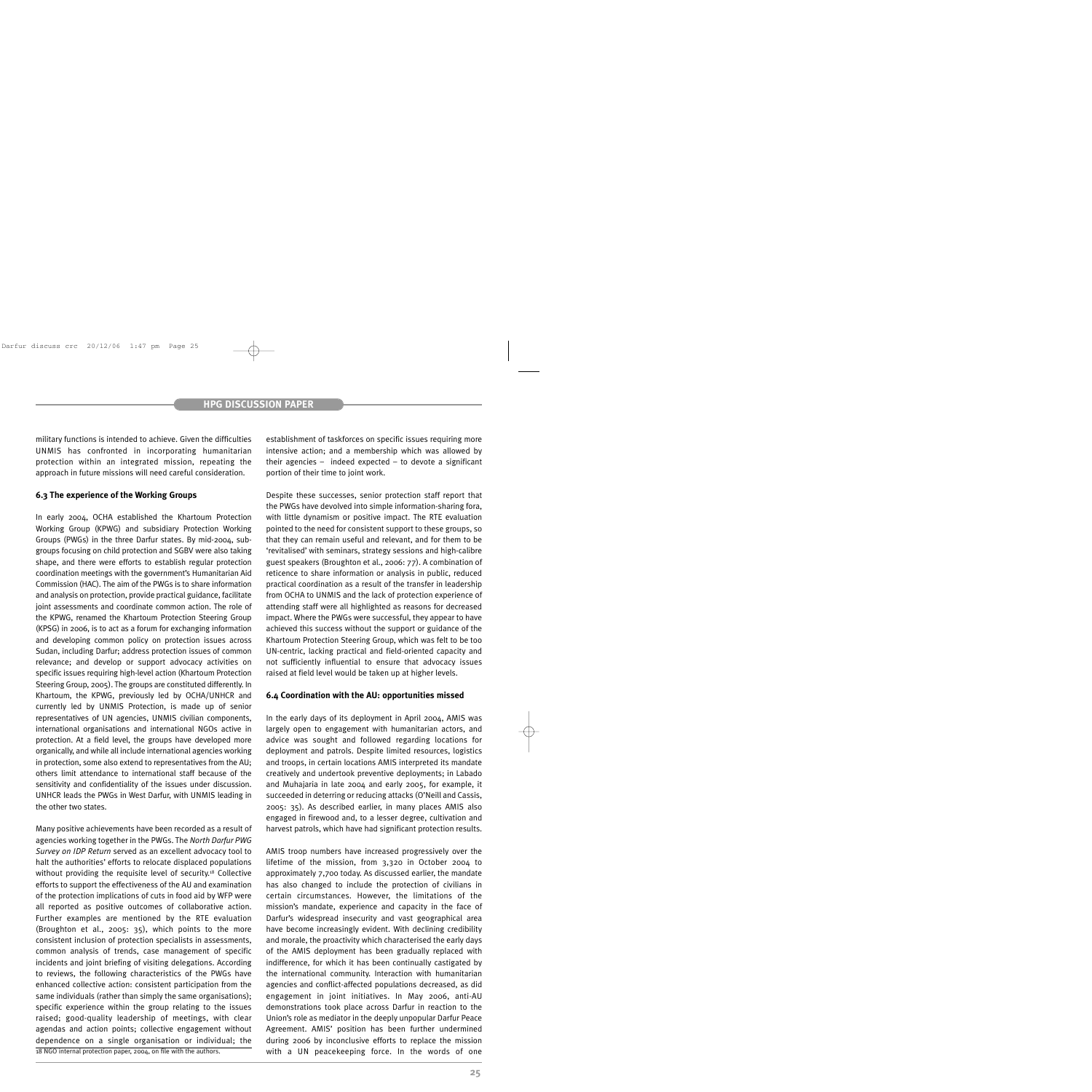military functions is intended to achieve. Given the difficulties UNMIS has confronted in incorporating humanitarian protection within an integrated mission, repeating the approach in future missions will need careful consideration.

### 6.3 The experience of the Working Groups

In early 2004, OCHA established the Khartoum Protection Working Group (KPWG) and subsidiary Protection Working Groups (PWGs) in the three Darfur states. By mid-2004, sub-groups focusing on child protection and SGBV were also taking shape, and there were efforts to establish regular protection coordination meetings with the government's Humanitarian Aid Commission (HAC). The aim of the PWGs is to share information and analysis on protection, provide practical guidance, facilitate joint assessments and coordinate common action. The role of the KPWG, renamed the Khartoum Protection Steering Group (KPSG) in 2006, is to act as a forum for exchanging information and developing common policy on protection issues across Sudan, including Darfur; address protection issues of common relevance; and develop or support advocacy activities on specific issues requiring high-level action (Khartoum Protection Steering Group, 2005). The groups are constituted differently. In Khartoum, the KPWG, previously led by OCHA/UNHCR and currently led by UNMIS Protection, is made up of senior representatives of UN agencies, UNMIS civilian components, international organisations and international NGOs active in protection. At a field level, the groups have developed more organically, and while all include international agencies working in protection, some also extend to representatives from the AU; others limit attendance to international staff because of the sensitivity and confidentiality of the issues under discussion. UNHCR leads the PWGs in West Darfur, with UNMIS leading in the other two states.

Many positive achievements have been recorded as a result of agencies working together in the PWGs. The *North Darfur PWG Survey on IDP Return* served as an excellent advocacy tool to halt the authorities' efforts to relocate displaced populations without providing the requisite level of security.[18] Collective efforts to support the effectiveness of the AU and examination of the protection implications of cuts in food aid by WFP were all reported as positive outcomes of collaborative action. Further examples are mentioned by the RTE evaluation (Broughton et al., 2005: 35), which points to the more consistent inclusion of protection specialists in assessments, common analysis of trends, case management of specific incidents and joint briefing of visiting delegations. According to reviews, the following characteristics of the PWGs have enhanced collective action: consistent participation from the same individuals (rather than simply the same organisations); specific experience within the group relating to the issues raised; good-quality leadership of meetings, with clear agendas and action points; collective engagement without dependence on a single organisation or individual; the establishment of taskforces on specific issues requiring more intensive action; and a membership which was allowed by their agencies – indeed expected – to devote a significant portion of their time to joint work.

Despite these successes, senior protection staff report that the PWGs have devolved into simple information-sharing fora, with little dynamism or positive impact. The RTE evaluation pointed to the need for consistent support to these groups, so that they can remain useful and relevant, and for them to be 'revitalised' with seminars, strategy sessions and high-calibre guest speakers (Broughton et al., 2006: 77). A combination of reticence to share information or analysis in public, reduced practical coordination as a result of the transfer in leadership from OCHA to UNMIS and the lack of protection experience of attending staff were all highlighted as reasons for decreased impact. Where the PWGs were successful, they appear to have achieved this success without the support or guidance of the Khartoum Protection Steering Group, which was felt to be too UN-centric, lacking practical and field-oriented capacity and not sufficiently influential to ensure that advocacy issues raised at field level would be taken up at higher levels.

### 6.4 Coordination with the AU: opportunities missed

In the early days of its deployment in April 2004, AMIS was largely open to engagement with humanitarian actors, and advice was sought and followed regarding locations for deployment and patrols. Despite limited resources, logistics and troops, in certain locations AMIS interpreted its mandate creatively and undertook preventive deployments; in Labado and Muhajaria in late 2004 and early 2005, for example, it succeeded in deterring or reducing attacks (O'Neill and Cassis, 2005: 35). As described earlier, in many places AMIS also engaged in firewood and, to a lesser degree, cultivation and harvest patrols, which have had significant protection results.

AMIS troop numbers have increased progressively over the lifetime of the mission, from 3,320 in October 2004 to approximately 7,700 today. As discussed earlier, the mandate has also changed to include the protection of civilians in certain circumstances. However, the limitations of the mission's mandate, experience and capacity in the face of Darfur's widespread insecurity and vast geographical area have become increasingly evident. With declining credibility and morale, the proactivity which characterised the early days of the AMIS deployment has been gradually replaced with indifference, for which it has been continually castigated by the international community. Interaction with humanitarian agencies and conflict-affected populations decreased, as did engagement in joint initiatives. In May 2006, anti-AU demonstrations took place across Darfur in reaction to the Union's role as mediator in the deeply unpopular Darfur Peace Agreement. AMIS' position has been further undermined during 2006 by inconclusive efforts to replace the mission with a UN peacekeeping force. In the words of one

18 NGO internal protection paper, 2004, on file with the authors.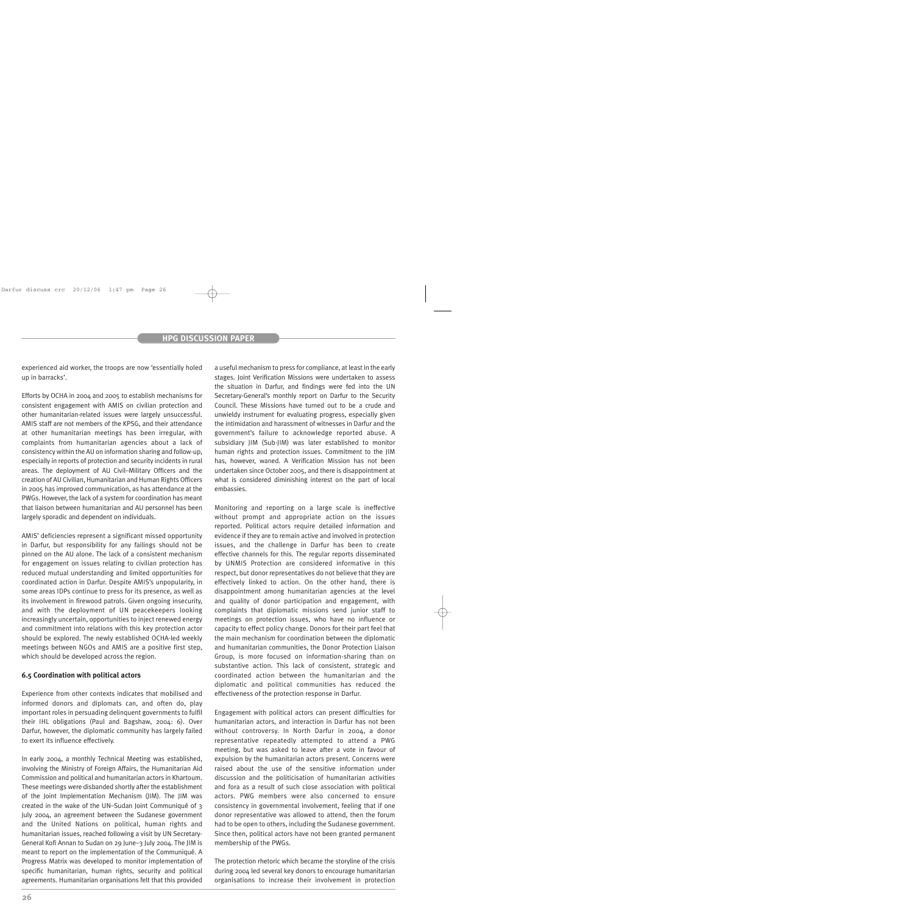experienced aid worker, the troops are now 'essentially holed up in barracks'.

Efforts by OCHA in 2004 and 2005 to establish mechanisms for consistent engagement with AMIS on civilian protection and other humanitarian-related issues were largely unsuccessful. AMIS staff are not members of the KPSG, and their attendance at other humanitarian meetings has been irregular, with complaints from humanitarian agencies about a lack of consistency within the AU on information sharing and follow-up, especially in reports of protection and security incidents in rural areas. The deployment of AU Civil–Military Officers and the creation of AU Civilian, Humanitarian and Human Rights Officers in 2005 has improved communication, as has attendance at the PWGs. However, the lack of a system for coordination has meant that liaison between humanitarian and AU personnel has been largely sporadic and dependent on individuals.

AMIS' deficiencies represent a significant missed opportunity in Darfur, but responsibility for any failings should not be pinned on the AU alone. The lack of a consistent mechanism for engagement on issues relating to civilian protection has reduced mutual understanding and limited opportunities for coordinated action in Darfur. Despite AMIS's unpopularity, in some areas IDPs continue to press for its presence, as well as its involvement in firewood patrols. Given ongoing insecurity, and with the deployment of UN peacekeepers looking increasingly uncertain, opportunities to inject renewed energy and commitment into relations with this key protection actor should be explored. The newly established OCHA-led weekly meetings between NGOs and AMIS are a positive first step, which should be developed across the region.

### 6.5 Coordination with political actors

Experience from other contexts indicates that mobilised and informed donors and diplomats can, and often do, play important roles in persuading delinquent governments to fulfil their IHL obligations (Paul and Bagshaw, 2004: 6). Over Darfur, however, the diplomatic community has largely failed to exert its influence effectively.

In early 2004, a monthly Technical Meeting was established, involving the Ministry of Foreign Affairs, the Humanitarian Aid Commission and political and humanitarian actors in Khartoum. These meetings were disbanded shortly after the establishment of the Joint Implementation Mechanism (JIM). The JIM was created in the wake of the UN–Sudan Joint Communiqué of 3 July 2004, an agreement between the Sudanese government and the United Nations on political, human rights and humanitarian issues, reached following a visit by UN Secretary-General Kofi Annan to Sudan on 29 June–3 July 2004. The JIM is meant to report on the implementation of the Communiqué. A Progress Matrix was developed to monitor implementation of specific humanitarian, human rights, security and political agreements. Humanitarian organisations felt that this provided a useful mechanism to press for compliance, at least in the early stages. Joint Verification Missions were undertaken to assess the situation in Darfur, and findings were fed into the UN Secretary-General's monthly report on Darfur to the Security Council. These Missions have turned out to be a crude and unwieldy instrument for evaluating progress, especially given the intimidation and harassment of witnesses in Darfur and the government's failure to acknowledge reported abuse. A subsidiary JIM (Sub-JIM) was later established to monitor human rights and protection issues. Commitment to the JIM has, however, waned. A Verification Mission has not been undertaken since October 2005, and there is disappointment at what is considered diminishing interest on the part of local embassies.

Monitoring and reporting on a large scale is ineffective without prompt and appropriate action on the issues reported. Political actors require detailed information and evidence if they are to remain active and involved in protection issues, and the challenge in Darfur has been to create effective channels for this. The regular reports disseminated by UNMIS Protection are considered informative in this respect, but donor representatives do not believe that they are effectively linked to action. On the other hand, there is disappointment among humanitarian agencies at the level and quality of donor participation and engagement, with complaints that diplomatic missions send junior staff to meetings on protection issues, who have no influence or capacity to effect policy change. Donors for their part feel that the main mechanism for coordination between the diplomatic and humanitarian communities, the Donor Protection Liaison Group, is more focused on information-sharing than on substantive action. This lack of consistent, strategic and coordinated action between the humanitarian and the diplomatic and political communities has reduced the effectiveness of the protection response in Darfur.

Engagement with political actors can present difficulties for humanitarian actors, and interaction in Darfur has not been without controversy. In North Darfur in 2004, a donor representative repeatedly attempted to attend a PWG meeting, but was asked to leave after a vote in favour of expulsion by the humanitarian actors present. Concerns were raised about the use of the sensitive information under discussion and the politicisation of humanitarian activities and fora as a result of such close association with political actors. PWG members were also concerned to ensure consistency in governmental involvement, feeling that if one donor representative was allowed to attend, then the forum had to be open to others, including the Sudanese government. Since then, political actors have not been granted permanent membership of the PWGs.

The protection rhetoric which became the storyline of the crisis during 2004 led several key donors to encourage humanitarian organisations to increase their involvement in protection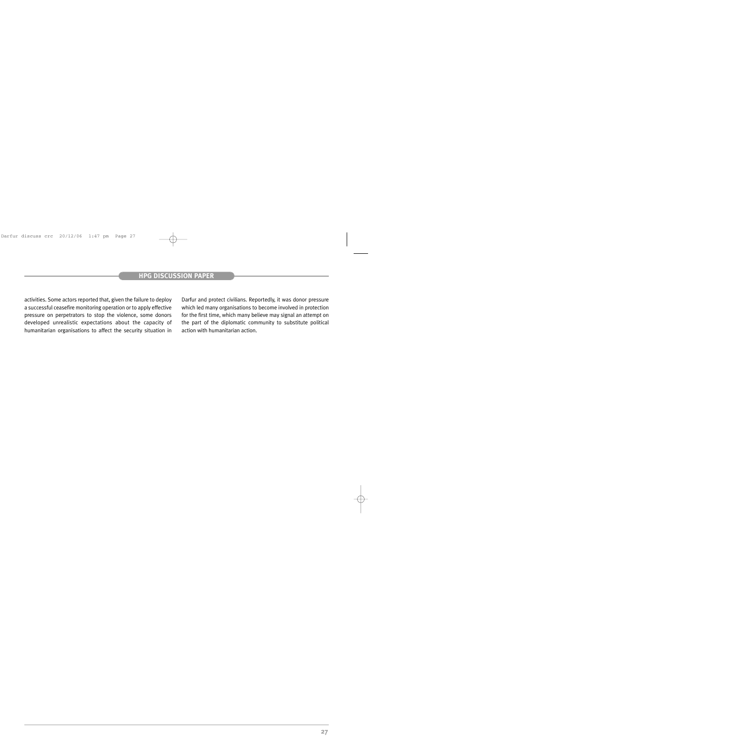activities. Some actors reported that, given the failure to deploy a successful ceasefire monitoring operation or to apply effective pressure on perpetrators to stop the violence, some donors developed unrealistic expectations about the capacity of humanitarian organisations to affect the security situation in Darfur and protect civilians. Reportedly, it was donor pressure which led many organisations to become involved in protection for the first time, which many believe may signal an attempt on the part of the diplomatic community to substitute political action with humanitarian action.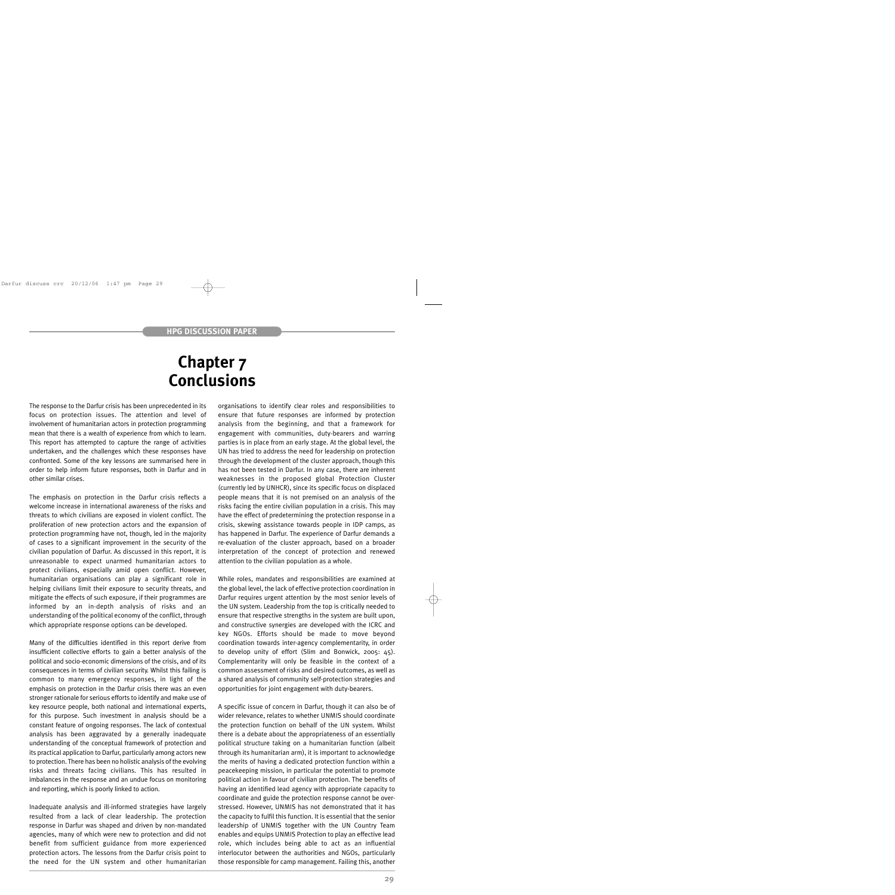# Chapter 7
# Conclusions

The response to the Darfur crisis has been unprecedented in its focus on protection issues. The attention and level of involvement of humanitarian actors in protection programming mean that there is a wealth of experience from which to learn. This report has attempted to capture the range of activities undertaken, and the challenges which these responses have confronted. Some of the key lessons are summarised here in order to help inform future responses, both in Darfur and in other similar crises.

The emphasis on protection in the Darfur crisis reflects a welcome increase in international awareness of the risks and threats to which civilians are exposed in violent conflict. The proliferation of new protection actors and the expansion of protection programming have not, though, led in the majority of cases to a significant improvement in the security of the civilian population of Darfur. As discussed in this report, it is unreasonable to expect unarmed humanitarian actors to protect civilians, especially amid open conflict. However, humanitarian organisations can play a significant role in helping civilians limit their exposure to security threats, and mitigate the effects of such exposure, if their programmes are informed by an in-depth analysis of risks and an understanding of the political economy of the conflict, through which appropriate response options can be developed.

Many of the difficulties identified in this report derive from insufficient collective efforts to gain a better analysis of the political and socio-economic dimensions of the crisis, and of its consequences in terms of civilian security. Whilst this failing is common to many emergency responses, in light of the emphasis on protection in the Darfur crisis there was an even stronger rationale for serious efforts to identify and make use of key resource people, both national and international experts, for this purpose. Such investment in analysis should be a constant feature of ongoing responses. The lack of contextual analysis has been aggravated by a generally inadequate understanding of the conceptual framework of protection and its practical application to Darfur, particularly among actors new to protection. There has been no holistic analysis of the evolving risks and threats facing civilians. This has resulted in imbalances in the response and an undue focus on monitoring and reporting, which is poorly linked to action.

Inadequate analysis and ill-informed strategies have largely resulted from a lack of clear leadership. The protection response in Darfur was shaped and driven by non-mandated agencies, many of which were new to protection and did not benefit from sufficient guidance from more experienced protection actors. The lessons from the Darfur crisis point to the need for the UN system and other humanitarian organisations to identify clear roles and responsibilities to ensure that future responses are informed by protection analysis from the beginning, and that a framework for engagement with communities, duty-bearers and warring parties is in place from an early stage. At the global level, the UN has tried to address the need for leadership on protection through the development of the cluster approach, though this has not been tested in Darfur. In any case, there are inherent weaknesses in the proposed global Protection Cluster (currently led by UNHCR), since its specific focus on displaced people means that it is not premised on an analysis of the risks facing the entire civilian population in a crisis. This may have the effect of predetermining the protection response in a crisis, skewing assistance towards people in IDP camps, as has happened in Darfur. The experience of Darfur demands a re-evaluation of the cluster approach, based on a broader interpretation of the concept of protection and renewed attention to the civilian population as a whole.

While roles, mandates and responsibilities are examined at the global level, the lack of effective protection coordination in Darfur requires urgent attention by the most senior levels of the UN system. Leadership from the top is critically needed to ensure that respective strengths in the system are built upon, and constructive synergies are developed with the ICRC and key NGOs. Efforts should be made to move beyond coordination towards inter-agency complementarity, in order to develop unity of effort (Slim and Bonwick, 2005: 45). Complementarity will only be feasible in the context of a common assessment of risks and desired outcomes, as well as a shared analysis of community self-protection strategies and opportunities for joint engagement with duty-bearers.

A specific issue of concern in Darfur, though it can also be of wider relevance, relates to whether UNMIS should coordinate the protection function on behalf of the UN system. Whilst there is a debate about the appropriateness of an essentially political structure taking on a humanitarian function (albeit through its humanitarian arm), it is important to acknowledge the merits of having a dedicated protection function within a peacekeeping mission, in particular the potential to promote political action in favour of civilian protection. The benefits of having an identified lead agency with appropriate capacity to coordinate and guide the protection response cannot be over-stressed. However, UNMIS has not demonstrated that it has the capacity to fulfil this function. It is essential that the senior leadership of UNMIS together with the UN Country Team enables and equips UNMIS Protection to play an effective lead role, which includes being able to act as an influential interlocutor between the authorities and NGOs, particularly those responsible for camp management. Failing this, another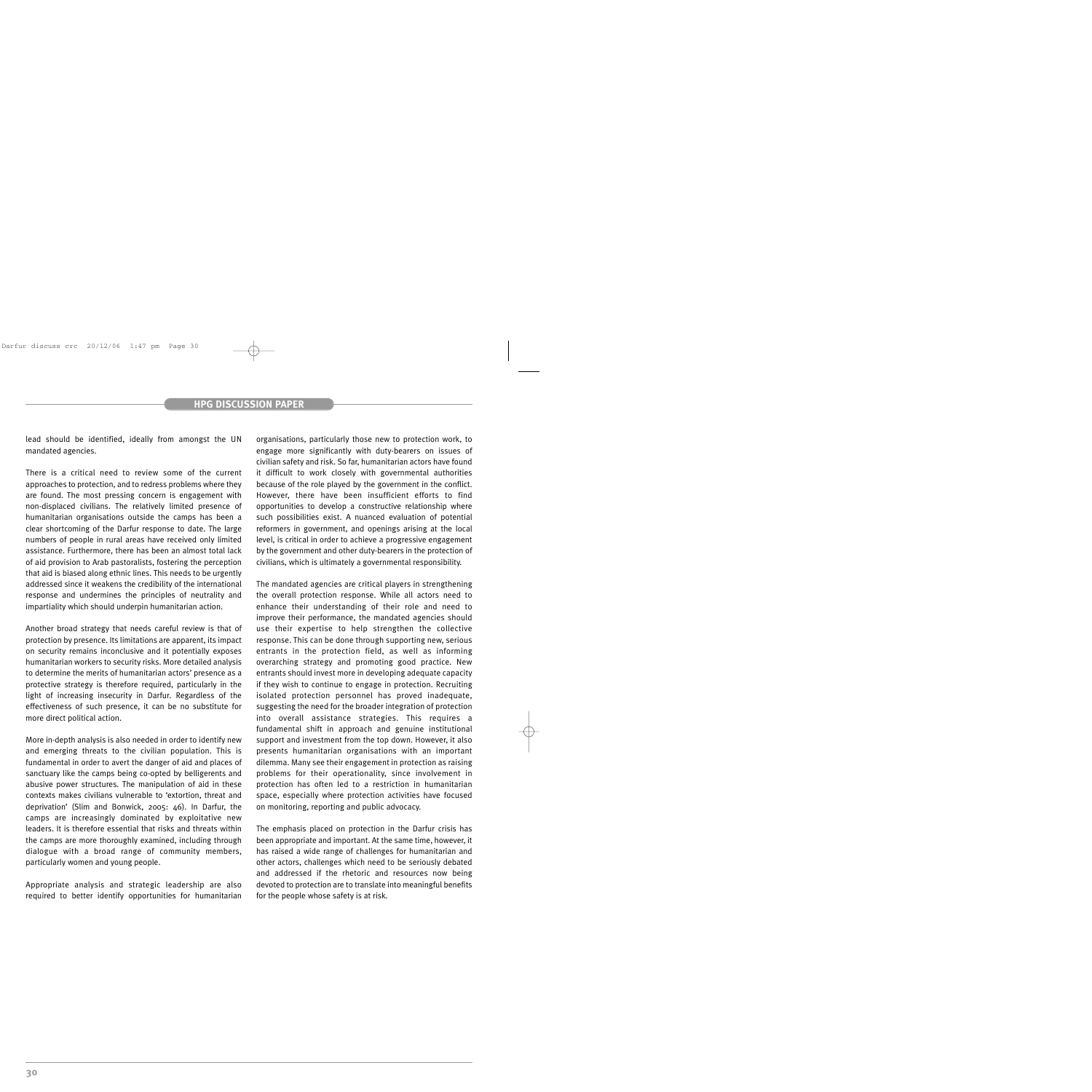lead should be identified, ideally from amongst the UN mandated agencies.

There is a critical need to review some of the current approaches to protection, and to redress problems where they are found. The most pressing concern is engagement with non-displaced civilians. The relatively limited presence of humanitarian organisations outside the camps has been a clear shortcoming of the Darfur response to date. The large numbers of people in rural areas have received only limited assistance. Furthermore, there has been an almost total lack of aid provision to Arab pastoralists, fostering the perception that aid is biased along ethnic lines. This needs to be urgently addressed since it weakens the credibility of the international response and undermines the principles of neutrality and impartiality which should underpin humanitarian action.

Another broad strategy that needs careful review is that of protection by presence. Its limitations are apparent, its impact on security remains inconclusive and it potentially exposes humanitarian workers to security risks. More detailed analysis to determine the merits of humanitarian actors' presence as a protective strategy is therefore required, particularly in the light of increasing insecurity in Darfur. Regardless of the effectiveness of such presence, it can be no substitute for more direct political action.

More in-depth analysis is also needed in order to identify new and emerging threats to the civilian population. This is fundamental in order to avert the danger of aid and places of sanctuary like the camps being co-opted by belligerents and abusive power structures. The manipulation of aid in these contexts makes civilians vulnerable to 'extortion, threat and deprivation' (Slim and Bonwick, 2005: 46). In Darfur, the camps are increasingly dominated by exploitative new leaders. It is therefore essential that risks and threats within the camps are more thoroughly examined, including through dialogue with a broad range of community members, particularly women and young people.

Appropriate analysis and strategic leadership are also required to better identify opportunities for humanitarian organisations, particularly those new to protection work, to engage more significantly with duty-bearers on issues of civilian safety and risk. So far, humanitarian actors have found it difficult to work closely with governmental authorities because of the role played by the government in the conflict. However, there have been insufficient efforts to find opportunities to develop a constructive relationship where such possibilities exist. A nuanced evaluation of potential reformers in government, and openings arising at the local level, is critical in order to achieve a progressive engagement by the government and other duty-bearers in the protection of civilians, which is ultimately a governmental responsibility.

The mandated agencies are critical players in strengthening the overall protection response. While all actors need to enhance their understanding of their role and need to improve their performance, the mandated agencies should use their expertise to help strengthen the collective response. This can be done through supporting new, serious entrants in the protection field, as well as informing overarching strategy and promoting good practice. New entrants should invest more in developing adequate capacity if they wish to continue to engage in protection. Recruiting isolated protection personnel has proved inadequate, suggesting the need for the broader integration of protection into overall assistance strategies. This requires a fundamental shift in approach and genuine institutional support and investment from the top down. However, it also presents humanitarian organisations with an important dilemma. Many see their engagement in protection as raising problems for their operationality, since involvement in protection has often led to a restriction in humanitarian space, especially where protection activities have focused on monitoring, reporting and public advocacy.

The emphasis placed on protection in the Darfur crisis has been appropriate and important. At the same time, however, it has raised a wide range of challenges for humanitarian and other actors, challenges which need to be seriously debated and addressed if the rhetoric and resources now being devoted to protection are to translate into meaningful benefits for the people whose safety is at risk.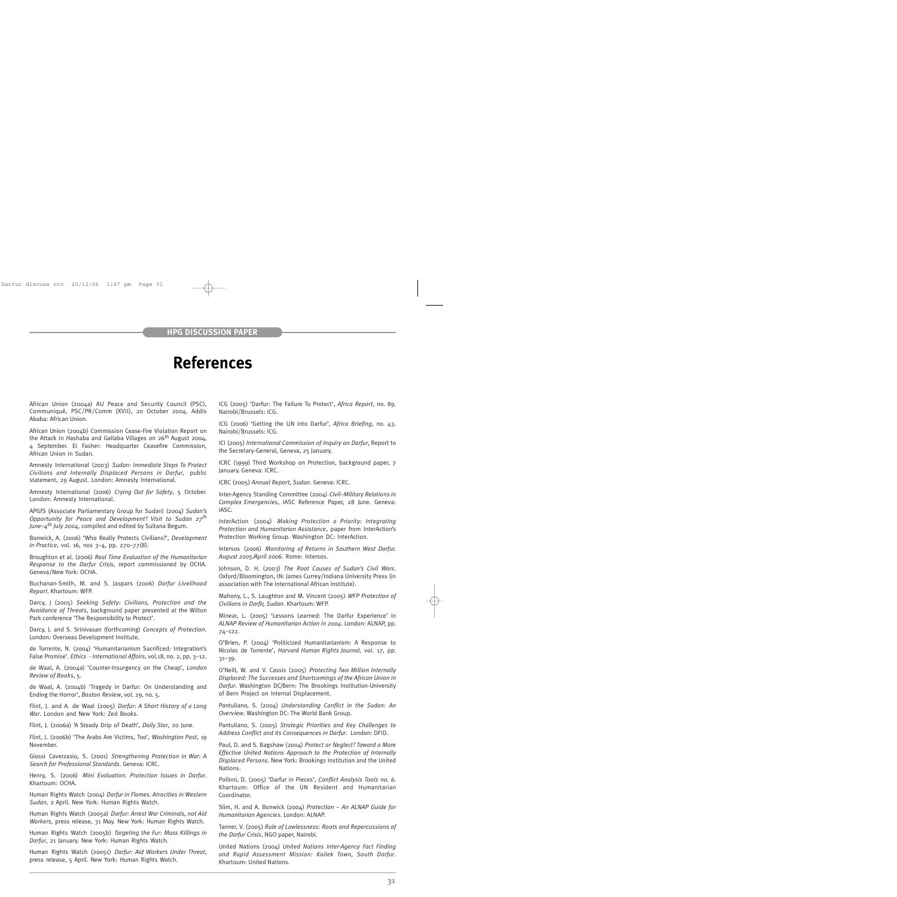# References

African Union (2004a) AU Peace and Security Council (PSC), Communiqué, PSC/PR/Comm (XVII), 20 October 2004. Addis Ababa: African Union.

African Union (2004b) Commission Cease-Fire Violation Report on the Attack in Hashaba and Gallaba Villages on 26th August 2004, 4 September. El Fasher: Headquarter Ceasefire Commission, African Union in Sudan.

Amnesty International (2003) *Sudan: Immediate Steps To Protect Civilians and Internally Displaced Persons in Darfur*, public statement, 29 August. London: Amnesty International.

Amnesty International (2006) *Crying Out for Safety*, 5 October. London: Amnesty International.

APGfS (Associate Parliamentary Group for Sudan) (2004) *Sudan's Opportunity for Peace and Development? Visit to Sudan 27th June–4th July 2004*, compiled and edited by Sultana Begum.

Bonwick, A. (2006) 'Who Really Protects Civilians?', *Development in Practice*, vol. 16, nos 3–4, pp. 270–77(8).

Broughton et al. (2006) *Real Time Evaluation of the Humanitarian Response to the Darfur Crisis*, report commissioned by OCHA. Geneva/New York: OCHA.

Buchanan-Smith, M. and S. Jaspars (2006) *Darfur Livelihood Report*. Khartoum: WFP.

Darcy, J (2005) *Seeking Safety: Civilians, Protection and the Avoidance of Threats*, background paper presented at the Wilton Park conference 'The Responsibility to Protect'.

Darcy, J. and S. Srinivasan (forthcoming) *Concepts of Protection*. London: Overseas Development Institute.

de Torrente, N. (2004) 'Humanitarianism Sacrificed: Integration's False Promise'. *Ethics - International Affairs*, vol.18, no. 2, pp. 3–12.

de Waal, A. (2004a) 'Counter-Insurgency on the Cheap', *London Review of Books*, 5.

de Waal, A. (2004b) 'Tragedy in Darfur: On Understanding and Ending the Horror', *Boston Review*, vol. 29, no. 5.

Flint, J. and A. de Waal (2005) *Darfur: A Short History of a Long War*. London and New York: Zed Books.

Flint, J. (2006a) 'A Steady Drip of Death', *Daily Star*, 20 June.

Flint, J. (2006b) 'The Arabs Are Victims, Too', *Washington Post*, 19 November.

Giossi Caverzasio, S. (2001) *Strengthening Protection in War: A Search for Professional Standards*. Geneva: ICRC.

Henry, S. (2006) *Mini Evaluation. Protection Issues in Darfur*. Khartoum: OCHA.

Human Rights Watch (2004) *Darfur in Flames. Atrocities in Western Sudan*, 2 April. New York: Human Rights Watch.

Human Rights Watch (2005a) *Darfur: Arrest War Criminals, not Aid Workers*, press release, 31 May. New York: Human Rights Watch.

Human Rights Watch (2005b) *Targeting the Fur: Mass Killings in Darfur*, 21 January. New York: Human Rights Watch.

Human Rights Watch (2005c) *Darfur: Aid Workers Under Threat*, press release, 5 April. New York: Human Rights Watch.

ICG (2005) 'Darfur: The Failure To Protect', *Africa Report*, no. 89. Nairobi/Brussels: ICG.

ICG (2006) 'Getting the UN into Darfur', *Africa Briefing*, no. 43. Nairobi/Brussels: ICG.

ICI (2005) *International Commission of Inquiry on Darfur*, Report to the Secretary-General, Geneva, 25 January.

ICRC (1999) Third Workshop on Protection, background paper, 7 January. Geneva: ICRC.

ICRC (2005) *Annual Report, Sudan*. Geneva: ICRC.

Inter-Agency Standing Committee (2004) *Civil–Military Relations in Complex Emergencies*, IASC Reference Paper, 28 June. Geneva: IASC.

InterAction (2004) *Making Protection a Priority: Integrating Protection and Humanitarian Assistance*, paper from InterAction's Protection Working Group. Washington DC: InterAction.

Intersos (2006) *Monitoring of Returns in Southern West Darfur. August 2005/April 2006*. Rome: Intersos.

Johnson, D. H. (2003) *The Root Causes of Sudan's Civil Wars*. Oxford/Bloomington, IN: James Currey/Indiana University Press (in association with The International African Institute).

Mahony, L., S. Laughton and M. Vincent (2005) *WFP Protection of Civilians in Darfir, Sudan*. Khartoum: WFP.

Minear, L. (2005) 'Lessons Learned: The Darfur Experience' in *ALNAP Review of Humanitarian Action in 2004*. London: ALNAP, pp. 74–122.

O'Brien, P. (2004) 'Politicized Humanitarianism: A Response to Nicolas de Torrente', *Harvard Human Rights Journal*, vol. 17, pp. 31–39.

O'Neill, W. and V. Cassis (2005) *Protecting Two Million Internally Displaced: The Successes and Shortcomings of the African Union in Darfur*. Washington DC/Bern: The Brookings Institution-University of Bern Project on Internal Displacement.

Pantuliano, S. (2004) *Understanding Conflict in the Sudan: An Overview*. Washington DC: The World Bank Group.

Pantuliano, S. (2005) *Strategic Priorities and Key Challenges to Address Conflict and its Consequences in Darfur*. London: DFID.

Paul, D. and S. Bagshaw (2004) *Protect or Neglect? Toward a More Effective United Nations Approach to the Protection of Internally Displaced Persons*. New York: Brookings Institution and the United Nations.

Polloni, D. (2005) 'Darfur in Pieces', *Conflict Analysis Tools no. 6*. Khartoum: Office of the UN Resident and Humanitarian Coordinator.

Slim, H. and A. Bonwick (2004) *Protection – An ALNAP Guide for Humanitarian Agencies*. London: ALNAP.

Tanner, V. (2005) *Rule of Lawlessness: Roots and Repercussions of the Darfur Crisis*, NGO paper, Nairobi.

United Nations (2004) *United Nations Inter-Agency Fact Finding and Rapid Assessment Mission: Kailek Town, South Darfur*. Khartoum: United Nations.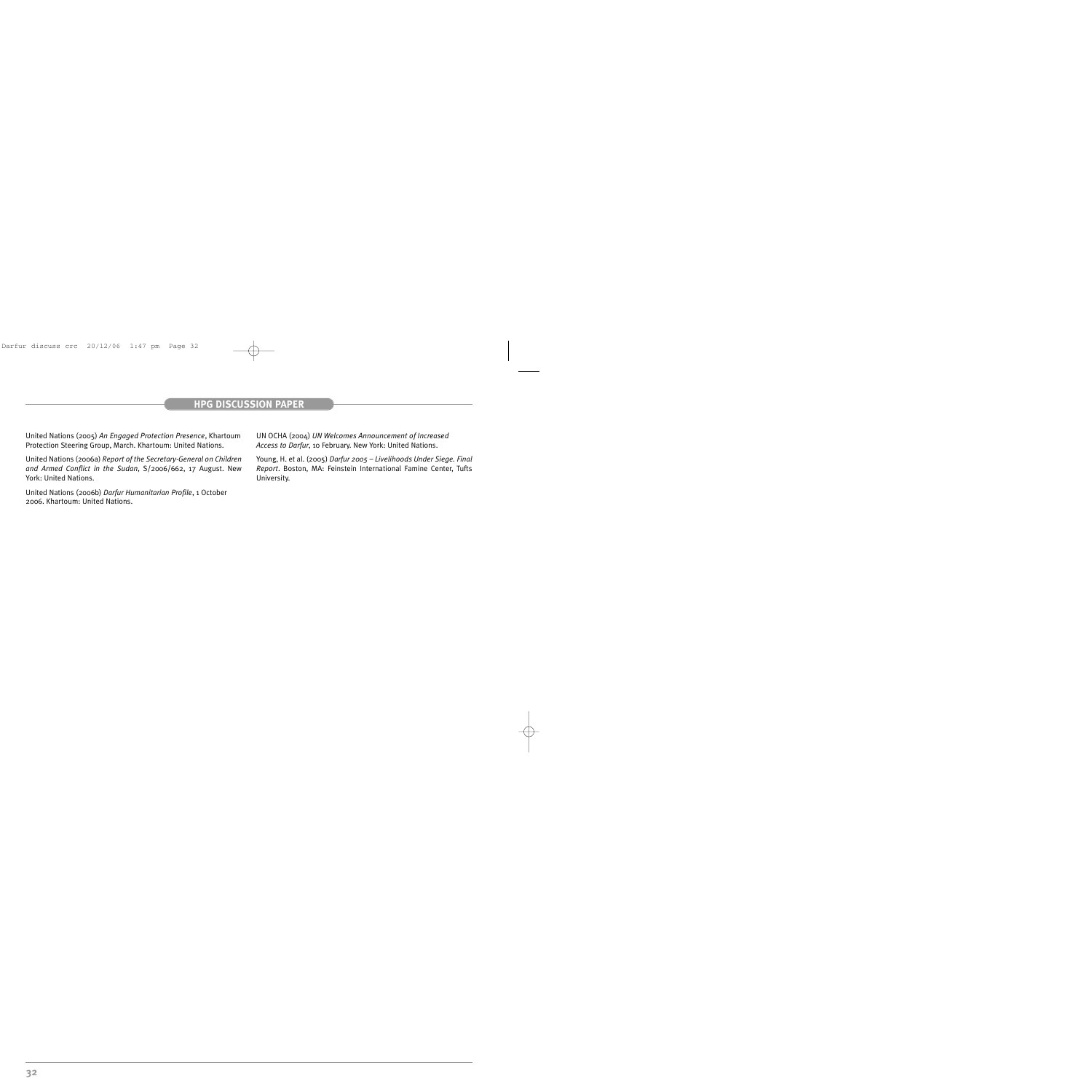United Nations (2005) *An Engaged Protection Presence*, Khartoum Protection Steering Group, March. Khartoum: United Nations.

United Nations (2006a) *Report of the Secretary-General on Children and Armed Conflict in the Sudan*, S/2006/662, 17 August. New York: United Nations.

United Nations (2006b) *Darfur Humanitarian Profile*, 1 October 2006. Khartoum: United Nations.

UN OCHA (2004) *UN Welcomes Announcement of Increased Access to Darfur*, 10 February. New York: United Nations.

Young, H. et al. (2005) *Darfur 2005 – Livelihoods Under Siege. Final Report*. Boston, MA: Feinstein International Famine Center, Tufts University.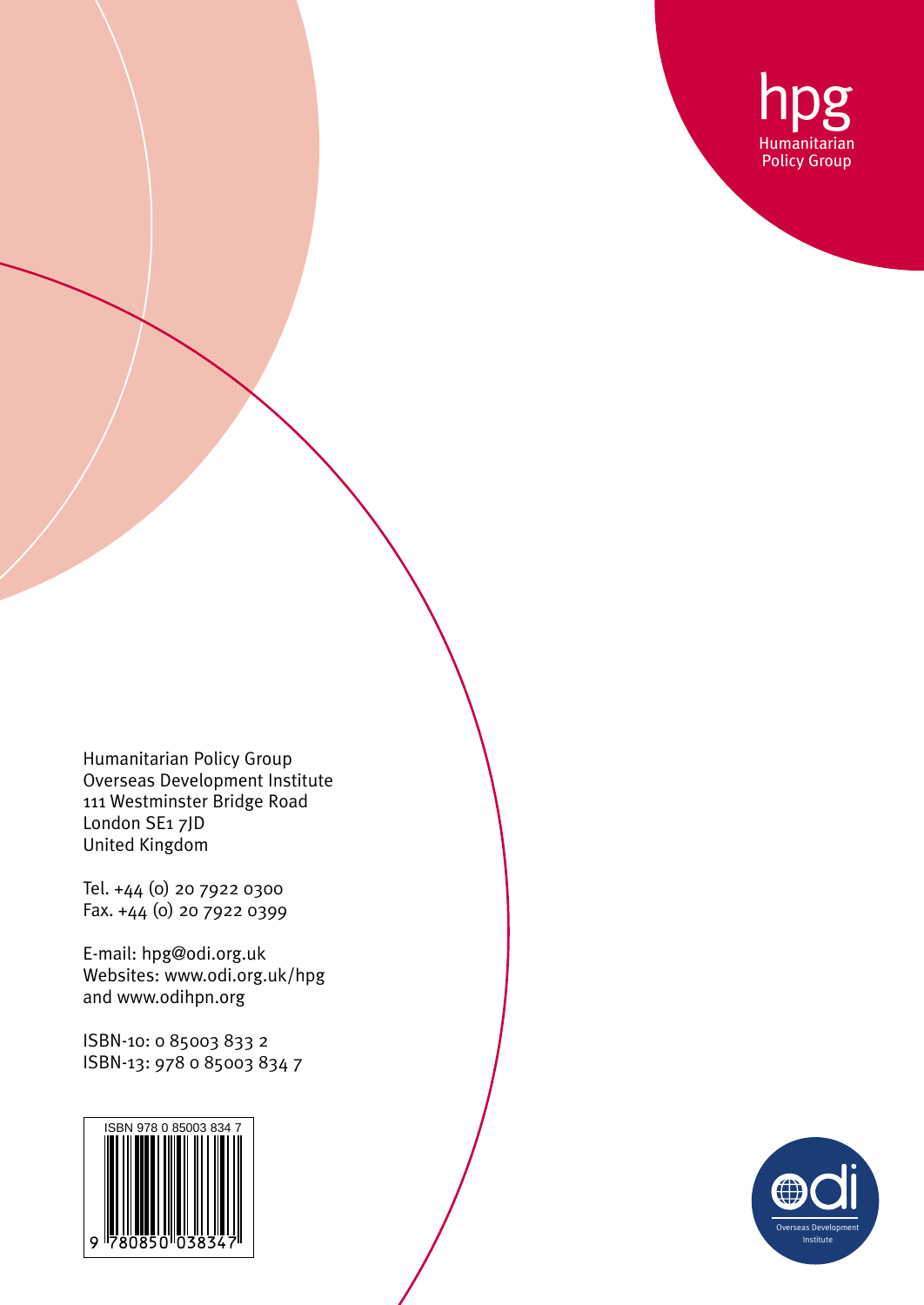hpg
Humanitarian
Policy Group

Humanitarian Policy Group
Overseas Development Institute
111 Westminster Bridge Road
London SE1 7JD
United Kingdom

Tel. +44 (0) 20 7922 0300
Fax. +44 (0) 20 7922 0399

E-mail: hpg@odi.org.uk
Websites: www.odi.org.uk/hpg
and www.odihpn.org

ISBN-10: 0 85003 833 2
ISBN-13: 978 0 85003 834 7

ISBN 978 0 85003 834 7
9 780850 038347

odi
Overseas Development Institute